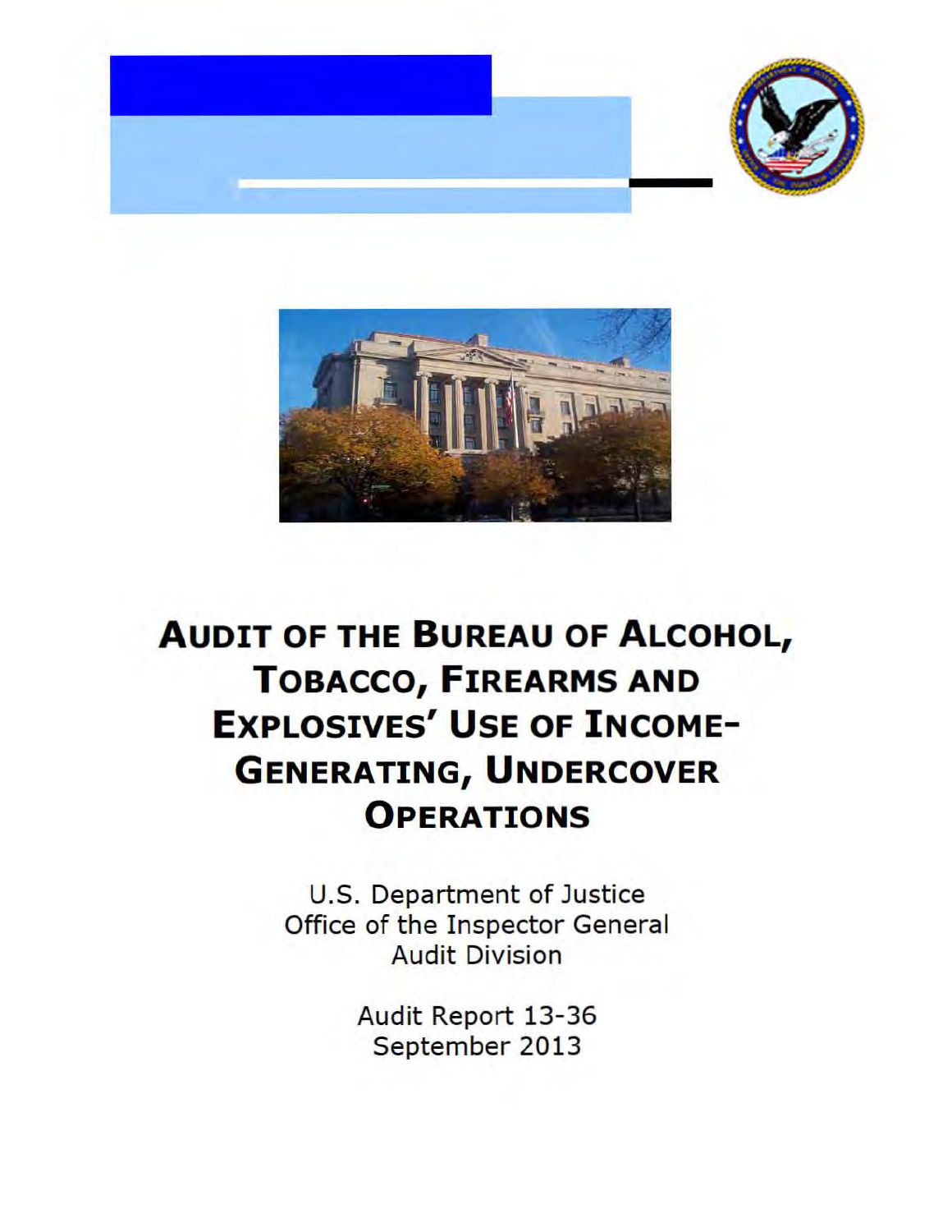# AUDIT OF THE BUREAU OF ALCOHOL, TOBACCO, FIREARMS AND EXPLOSIVES' USE OF INCOME-GENERATING, UNDERCOVER OPERATIONS

U.S. Department of Justice
Office of the Inspector General
Audit Division

Audit Report 13-36
September 2013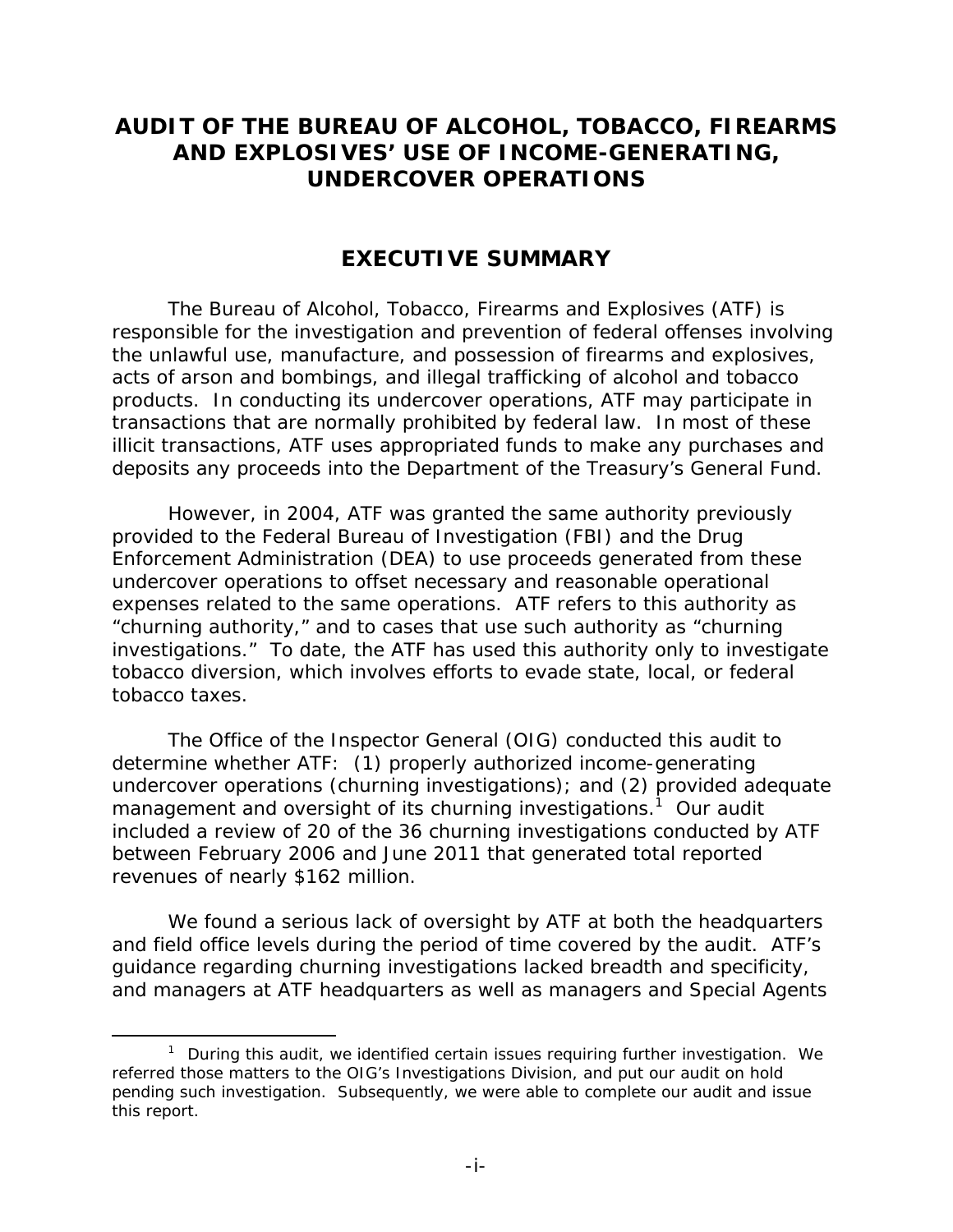# AUDIT OF THE BUREAU OF ALCOHOL, TOBACCO, FIREARMS AND EXPLOSIVES' USE OF INCOME-GENERATING, UNDERCOVER OPERATIONS

## EXECUTIVE SUMMARY

The Bureau of Alcohol, Tobacco, Firearms and Explosives (ATF) is responsible for the investigation and prevention of federal offenses involving the unlawful use, manufacture, and possession of firearms and explosives, acts of arson and bombings, and illegal trafficking of alcohol and tobacco products. In conducting its undercover operations, ATF may participate in transactions that are normally prohibited by federal law. In most of these illicit transactions, ATF uses appropriated funds to make any purchases and deposits any proceeds into the Department of the Treasury's General Fund.

However, in 2004, ATF was granted the same authority previously provided to the Federal Bureau of Investigation (FBI) and the Drug Enforcement Administration (DEA) to use proceeds generated from these undercover operations to offset necessary and reasonable operational expenses related to the same operations. ATF refers to this authority as "churning authority," and to cases that use such authority as "churning investigations." To date, the ATF has used this authority only to investigate tobacco diversion, which involves efforts to evade state, local, or federal tobacco taxes.

The Office of the Inspector General (OIG) conducted this audit to determine whether ATF: (1) properly authorized income-generating undercover operations (churning investigations); and (2) provided adequate management and oversight of its churning investigations.[1] Our audit included a review of 20 of the 36 churning investigations conducted by ATF between February 2006 and June 2011 that generated total reported revenues of nearly $162 million.

We found a serious lack of oversight by ATF at both the headquarters and field office levels during the period of time covered by the audit. ATF's guidance regarding churning investigations lacked breadth and specificity, and managers at ATF headquarters as well as managers and Special Agents

[1] During this audit, we identified certain issues requiring further investigation. We referred those matters to the OIG's Investigations Division, and put our audit on hold pending such investigation. Subsequently, we were able to complete our audit and issue this report.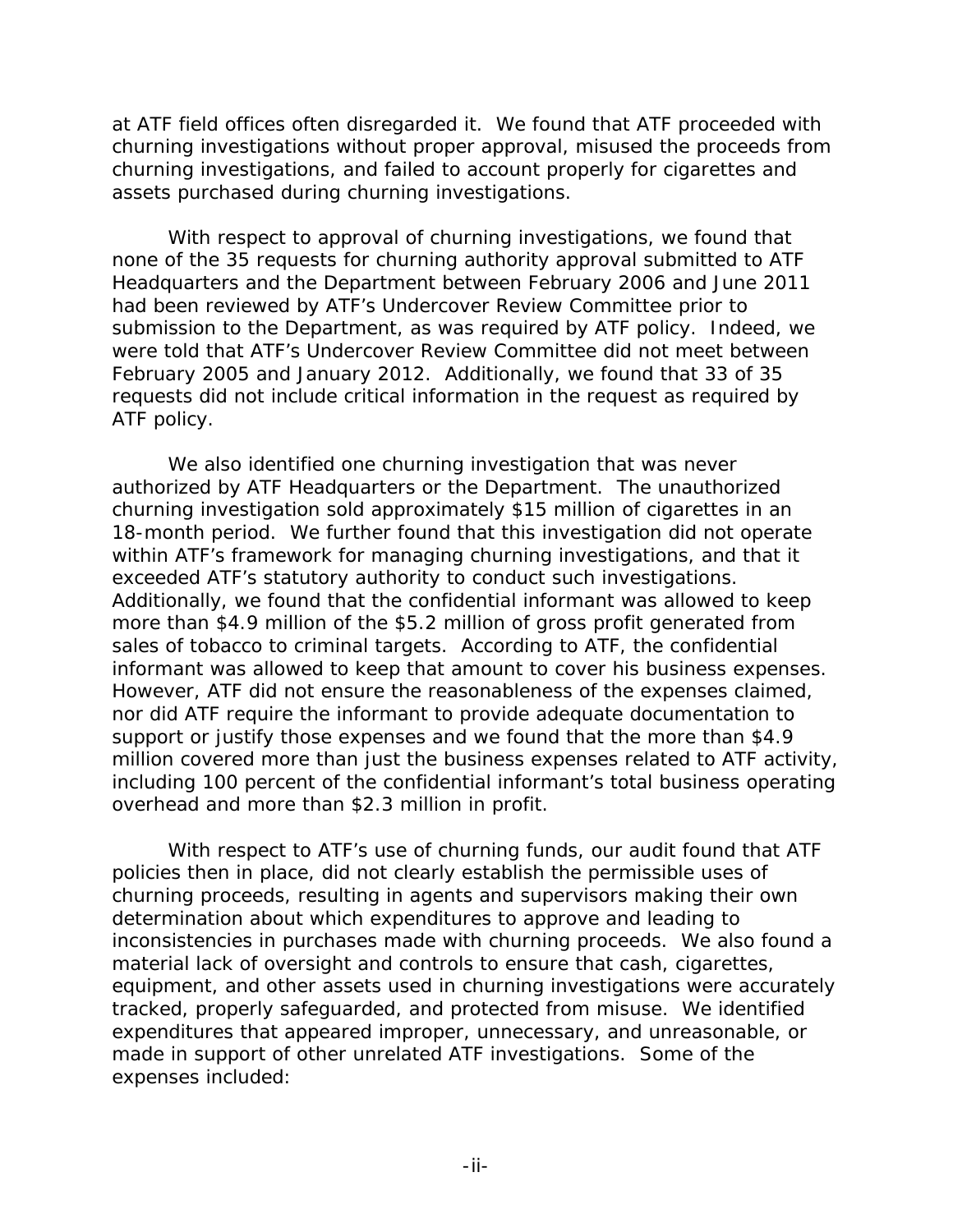at ATF field offices often disregarded it. We found that ATF proceeded with churning investigations without proper approval, misused the proceeds from churning investigations, and failed to account properly for cigarettes and assets purchased during churning investigations.

With respect to approval of churning investigations, we found that none of the 35 requests for churning authority approval submitted to ATF Headquarters and the Department between February 2006 and June 2011 had been reviewed by ATF's Undercover Review Committee prior to submission to the Department, as was required by ATF policy. Indeed, we were told that ATF's Undercover Review Committee did not meet between February 2005 and January 2012. Additionally, we found that 33 of 35 requests did not include critical information in the request as required by ATF policy.

We also identified one churning investigation that was never authorized by ATF Headquarters or the Department. The unauthorized churning investigation sold approximately $15 million of cigarettes in an 18-month period. We further found that this investigation did not operate within ATF's framework for managing churning investigations, and that it exceeded ATF's statutory authority to conduct such investigations. Additionally, we found that the confidential informant was allowed to keep more than $4.9 million of the $5.2 million of gross profit generated from sales of tobacco to criminal targets. According to ATF, the confidential informant was allowed to keep that amount to cover his business expenses. However, ATF did not ensure the reasonableness of the expenses claimed, nor did ATF require the informant to provide adequate documentation to support or justify those expenses and we found that the more than $4.9 million covered more than just the business expenses related to ATF activity, including 100 percent of the confidential informant's total business operating overhead and more than $2.3 million in profit.

With respect to ATF's use of churning funds, our audit found that ATF policies then in place, did not clearly establish the permissible uses of churning proceeds, resulting in agents and supervisors making their own determination about which expenditures to approve and leading to inconsistencies in purchases made with churning proceeds. We also found a material lack of oversight and controls to ensure that cash, cigarettes, equipment, and other assets used in churning investigations were accurately tracked, properly safeguarded, and protected from misuse. We identified expenditures that appeared improper, unnecessary, and unreasonable, or made in support of other unrelated ATF investigations. Some of the expenses included: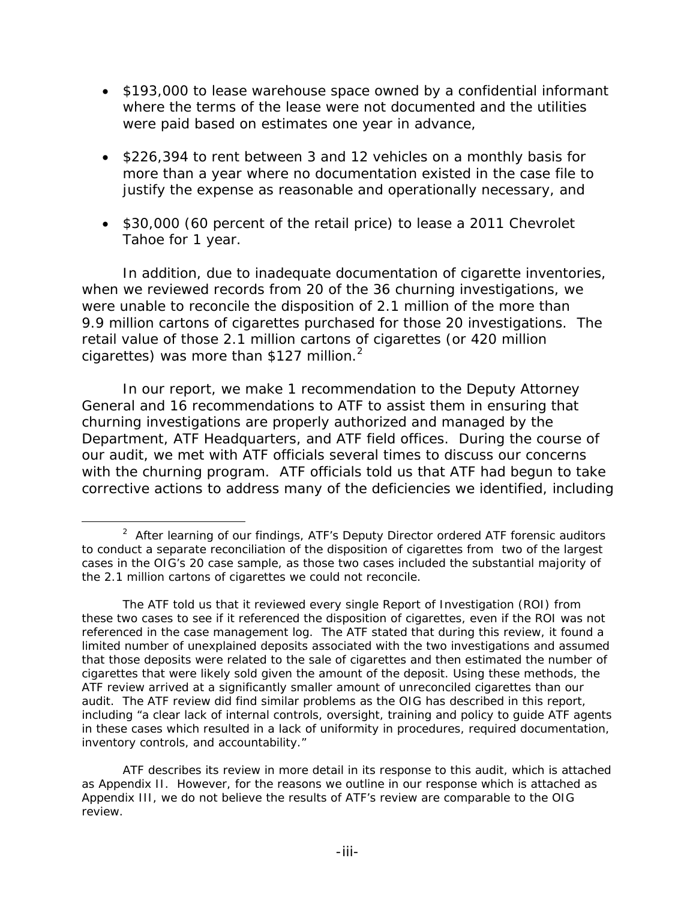- $193,000 to lease warehouse space owned by a confidential informant where the terms of the lease were not documented and the utilities were paid based on estimates one year in advance,

- $226,394 to rent between 3 and 12 vehicles on a monthly basis for more than a year where no documentation existed in the case file to justify the expense as reasonable and operationally necessary, and

- $30,000 (60 percent of the retail price) to lease a 2011 Chevrolet Tahoe for 1 year.

In addition, due to inadequate documentation of cigarette inventories, when we reviewed records from 20 of the 36 churning investigations, we were unable to reconcile the disposition of 2.1 million of the more than 9.9 million cartons of cigarettes purchased for those 20 investigations. The retail value of those 2.1 million cartons of cigarettes (or 420 million cigarettes) was more than $127 million.[2]

In our report, we make 1 recommendation to the Deputy Attorney General and 16 recommendations to ATF to assist them in ensuring that churning investigations are properly authorized and managed by the Department, ATF Headquarters, and ATF field offices. During the course of our audit, we met with ATF officials several times to discuss our concerns with the churning program. ATF officials told us that ATF had begun to take corrective actions to address many of the deficiencies we identified, including

---

[2] After learning of our findings, ATF's Deputy Director ordered ATF forensic auditors to conduct a separate reconciliation of the disposition of cigarettes from two of the largest cases in the OIG's 20 case sample, as those two cases included the substantial majority of the 2.1 million cartons of cigarettes we could not reconcile.

The ATF told us that it reviewed every single Report of Investigation (ROI) from these two cases to see if it referenced the disposition of cigarettes, even if the ROI was not referenced in the case management log. The ATF stated that during this review, it found a limited number of unexplained deposits associated with the two investigations and assumed that those deposits were related to the sale of cigarettes and then estimated the number of cigarettes that were likely sold given the amount of the deposit. Using these methods, the ATF review arrived at a significantly smaller amount of unreconciled cigarettes than our audit. The ATF review did find similar problems as the OIG has described in this report, including "a clear lack of internal controls, oversight, training and policy to guide ATF agents in these cases which resulted in a lack of uniformity in procedures, required documentation, inventory controls, and accountability."

ATF describes its review in more detail in its response to this audit, which is attached as Appendix II. However, for the reasons we outline in our response which is attached as Appendix III, we do not believe the results of ATF's review are comparable to the OIG review.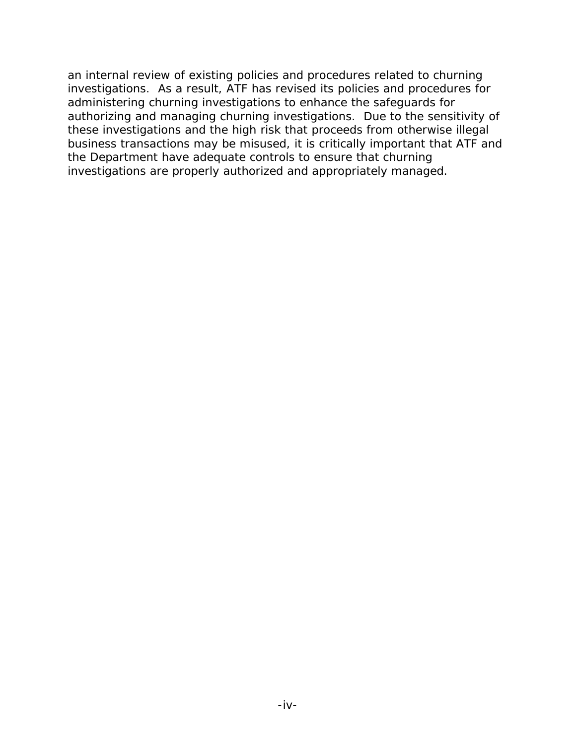an internal review of existing policies and procedures related to churning investigations. As a result, ATF has revised its policies and procedures for administering churning investigations to enhance the safeguards for authorizing and managing churning investigations. Due to the sensitivity of these investigations and the high risk that proceeds from otherwise illegal business transactions may be misused, it is critically important that ATF and the Department have adequate controls to ensure that churning investigations are properly authorized and appropriately managed.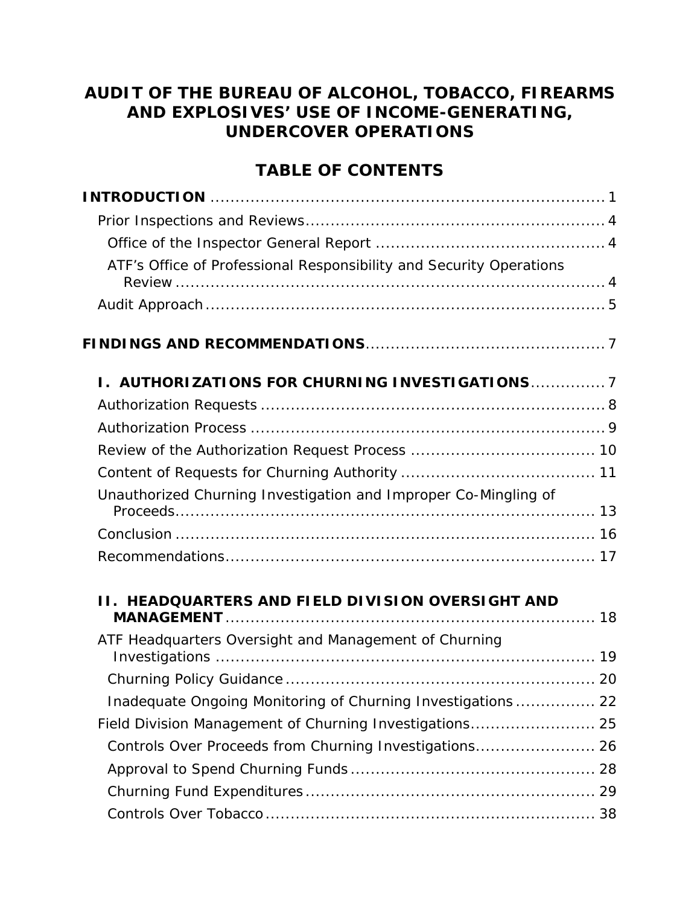# AUDIT OF THE BUREAU OF ALCOHOL, TOBACCO, FIREARMS AND EXPLOSIVES' USE OF INCOME-GENERATING, UNDERCOVER OPERATIONS

## TABLE OF CONTENTS

**INTRODUCTION** ........................................................................ 1

- Prior Inspections and Reviews ........................................................ 4
  - Office of the Inspector General Report ........................................ 4
  - ATF's Office of Professional Responsibility and Security Operations Review ........................................................................ 4
- Audit Approach ........................................................................ 5

**FINDINGS AND RECOMMENDATIONS** ........................................ 7

**I. AUTHORIZATIONS FOR CHURNING INVESTIGATIONS** .............. 7

- Authorization Requests ................................................................ 8
- Authorization Process ................................................................ 9
- Review of the Authorization Request Process ................................ 10
- Content of Requests for Churning Authority .................................. 11
- Unauthorized Churning Investigation and Improper Co-Mingling of Proceeds ........................................................................ 13
- Conclusion ........................................................................ 16
- Recommendations ................................................................ 17

**II. HEADQUARTERS AND FIELD DIVISION OVERSIGHT AND MANAGEMENT** ........................................................................ 18

- ATF Headquarters Oversight and Management of Churning Investigations ........................................................................ 19
  - Churning Policy Guidance ........................................................ 20
  - Inadequate Ongoing Monitoring of Churning Investigations ............ 22
- Field Division Management of Churning Investigations .................... 25
  - Controls Over Proceeds from Churning Investigations .................... 26
  - Approval to Spend Churning Funds ............................................ 28
  - Churning Fund Expenditures .................................................... 29
  - Controls Over Tobacco ............................................................ 38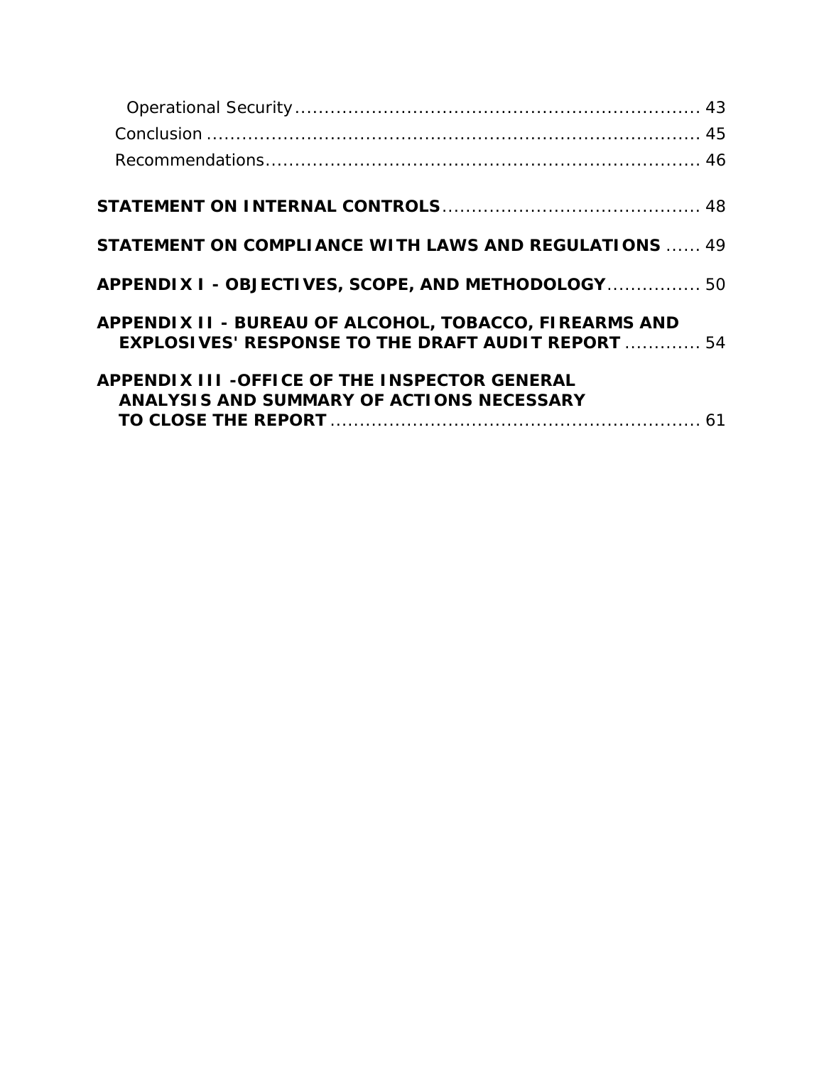Operational Security .................................................................... 43

Conclusion ..................................................................................... 45

Recommendations.......................................................................... 46

**STATEMENT ON INTERNAL CONTROLS**............................................ 48

**STATEMENT ON COMPLIANCE WITH LAWS AND REGULATIONS** ...... 49

**APPENDIX I - OBJECTIVES, SCOPE, AND METHODOLOGY**................ 50

**APPENDIX II - BUREAU OF ALCOHOL, TOBACCO, FIREARMS AND EXPLOSIVES' RESPONSE TO THE DRAFT AUDIT REPORT** ............. 54

**APPENDIX III -OFFICE OF THE INSPECTOR GENERAL ANALYSIS AND SUMMARY OF ACTIONS NECESSARY TO CLOSE THE REPORT** ................................................................ 61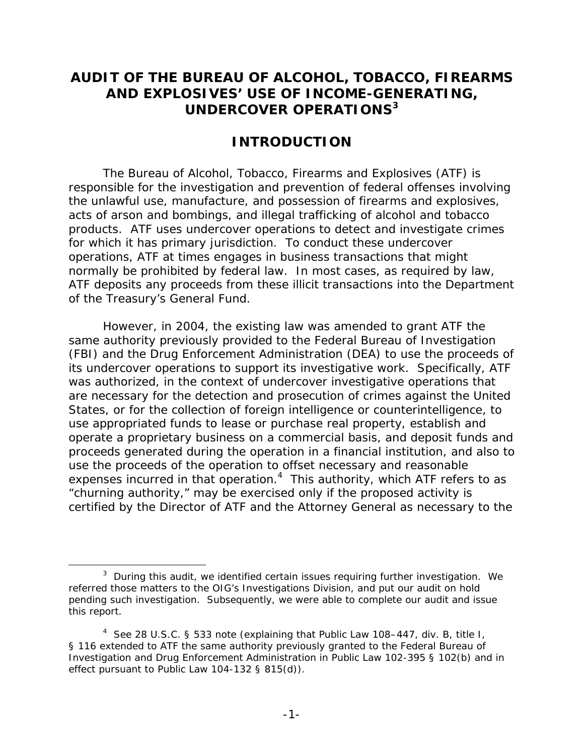# AUDIT OF THE BUREAU OF ALCOHOL, TOBACCO, FIREARMS AND EXPLOSIVES' USE OF INCOME-GENERATING, UNDERCOVER OPERATIONS[3]

## INTRODUCTION

The Bureau of Alcohol, Tobacco, Firearms and Explosives (ATF) is responsible for the investigation and prevention of federal offenses involving the unlawful use, manufacture, and possession of firearms and explosives, acts of arson and bombings, and illegal trafficking of alcohol and tobacco products. ATF uses undercover operations to detect and investigate crimes for which it has primary jurisdiction. To conduct these undercover operations, ATF at times engages in business transactions that might normally be prohibited by federal law. In most cases, as required by law, ATF deposits any proceeds from these illicit transactions into the Department of the Treasury's General Fund.

However, in 2004, the existing law was amended to grant ATF the same authority previously provided to the Federal Bureau of Investigation (FBI) and the Drug Enforcement Administration (DEA) to use the proceeds of its undercover operations to support its investigative work. Specifically, ATF was authorized, in the context of undercover investigative operations that are necessary for the detection and prosecution of crimes against the United States, or for the collection of foreign intelligence or counterintelligence, to use appropriated funds to lease or purchase real property, establish and operate a proprietary business on a commercial basis, and deposit funds and proceeds generated during the operation in a financial institution, and also to use the proceeds of the operation to offset necessary and reasonable expenses incurred in that operation.[4] This authority, which ATF refers to as "churning authority," may be exercised only if the proposed activity is certified by the Director of ATF and the Attorney General as necessary to the

---

[3] During this audit, we identified certain issues requiring further investigation. We referred those matters to the OIG's Investigations Division, and put our audit on hold pending such investigation. Subsequently, we were able to complete our audit and issue this report.

[4] See 28 U.S.C. § 533 note (explaining that Public Law 108–447, div. B, title I, § 116 extended to ATF the same authority previously granted to the Federal Bureau of Investigation and Drug Enforcement Administration in Public Law 102-395 § 102(b) and in effect pursuant to Public Law 104-132 § 815(d)).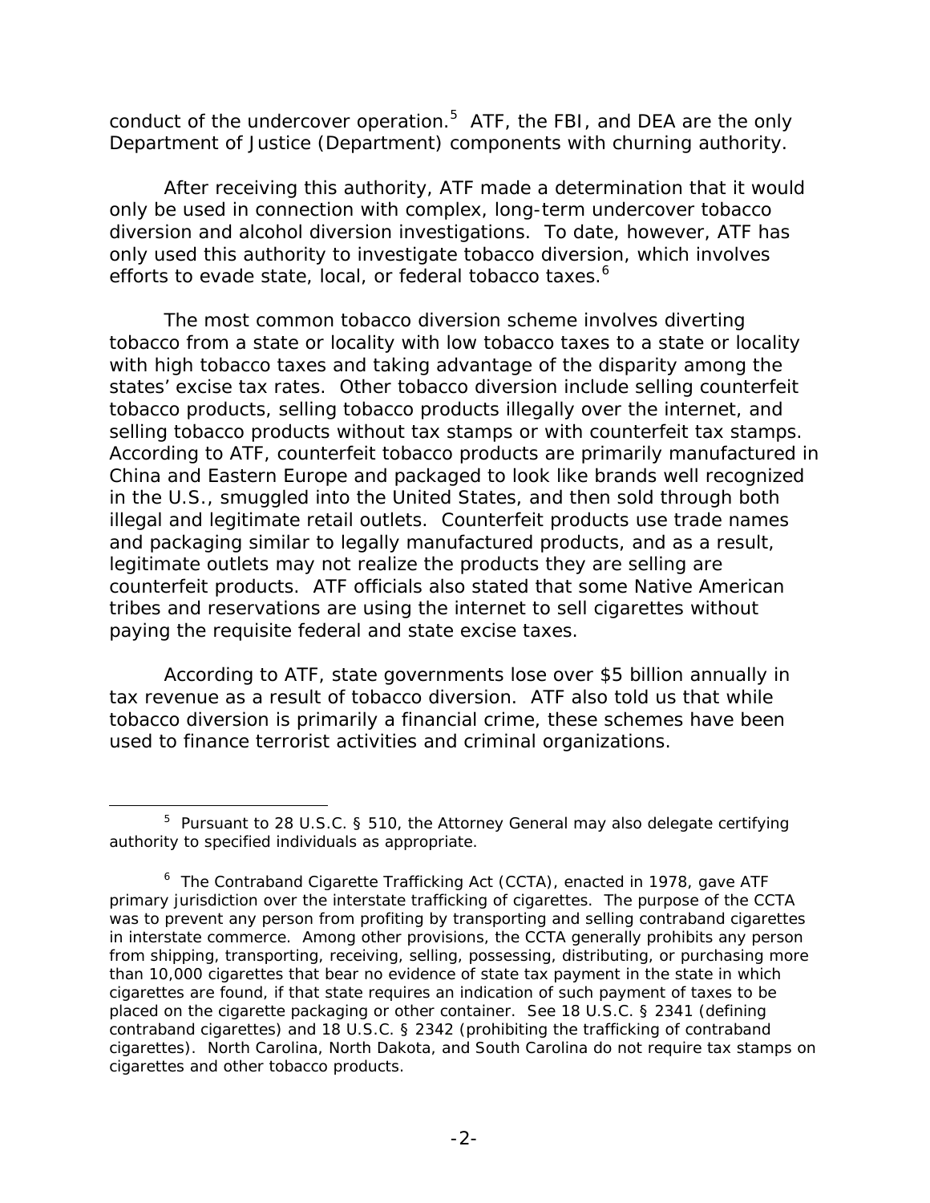conduct of the undercover operation.[5] ATF, the FBI, and DEA are the only Department of Justice (Department) components with churning authority.

After receiving this authority, ATF made a determination that it would only be used in connection with complex, long-term undercover tobacco diversion and alcohol diversion investigations. To date, however, ATF has only used this authority to investigate tobacco diversion, which involves efforts to evade state, local, or federal tobacco taxes.[6]

The most common tobacco diversion scheme involves diverting tobacco from a state or locality with low tobacco taxes to a state or locality with high tobacco taxes and taking advantage of the disparity among the states' excise tax rates. Other tobacco diversion include selling counterfeit tobacco products, selling tobacco products illegally over the internet, and selling tobacco products without tax stamps or with counterfeit tax stamps. According to ATF, counterfeit tobacco products are primarily manufactured in China and Eastern Europe and packaged to look like brands well recognized in the U.S., smuggled into the United States, and then sold through both illegal and legitimate retail outlets. Counterfeit products use trade names and packaging similar to legally manufactured products, and as a result, legitimate outlets may not realize the products they are selling are counterfeit products. ATF officials also stated that some Native American tribes and reservations are using the internet to sell cigarettes without paying the requisite federal and state excise taxes.

According to ATF, state governments lose over $5 billion annually in tax revenue as a result of tobacco diversion. ATF also told us that while tobacco diversion is primarily a financial crime, these schemes have been used to finance terrorist activities and criminal organizations.

---

[5] Pursuant to 28 U.S.C. § 510, the Attorney General may also delegate certifying authority to specified individuals as appropriate.

[6] The Contraband Cigarette Trafficking Act (CCTA), enacted in 1978, gave ATF primary jurisdiction over the interstate trafficking of cigarettes. The purpose of the CCTA was to prevent any person from profiting by transporting and selling contraband cigarettes in interstate commerce. Among other provisions, the CCTA generally prohibits any person from shipping, transporting, receiving, selling, possessing, distributing, or purchasing more than 10,000 cigarettes that bear no evidence of state tax payment in the state in which cigarettes are found, if that state requires an indication of such payment of taxes to be placed on the cigarette packaging or other container. See 18 U.S.C. § 2341 (defining contraband cigarettes) and 18 U.S.C. § 2342 (prohibiting the trafficking of contraband cigarettes). North Carolina, North Dakota, and South Carolina do not require tax stamps on cigarettes and other tobacco products.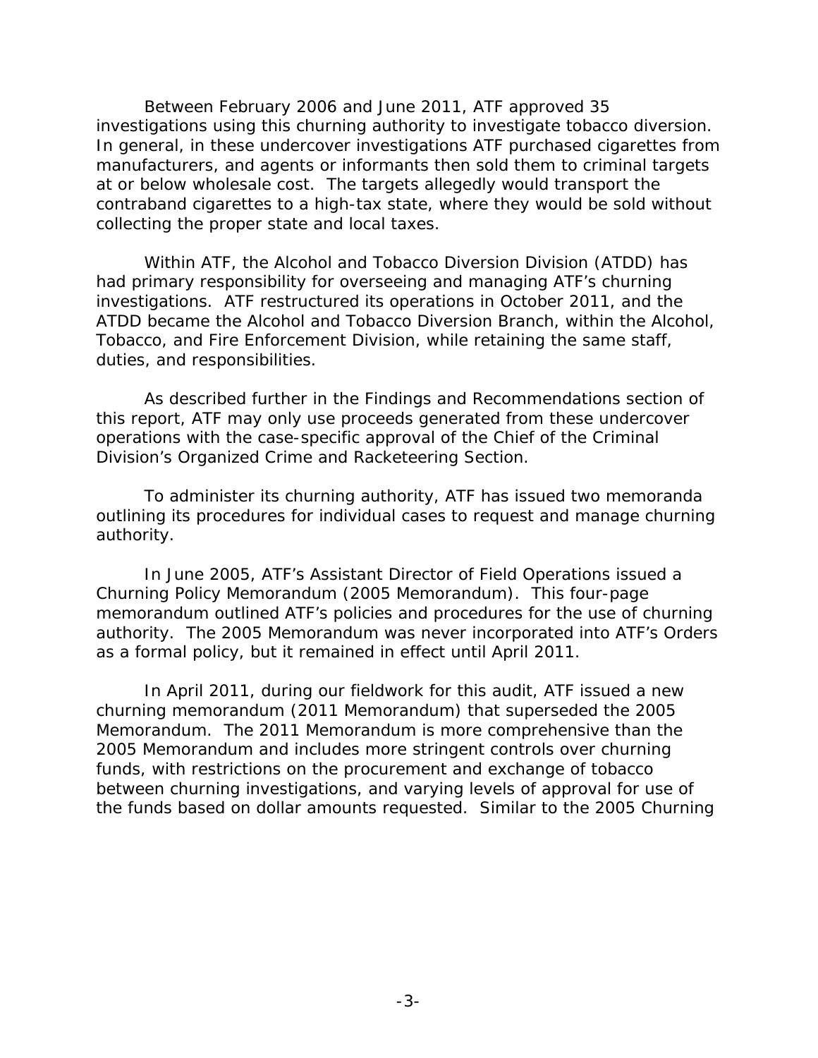Between February 2006 and June 2011, ATF approved 35 investigations using this churning authority to investigate tobacco diversion. In general, in these undercover investigations ATF purchased cigarettes from manufacturers, and agents or informants then sold them to criminal targets at or below wholesale cost. The targets allegedly would transport the contraband cigarettes to a high-tax state, where they would be sold without collecting the proper state and local taxes.

Within ATF, the Alcohol and Tobacco Diversion Division (ATDD) has had primary responsibility for overseeing and managing ATF's churning investigations. ATF restructured its operations in October 2011, and the ATDD became the Alcohol and Tobacco Diversion Branch, within the Alcohol, Tobacco, and Fire Enforcement Division, while retaining the same staff, duties, and responsibilities.

As described further in the Findings and Recommendations section of this report, ATF may only use proceeds generated from these undercover operations with the case-specific approval of the Chief of the Criminal Division's Organized Crime and Racketeering Section.

To administer its churning authority, ATF has issued two memoranda outlining its procedures for individual cases to request and manage churning authority.

In June 2005, ATF's Assistant Director of Field Operations issued a Churning Policy Memorandum (2005 Memorandum). This four-page memorandum outlined ATF's policies and procedures for the use of churning authority. The 2005 Memorandum was never incorporated into ATF's Orders as a formal policy, but it remained in effect until April 2011.

In April 2011, during our fieldwork for this audit, ATF issued a new churning memorandum (2011 Memorandum) that superseded the 2005 Memorandum. The 2011 Memorandum is more comprehensive than the 2005 Memorandum and includes more stringent controls over churning funds, with restrictions on the procurement and exchange of tobacco between churning investigations, and varying levels of approval for use of the funds based on dollar amounts requested. Similar to the 2005 Churning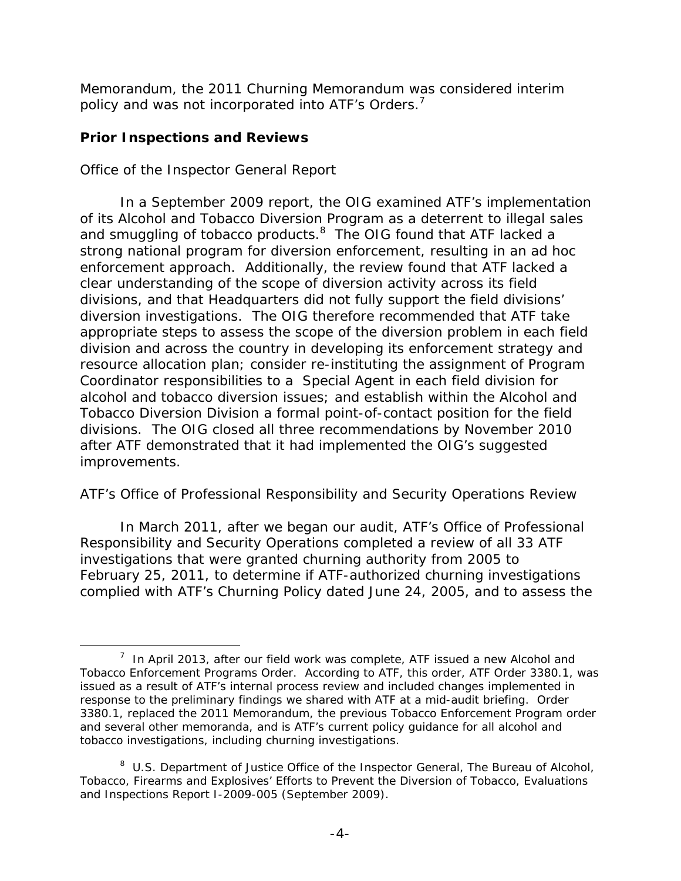Memorandum, the 2011 Churning Memorandum was considered interim policy and was not incorporated into ATF's Orders.[7]

## Prior Inspections and Reviews

*Office of the Inspector General Report*

In a September 2009 report, the OIG examined ATF's implementation of its Alcohol and Tobacco Diversion Program as a deterrent to illegal sales and smuggling of tobacco products.[8] The OIG found that ATF lacked a strong national program for diversion enforcement, resulting in an ad hoc enforcement approach. Additionally, the review found that ATF lacked a clear understanding of the scope of diversion activity across its field divisions, and that Headquarters did not fully support the field divisions' diversion investigations. The OIG therefore recommended that ATF take appropriate steps to assess the scope of the diversion problem in each field division and across the country in developing its enforcement strategy and resource allocation plan; consider re-instituting the assignment of Program Coordinator responsibilities to a Special Agent in each field division for alcohol and tobacco diversion issues; and establish within the Alcohol and Tobacco Diversion Division a formal point-of-contact position for the field divisions. The OIG closed all three recommendations by November 2010 after ATF demonstrated that it had implemented the OIG's suggested improvements.

*ATF's Office of Professional Responsibility and Security Operations Review*

In March 2011, after we began our audit, ATF's Office of Professional Responsibility and Security Operations completed a review of all 33 ATF investigations that were granted churning authority from 2005 to February 25, 2011, to determine if ATF-authorized churning investigations complied with ATF's Churning Policy dated June 24, 2005, and to assess the

[7] In April 2013, after our field work was complete, ATF issued a new Alcohol and Tobacco Enforcement Programs Order. According to ATF, this order, ATF Order 3380.1, was issued as a result of ATF's internal process review and included changes implemented in response to the preliminary findings we shared with ATF at a mid-audit briefing. Order 3380.1, replaced the 2011 Memorandum, the previous Tobacco Enforcement Program order and several other memoranda, and is ATF's current policy guidance for all alcohol and tobacco investigations, including churning investigations.

[8] U.S. Department of Justice Office of the Inspector General, The Bureau of Alcohol, Tobacco, Firearms and Explosives' Efforts to Prevent the Diversion of Tobacco, Evaluations and Inspections Report I-2009-005 (September 2009).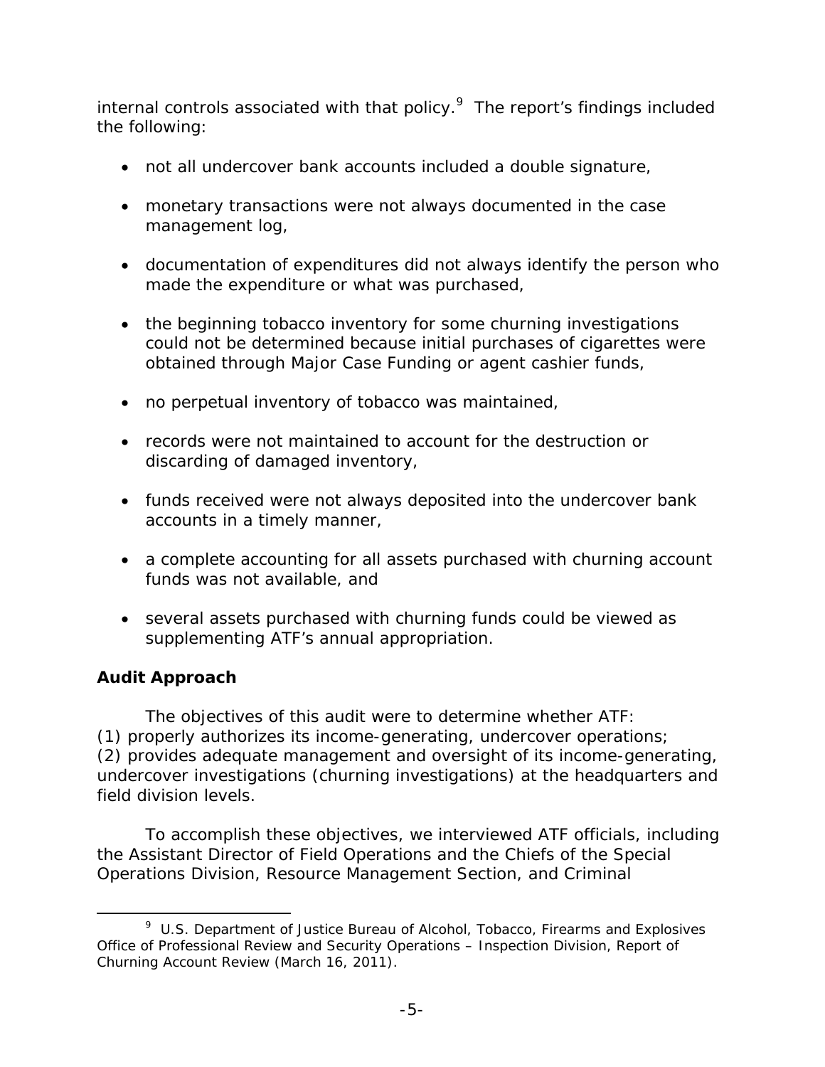internal controls associated with that policy.[9] The report's findings included the following:

- not all undercover bank accounts included a double signature,
- monetary transactions were not always documented in the case management log,
- documentation of expenditures did not always identify the person who made the expenditure or what was purchased,
- the beginning tobacco inventory for some churning investigations could not be determined because initial purchases of cigarettes were obtained through Major Case Funding or agent cashier funds,
- no perpetual inventory of tobacco was maintained,
- records were not maintained to account for the destruction or discarding of damaged inventory,
- funds received were not always deposited into the undercover bank accounts in a timely manner,
- a complete accounting for all assets purchased with churning account funds was not available, and
- several assets purchased with churning funds could be viewed as supplementing ATF's annual appropriation.

## Audit Approach

The objectives of this audit were to determine whether ATF: (1) properly authorizes its income-generating, undercover operations; (2) provides adequate management and oversight of its income-generating, undercover investigations (churning investigations) at the headquarters and field division levels.

To accomplish these objectives, we interviewed ATF officials, including the Assistant Director of Field Operations and the Chiefs of the Special Operations Division, Resource Management Section, and Criminal

[9] U.S. Department of Justice Bureau of Alcohol, Tobacco, Firearms and Explosives Office of Professional Review and Security Operations – Inspection Division, Report of Churning Account Review (March 16, 2011).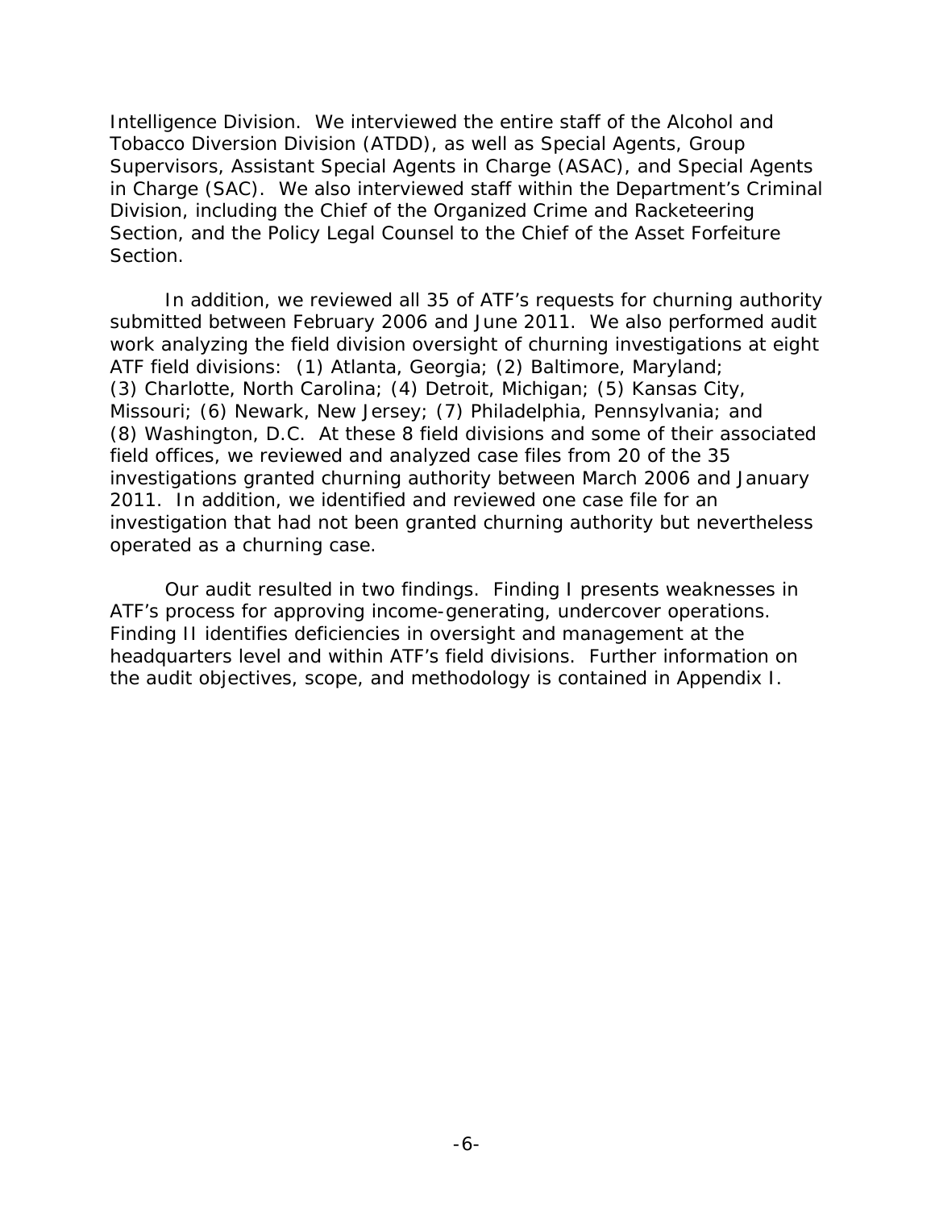Intelligence Division. We interviewed the entire staff of the Alcohol and Tobacco Diversion Division (ATDD), as well as Special Agents, Group Supervisors, Assistant Special Agents in Charge (ASAC), and Special Agents in Charge (SAC). We also interviewed staff within the Department's Criminal Division, including the Chief of the Organized Crime and Racketeering Section, and the Policy Legal Counsel to the Chief of the Asset Forfeiture Section.

In addition, we reviewed all 35 of ATF's requests for churning authority submitted between February 2006 and June 2011. We also performed audit work analyzing the field division oversight of churning investigations at eight ATF field divisions: (1) Atlanta, Georgia; (2) Baltimore, Maryland; (3) Charlotte, North Carolina; (4) Detroit, Michigan; (5) Kansas City, Missouri; (6) Newark, New Jersey; (7) Philadelphia, Pennsylvania; and (8) Washington, D.C. At these 8 field divisions and some of their associated field offices, we reviewed and analyzed case files from 20 of the 35 investigations granted churning authority between March 2006 and January 2011. In addition, we identified and reviewed one case file for an investigation that had not been granted churning authority but nevertheless operated as a churning case.

Our audit resulted in two findings. Finding I presents weaknesses in ATF's process for approving income-generating, undercover operations. Finding II identifies deficiencies in oversight and management at the headquarters level and within ATF's field divisions. Further information on the audit objectives, scope, and methodology is contained in Appendix I.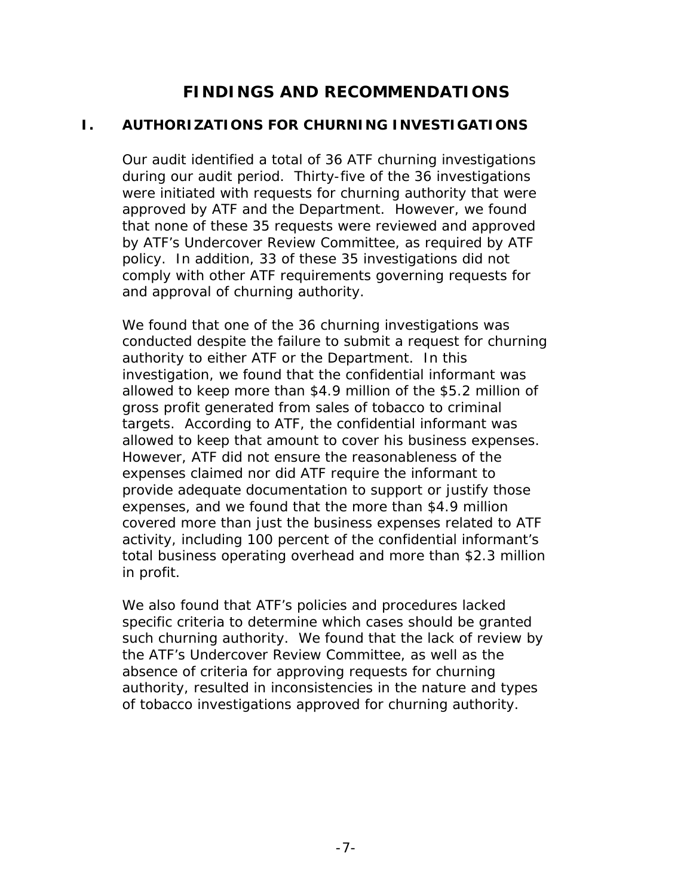# FINDINGS AND RECOMMENDATIONS

## I. AUTHORIZATIONS FOR CHURNING INVESTIGATIONS

Our audit identified a total of 36 ATF churning investigations during our audit period. Thirty-five of the 36 investigations were initiated with requests for churning authority that were approved by ATF and the Department. However, we found that none of these 35 requests were reviewed and approved by ATF's Undercover Review Committee, as required by ATF policy. In addition, 33 of these 35 investigations did not comply with other ATF requirements governing requests for and approval of churning authority.

We found that one of the 36 churning investigations was conducted despite the failure to submit a request for churning authority to either ATF or the Department. In this investigation, we found that the confidential informant was allowed to keep more than $4.9 million of the $5.2 million of gross profit generated from sales of tobacco to criminal targets. According to ATF, the confidential informant was allowed to keep that amount to cover his business expenses. However, ATF did not ensure the reasonableness of the expenses claimed nor did ATF require the informant to provide adequate documentation to support or justify those expenses, and we found that the more than $4.9 million covered more than just the business expenses related to ATF activity, including 100 percent of the confidential informant's total business operating overhead and more than $2.3 million in profit.

We also found that ATF's policies and procedures lacked specific criteria to determine which cases should be granted such churning authority. We found that the lack of review by the ATF's Undercover Review Committee, as well as the absence of criteria for approving requests for churning authority, resulted in inconsistencies in the nature and types of tobacco investigations approved for churning authority.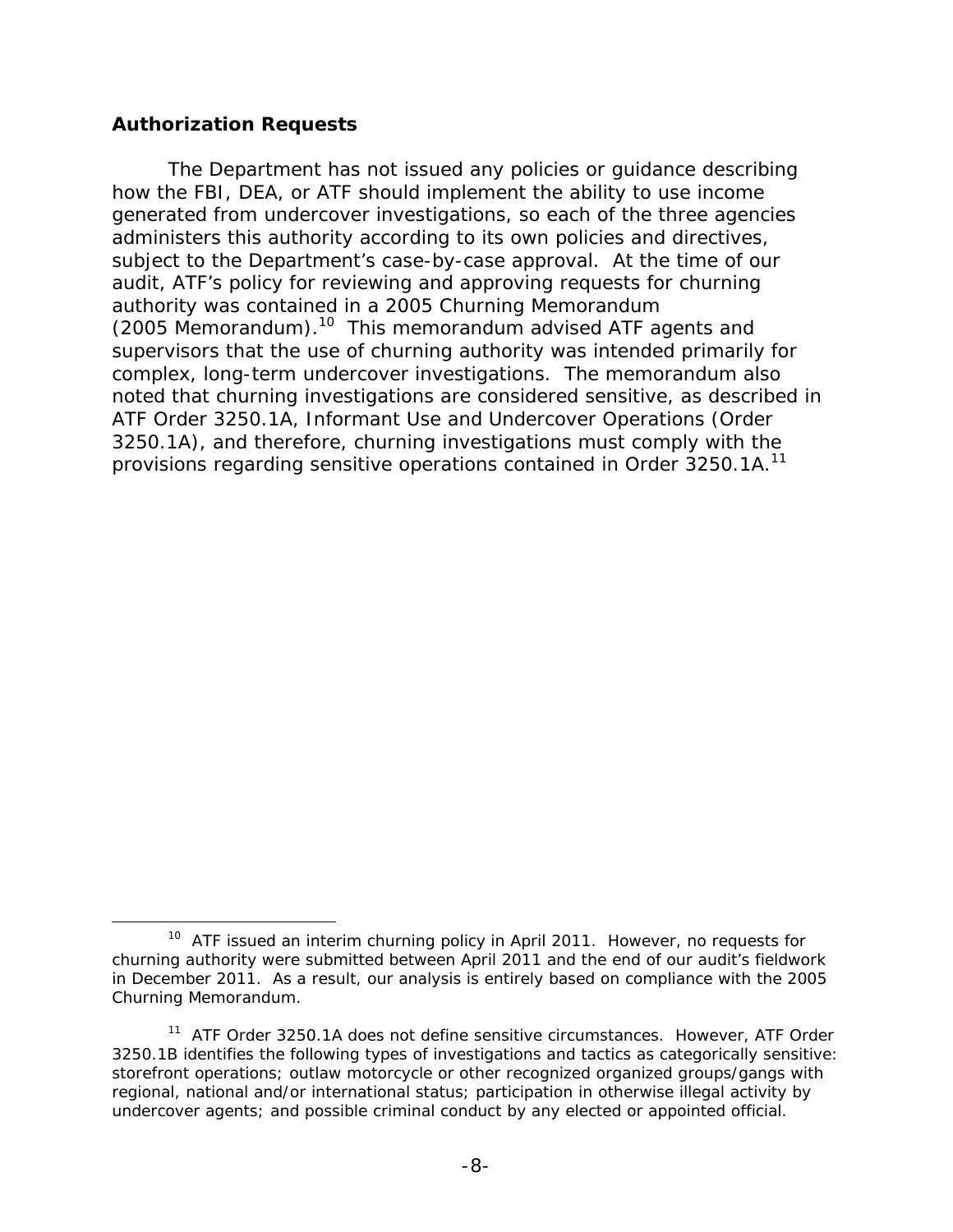### Authorization Requests

The Department has not issued any policies or guidance describing how the FBI, DEA, or ATF should implement the ability to use income generated from undercover investigations, so each of the three agencies administers this authority according to its own policies and directives, subject to the Department's case-by-case approval. At the time of our audit, ATF's policy for reviewing and approving requests for churning authority was contained in a 2005 Churning Memorandum (2005 Memorandum).[10] This memorandum advised ATF agents and supervisors that the use of churning authority was intended primarily for complex, long-term undercover investigations. The memorandum also noted that churning investigations are considered sensitive, as described in ATF Order 3250.1A, Informant Use and Undercover Operations (Order 3250.1A), and therefore, churning investigations must comply with the provisions regarding sensitive operations contained in Order 3250.1A.[11]

---

[10] ATF issued an interim churning policy in April 2011. However, no requests for churning authority were submitted between April 2011 and the end of our audit's fieldwork in December 2011. As a result, our analysis is entirely based on compliance with the 2005 Churning Memorandum.

[11] ATF Order 3250.1A does not define sensitive circumstances. However, ATF Order 3250.1B identifies the following types of investigations and tactics as categorically sensitive: storefront operations; outlaw motorcycle or other recognized organized groups/gangs with regional, national and/or international status; participation in otherwise illegal activity by undercover agents; and possible criminal conduct by any elected or appointed official.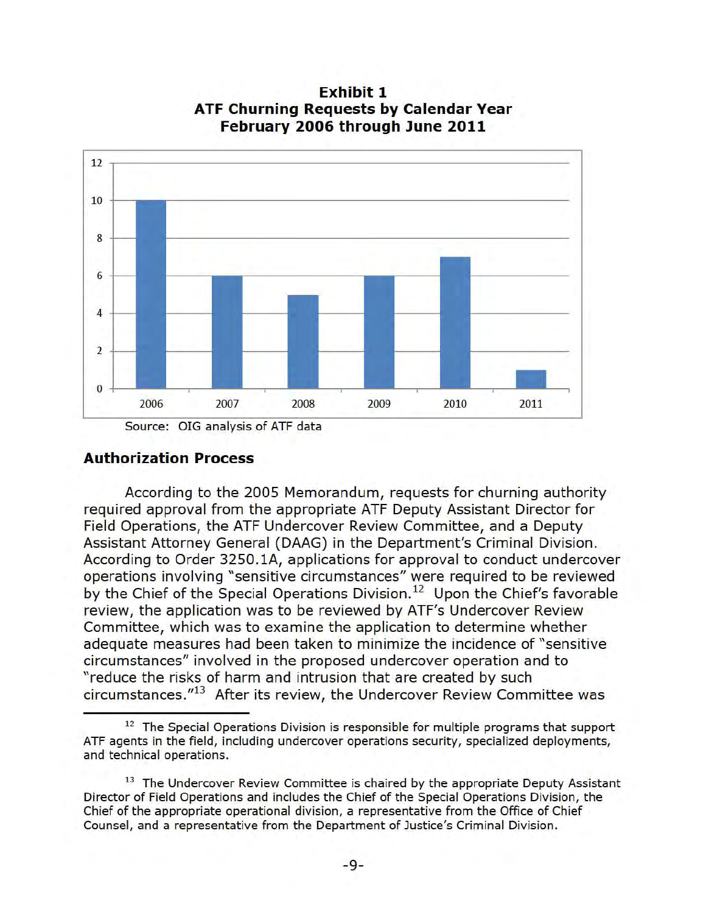**Exhibit 1**
**ATF Churning Requests by Calendar Year**
**February 2006 through June 2011**

12
10
8
6
4
2
0

2006
2007
2008
2009
2010
2011

Source: OIG analysis of ATF data

### Authorization Process

According to the 2005 Memorandum, requests for churning authority required approval from the appropriate ATF Deputy Assistant Director for Field Operations, the ATF Undercover Review Committee, and a Deputy Assistant Attorney General (DAAG) in the Department's Criminal Division. According to Order 3250.1A, applications for approval to conduct undercover operations involving "sensitive circumstances" were required to be reviewed by the Chief of the Special Operations Division.[12] Upon the Chief's favorable review, the application was to be reviewed by ATF's Undercover Review Committee, which was to examine the application to determine whether adequate measures had been taken to minimize the incidence of "sensitive circumstances" involved in the proposed undercover operation and to "reduce the risks of harm and intrusion that are created by such circumstances."[13] After its review, the Undercover Review Committee was

[12] The Special Operations Division is responsible for multiple programs that support ATF agents in the field, including undercover operations security, specialized deployments, and technical operations.

[13] The Undercover Review Committee is chaired by the appropriate Deputy Assistant Director of Field Operations and includes the Chief of the Special Operations Division, the Chief of the appropriate operational division, a representative from the Office of Chief Counsel, and a representative from the Department of Justice's Criminal Division.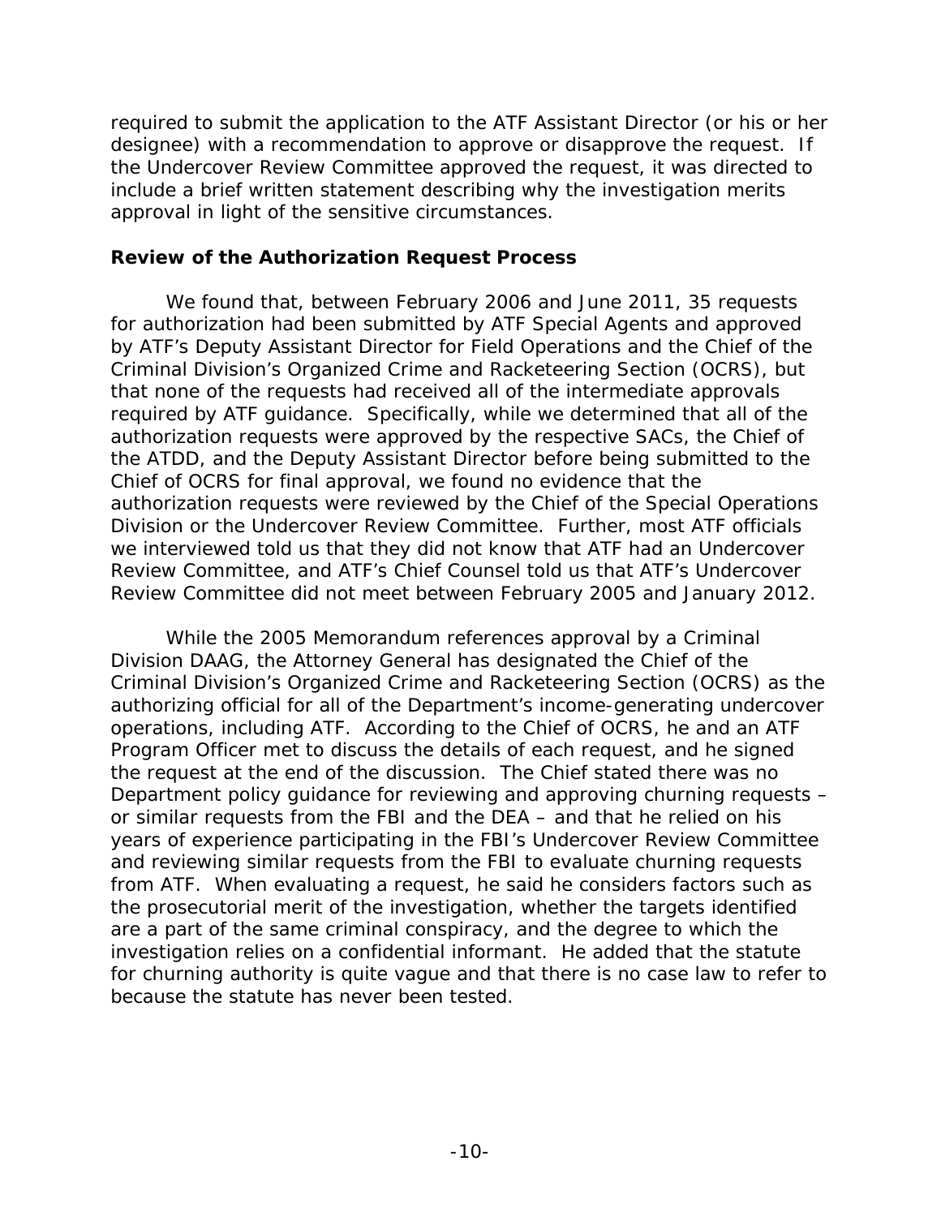required to submit the application to the ATF Assistant Director (or his or her designee) with a recommendation to approve or disapprove the request. If the Undercover Review Committee approved the request, it was directed to include a brief written statement describing why the investigation merits approval in light of the sensitive circumstances.

### Review of the Authorization Request Process

We found that, between February 2006 and June 2011, 35 requests for authorization had been submitted by ATF Special Agents and approved by ATF's Deputy Assistant Director for Field Operations and the Chief of the Criminal Division's Organized Crime and Racketeering Section (OCRS), but that none of the requests had received all of the intermediate approvals required by ATF guidance. Specifically, while we determined that all of the authorization requests were approved by the respective SACs, the Chief of the ATDD, and the Deputy Assistant Director before being submitted to the Chief of OCRS for final approval, we found no evidence that the authorization requests were reviewed by the Chief of the Special Operations Division or the Undercover Review Committee. Further, most ATF officials we interviewed told us that they did not know that ATF had an Undercover Review Committee, and ATF's Chief Counsel told us that ATF's Undercover Review Committee did not meet between February 2005 and January 2012.

While the 2005 Memorandum references approval by a Criminal Division DAAG, the Attorney General has designated the Chief of the Criminal Division's Organized Crime and Racketeering Section (OCRS) as the authorizing official for all of the Department's income-generating undercover operations, including ATF. According to the Chief of OCRS, he and an ATF Program Officer met to discuss the details of each request, and he signed the request at the end of the discussion. The Chief stated there was no Department policy guidance for reviewing and approving churning requests – or similar requests from the FBI and the DEA – and that he relied on his years of experience participating in the FBI's Undercover Review Committee and reviewing similar requests from the FBI to evaluate churning requests from ATF. When evaluating a request, he said he considers factors such as the prosecutorial merit of the investigation, whether the targets identified are a part of the same criminal conspiracy, and the degree to which the investigation relies on a confidential informant. He added that the statute for churning authority is quite vague and that there is no case law to refer to because the statute has never been tested.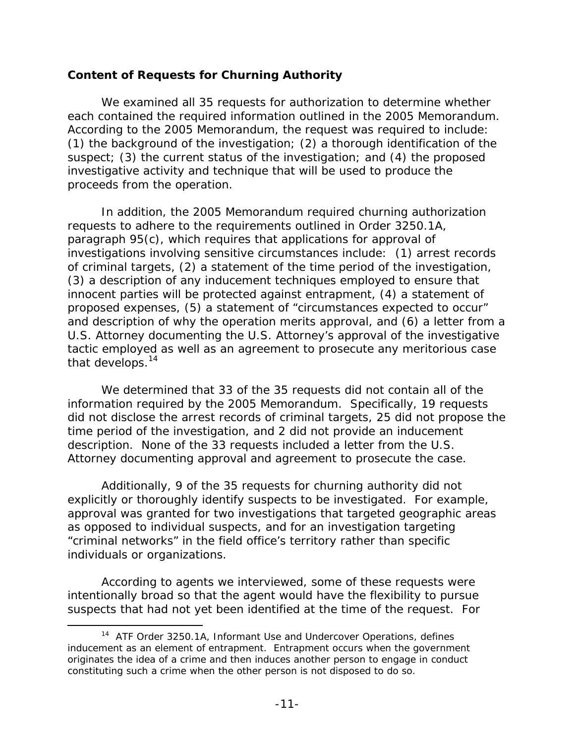**Content of Requests for Churning Authority**

We examined all 35 requests for authorization to determine whether each contained the required information outlined in the 2005 Memorandum. According to the 2005 Memorandum, the request was required to include: (1) the background of the investigation; (2) a thorough identification of the suspect; (3) the current status of the investigation; and (4) the proposed investigative activity and technique that will be used to produce the proceeds from the operation.

In addition, the 2005 Memorandum required churning authorization requests to adhere to the requirements outlined in Order 3250.1A, paragraph 95(c), which requires that applications for approval of investigations involving sensitive circumstances include: (1) arrest records of criminal targets, (2) a statement of the time period of the investigation, (3) a description of any inducement techniques employed to ensure that innocent parties will be protected against entrapment, (4) a statement of proposed expenses, (5) a statement of "circumstances expected to occur" and description of why the operation merits approval, and (6) a letter from a U.S. Attorney documenting the U.S. Attorney's approval of the investigative tactic employed as well as an agreement to prosecute any meritorious case that develops.[14]

We determined that 33 of the 35 requests did not contain all of the information required by the 2005 Memorandum. Specifically, 19 requests did not disclose the arrest records of criminal targets, 25 did not propose the time period of the investigation, and 2 did not provide an inducement description. None of the 33 requests included a letter from the U.S. Attorney documenting approval and agreement to prosecute the case.

Additionally, 9 of the 35 requests for churning authority did not explicitly or thoroughly identify suspects to be investigated. For example, approval was granted for two investigations that targeted geographic areas as opposed to individual suspects, and for an investigation targeting "criminal networks" in the field office's territory rather than specific individuals or organizations.

According to agents we interviewed, some of these requests were intentionally broad so that the agent would have the flexibility to pursue suspects that had not yet been identified at the time of the request. For

[14] ATF Order 3250.1A, Informant Use and Undercover Operations, defines inducement as an element of entrapment. Entrapment occurs when the government originates the idea of a crime and then induces another person to engage in conduct constituting such a crime when the other person is not disposed to do so.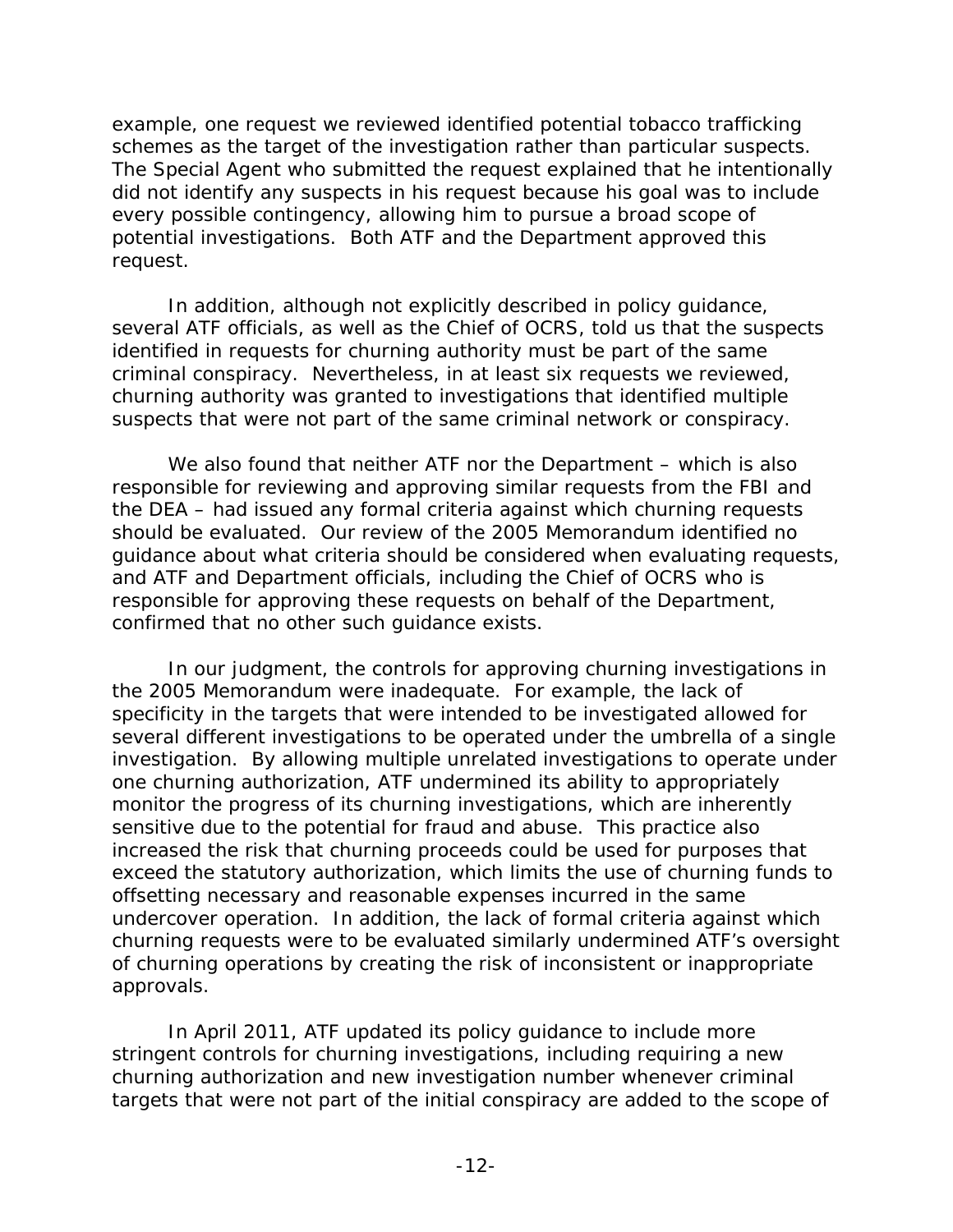example, one request we reviewed identified potential tobacco trafficking schemes as the target of the investigation rather than particular suspects. The Special Agent who submitted the request explained that he intentionally did not identify any suspects in his request because his goal was to include every possible contingency, allowing him to pursue a broad scope of potential investigations. Both ATF and the Department approved this request.

In addition, although not explicitly described in policy guidance, several ATF officials, as well as the Chief of OCRS, told us that the suspects identified in requests for churning authority must be part of the same criminal conspiracy. Nevertheless, in at least six requests we reviewed, churning authority was granted to investigations that identified multiple suspects that were not part of the same criminal network or conspiracy.

We also found that neither ATF nor the Department – which is also responsible for reviewing and approving similar requests from the FBI and the DEA – had issued any formal criteria against which churning requests should be evaluated. Our review of the 2005 Memorandum identified no guidance about what criteria should be considered when evaluating requests, and ATF and Department officials, including the Chief of OCRS who is responsible for approving these requests on behalf of the Department, confirmed that no other such guidance exists.

In our judgment, the controls for approving churning investigations in the 2005 Memorandum were inadequate. For example, the lack of specificity in the targets that were intended to be investigated allowed for several different investigations to be operated under the umbrella of a single investigation. By allowing multiple unrelated investigations to operate under one churning authorization, ATF undermined its ability to appropriately monitor the progress of its churning investigations, which are inherently sensitive due to the potential for fraud and abuse. This practice also increased the risk that churning proceeds could be used for purposes that exceed the statutory authorization, which limits the use of churning funds to offsetting necessary and reasonable expenses incurred in the same undercover operation. In addition, the lack of formal criteria against which churning requests were to be evaluated similarly undermined ATF's oversight of churning operations by creating the risk of inconsistent or inappropriate approvals.

In April 2011, ATF updated its policy guidance to include more stringent controls for churning investigations, including requiring a new churning authorization and new investigation number whenever criminal targets that were not part of the initial conspiracy are added to the scope of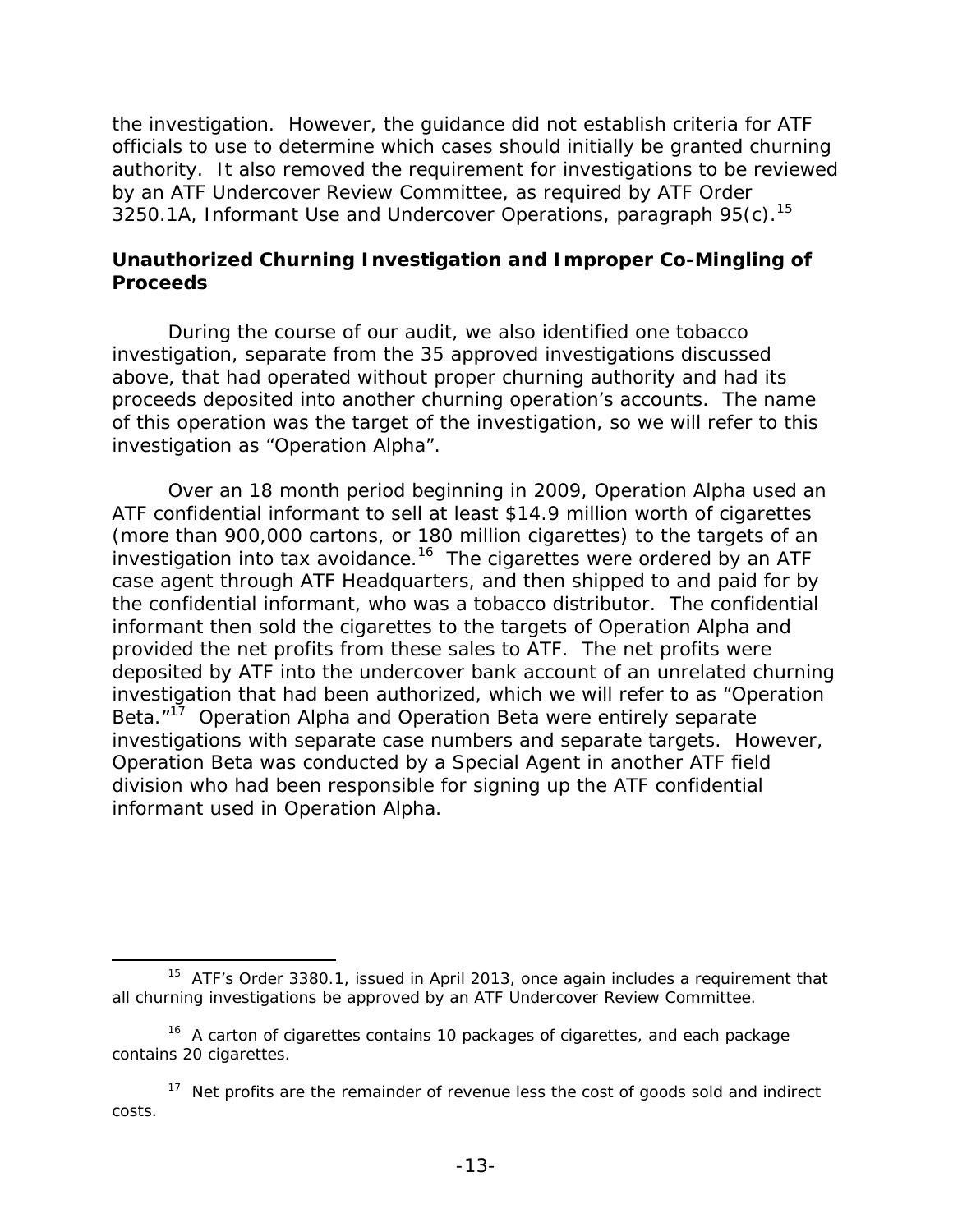the investigation. However, the guidance did not establish criteria for ATF officials to use to determine which cases should initially be granted churning authority. It also removed the requirement for investigations to be reviewed by an ATF Undercover Review Committee, as required by ATF Order 3250.1A, Informant Use and Undercover Operations, paragraph 95(c).[15]

### Unauthorized Churning Investigation and Improper Co-Mingling of Proceeds

During the course of our audit, we also identified one tobacco investigation, separate from the 35 approved investigations discussed above, that had operated without proper churning authority and had its proceeds deposited into another churning operation's accounts. The name of this operation was the target of the investigation, so we will refer to this investigation as "Operation Alpha".

Over an 18 month period beginning in 2009, Operation Alpha used an ATF confidential informant to sell at least $14.9 million worth of cigarettes (more than 900,000 cartons, or 180 million cigarettes) to the targets of an investigation into tax avoidance.[16] The cigarettes were ordered by an ATF case agent through ATF Headquarters, and then shipped to and paid for by the confidential informant, who was a tobacco distributor. The confidential informant then sold the cigarettes to the targets of Operation Alpha and provided the net profits from these sales to ATF. The net profits were deposited by ATF into the undercover bank account of an unrelated churning investigation that had been authorized, which we will refer to as "Operation Beta."[17] Operation Alpha and Operation Beta were entirely separate investigations with separate case numbers and separate targets. However, Operation Beta was conducted by a Special Agent in another ATF field division who had been responsible for signing up the ATF confidential informant used in Operation Alpha.

---

[15] ATF's Order 3380.1, issued in April 2013, once again includes a requirement that all churning investigations be approved by an ATF Undercover Review Committee.

[16] A carton of cigarettes contains 10 packages of cigarettes, and each package contains 20 cigarettes.

[17] Net profits are the remainder of revenue less the cost of goods sold and indirect costs.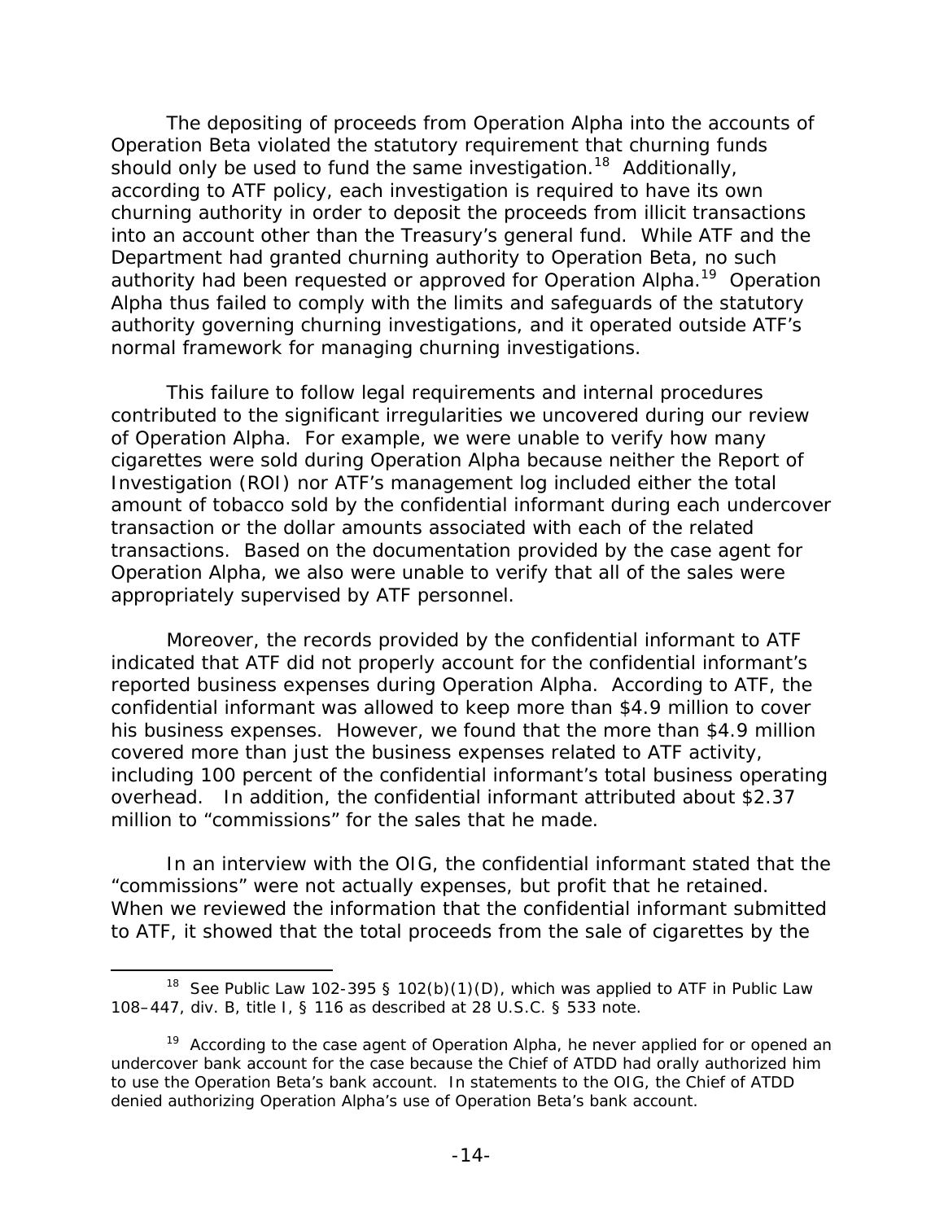The depositing of proceeds from Operation Alpha into the accounts of Operation Beta violated the statutory requirement that churning funds should only be used to fund the same investigation.[18] Additionally, according to ATF policy, each investigation is required to have its own churning authority in order to deposit the proceeds from illicit transactions into an account other than the Treasury's general fund. While ATF and the Department had granted churning authority to Operation Beta, no such authority had been requested or approved for Operation Alpha.[19] Operation Alpha thus failed to comply with the limits and safeguards of the statutory authority governing churning investigations, and it operated outside ATF's normal framework for managing churning investigations.

This failure to follow legal requirements and internal procedures contributed to the significant irregularities we uncovered during our review of Operation Alpha. For example, we were unable to verify how many cigarettes were sold during Operation Alpha because neither the Report of Investigation (ROI) nor ATF's management log included either the total amount of tobacco sold by the confidential informant during each undercover transaction or the dollar amounts associated with each of the related transactions. Based on the documentation provided by the case agent for Operation Alpha, we also were unable to verify that all of the sales were appropriately supervised by ATF personnel.

Moreover, the records provided by the confidential informant to ATF indicated that ATF did not properly account for the confidential informant's reported business expenses during Operation Alpha. According to ATF, the confidential informant was allowed to keep more than $4.9 million to cover his business expenses. However, we found that the more than $4.9 million covered more than just the business expenses related to ATF activity, including 100 percent of the confidential informant's total business operating overhead. In addition, the confidential informant attributed about $2.37 million to "commissions" for the sales that he made.

In an interview with the OIG, the confidential informant stated that the "commissions" were not actually expenses, but profit that he retained. When we reviewed the information that the confidential informant submitted to ATF, it showed that the total proceeds from the sale of cigarettes by the

[18] See Public Law 102-395 § 102(b)(1)(D), which was applied to ATF in Public Law 108–447, div. B, title I, § 116 as described at 28 U.S.C. § 533 note.

[19] According to the case agent of Operation Alpha, he never applied for or opened an undercover bank account for the case because the Chief of ATDD had orally authorized him to use the Operation Beta's bank account. In statements to the OIG, the Chief of ATDD denied authorizing Operation Alpha's use of Operation Beta's bank account.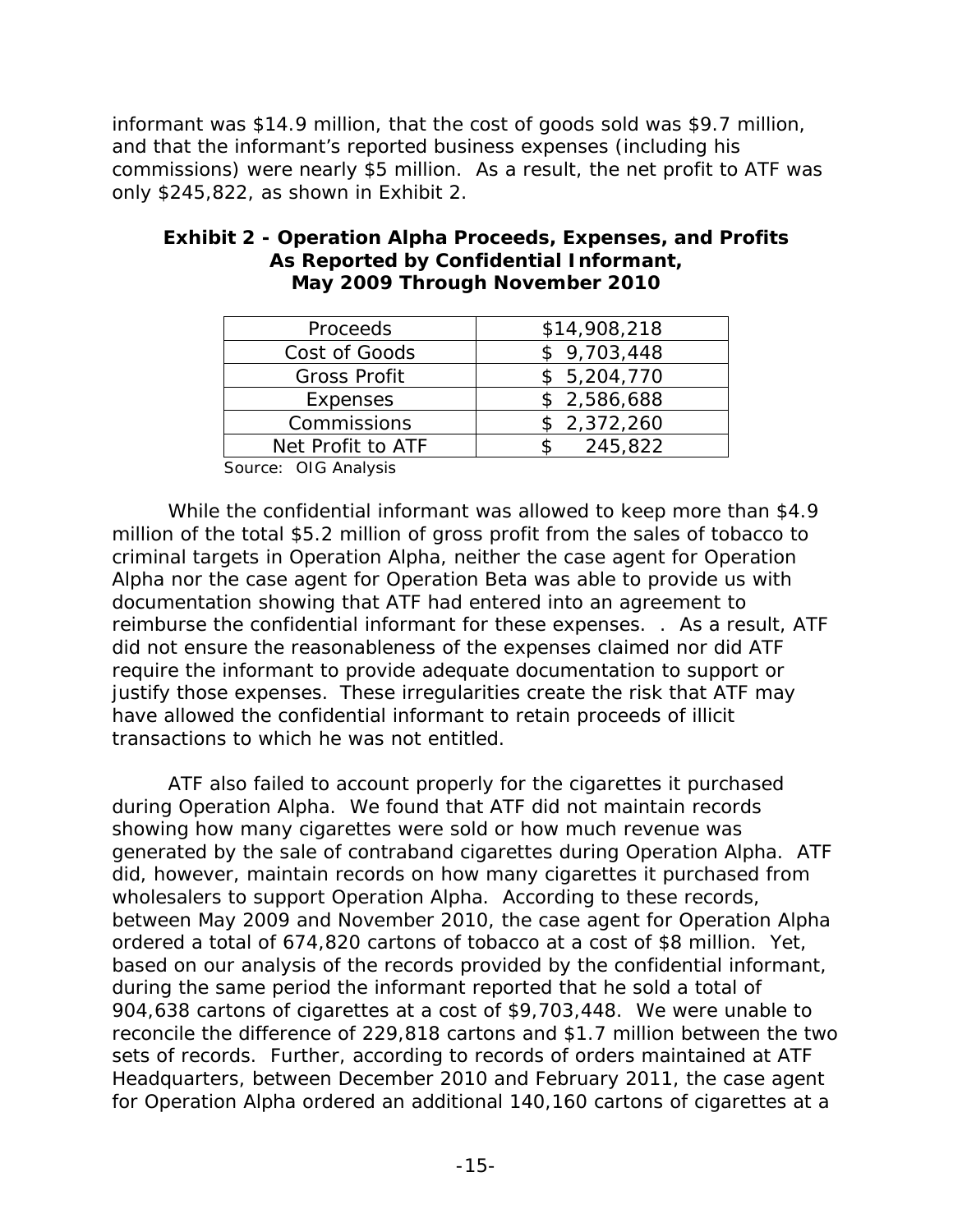informant was $14.9 million, that the cost of goods sold was $9.7 million, and that the informant's reported business expenses (including his commissions) were nearly $5 million. As a result, the net profit to ATF was only $245,822, as shown in Exhibit 2.

**Exhibit 2 - Operation Alpha Proceeds, Expenses, and Profits As Reported by Confidential Informant, May 2009 Through November 2010**

| | |
|---|---|
| Proceeds | $14,908,218 |
| Cost of Goods | $ 9,703,448 |
| Gross Profit | $ 5,204,770 |
| Expenses | $ 2,586,688 |
| Commissions | $ 2,372,260 |
| Net Profit to ATF | $ 245,822 |

Source: OIG Analysis

While the confidential informant was allowed to keep more than $4.9 million of the total $5.2 million of gross profit from the sales of tobacco to criminal targets in Operation Alpha, neither the case agent for Operation Alpha nor the case agent for Operation Beta was able to provide us with documentation showing that ATF had entered into an agreement to reimburse the confidential informant for these expenses. . As a result, ATF did not ensure the reasonableness of the expenses claimed nor did ATF require the informant to provide adequate documentation to support or justify those expenses. These irregularities create the risk that ATF may have allowed the confidential informant to retain proceeds of illicit transactions to which he was not entitled.

ATF also failed to account properly for the cigarettes it purchased during Operation Alpha. We found that ATF did not maintain records showing how many cigarettes were sold or how much revenue was generated by the sale of contraband cigarettes during Operation Alpha. ATF did, however, maintain records on how many cigarettes it purchased from wholesalers to support Operation Alpha. According to these records, between May 2009 and November 2010, the case agent for Operation Alpha ordered a total of 674,820 cartons of tobacco at a cost of $8 million. Yet, based on our analysis of the records provided by the confidential informant, during the same period the informant reported that he sold a total of 904,638 cartons of cigarettes at a cost of $9,703,448. We were unable to reconcile the difference of 229,818 cartons and $1.7 million between the two sets of records. Further, according to records of orders maintained at ATF Headquarters, between December 2010 and February 2011, the case agent for Operation Alpha ordered an additional 140,160 cartons of cigarettes at a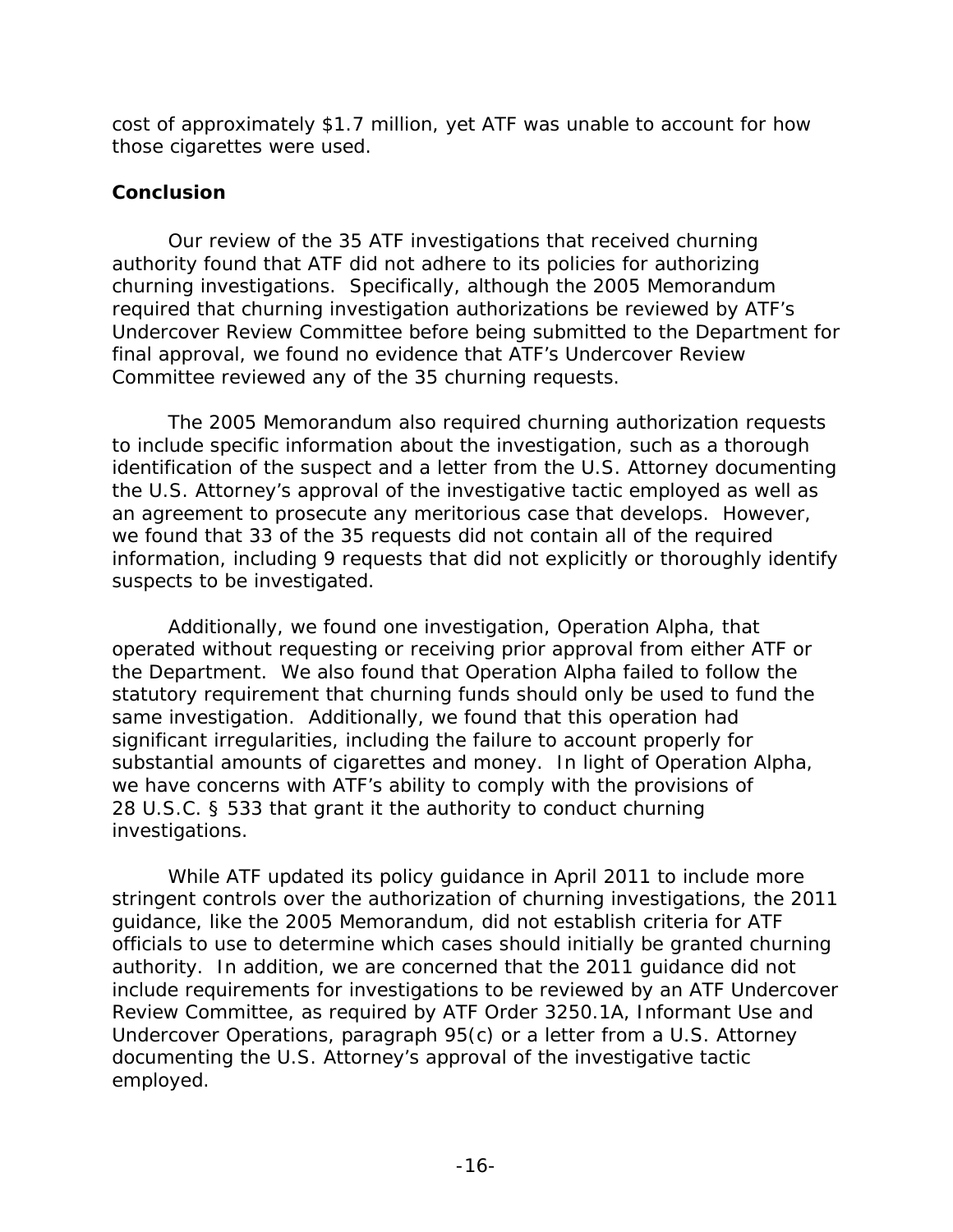cost of approximately $1.7 million, yet ATF was unable to account for how those cigarettes were used.

## Conclusion

Our review of the 35 ATF investigations that received churning authority found that ATF did not adhere to its policies for authorizing churning investigations. Specifically, although the 2005 Memorandum required that churning investigation authorizations be reviewed by ATF's Undercover Review Committee before being submitted to the Department for final approval, we found no evidence that ATF's Undercover Review Committee reviewed any of the 35 churning requests.

The 2005 Memorandum also required churning authorization requests to include specific information about the investigation, such as a thorough identification of the suspect and a letter from the U.S. Attorney documenting the U.S. Attorney's approval of the investigative tactic employed as well as an agreement to prosecute any meritorious case that develops. However, we found that 33 of the 35 requests did not contain all of the required information, including 9 requests that did not explicitly or thoroughly identify suspects to be investigated.

Additionally, we found one investigation, Operation Alpha, that operated without requesting or receiving prior approval from either ATF or the Department. We also found that Operation Alpha failed to follow the statutory requirement that churning funds should only be used to fund the same investigation. Additionally, we found that this operation had significant irregularities, including the failure to account properly for substantial amounts of cigarettes and money. In light of Operation Alpha, we have concerns with ATF's ability to comply with the provisions of 28 U.S.C. § 533 that grant it the authority to conduct churning investigations.

While ATF updated its policy guidance in April 2011 to include more stringent controls over the authorization of churning investigations, the 2011 guidance, like the 2005 Memorandum, did not establish criteria for ATF officials to use to determine which cases should initially be granted churning authority. In addition, we are concerned that the 2011 guidance did not include requirements for investigations to be reviewed by an ATF Undercover Review Committee, as required by ATF Order 3250.1A, Informant Use and Undercover Operations, paragraph 95(c) or a letter from a U.S. Attorney documenting the U.S. Attorney's approval of the investigative tactic employed.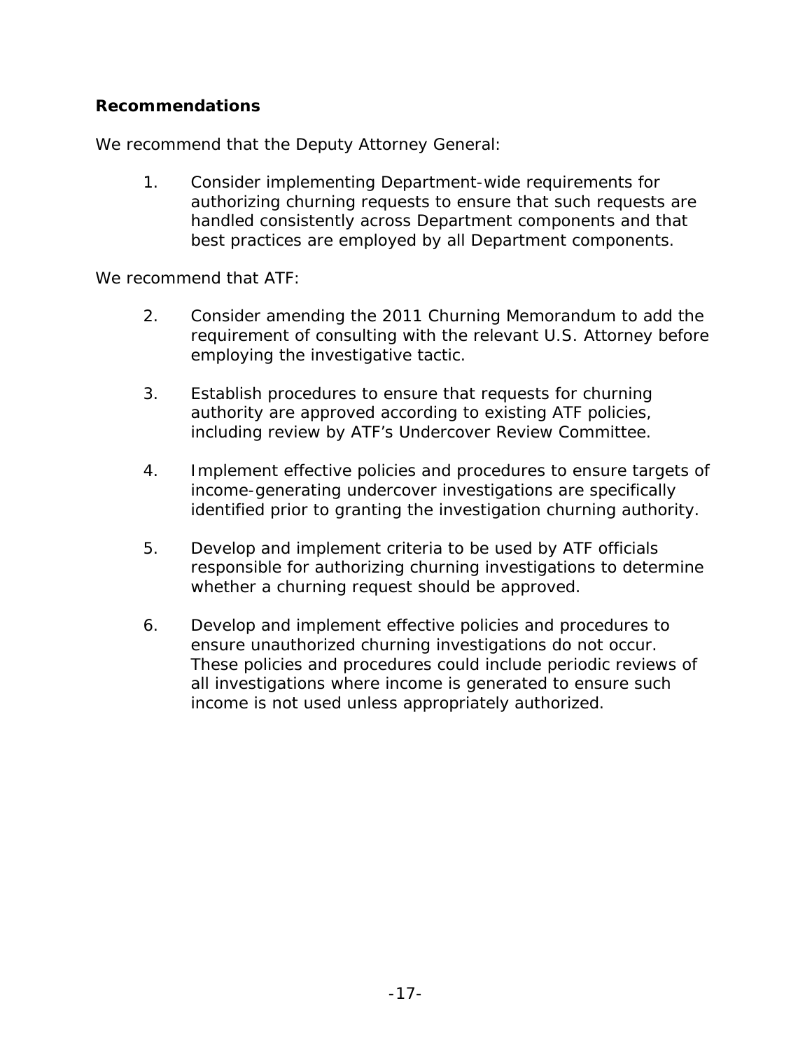**Recommendations**

We recommend that the Deputy Attorney General:

1. Consider implementing Department-wide requirements for authorizing churning requests to ensure that such requests are handled consistently across Department components and that best practices are employed by all Department components.

We recommend that ATF:

2. Consider amending the 2011 Churning Memorandum to add the requirement of consulting with the relevant U.S. Attorney before employing the investigative tactic.

3. Establish procedures to ensure that requests for churning authority are approved according to existing ATF policies, including review by ATF's Undercover Review Committee.

4. Implement effective policies and procedures to ensure targets of income-generating undercover investigations are specifically identified prior to granting the investigation churning authority.

5. Develop and implement criteria to be used by ATF officials responsible for authorizing churning investigations to determine whether a churning request should be approved.

6. Develop and implement effective policies and procedures to ensure unauthorized churning investigations do not occur. These policies and procedures could include periodic reviews of all investigations where income is generated to ensure such income is not used unless appropriately authorized.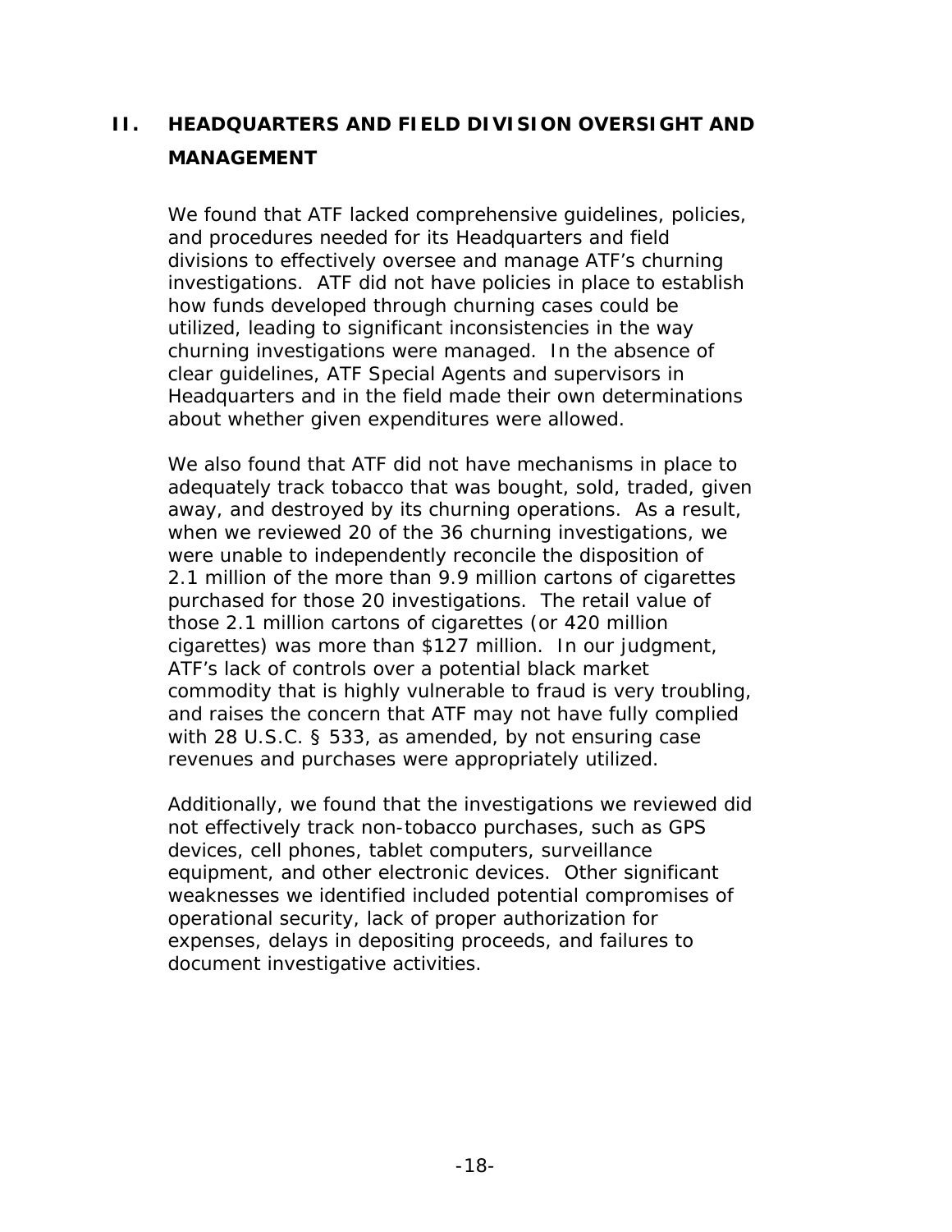## II. HEADQUARTERS AND FIELD DIVISION OVERSIGHT AND MANAGEMENT

We found that ATF lacked comprehensive guidelines, policies, and procedures needed for its Headquarters and field divisions to effectively oversee and manage ATF's churning investigations. ATF did not have policies in place to establish how funds developed through churning cases could be utilized, leading to significant inconsistencies in the way churning investigations were managed. In the absence of clear guidelines, ATF Special Agents and supervisors in Headquarters and in the field made their own determinations about whether given expenditures were allowed.

We also found that ATF did not have mechanisms in place to adequately track tobacco that was bought, sold, traded, given away, and destroyed by its churning operations. As a result, when we reviewed 20 of the 36 churning investigations, we were unable to independently reconcile the disposition of 2.1 million of the more than 9.9 million cartons of cigarettes purchased for those 20 investigations. The retail value of those 2.1 million cartons of cigarettes (or 420 million cigarettes) was more than $127 million. In our judgment, ATF's lack of controls over a potential black market commodity that is highly vulnerable to fraud is very troubling, and raises the concern that ATF may not have fully complied with 28 U.S.C. § 533, as amended, by not ensuring case revenues and purchases were appropriately utilized.

Additionally, we found that the investigations we reviewed did not effectively track non-tobacco purchases, such as GPS devices, cell phones, tablet computers, surveillance equipment, and other electronic devices. Other significant weaknesses we identified included potential compromises of operational security, lack of proper authorization for expenses, delays in depositing proceeds, and failures to document investigative activities.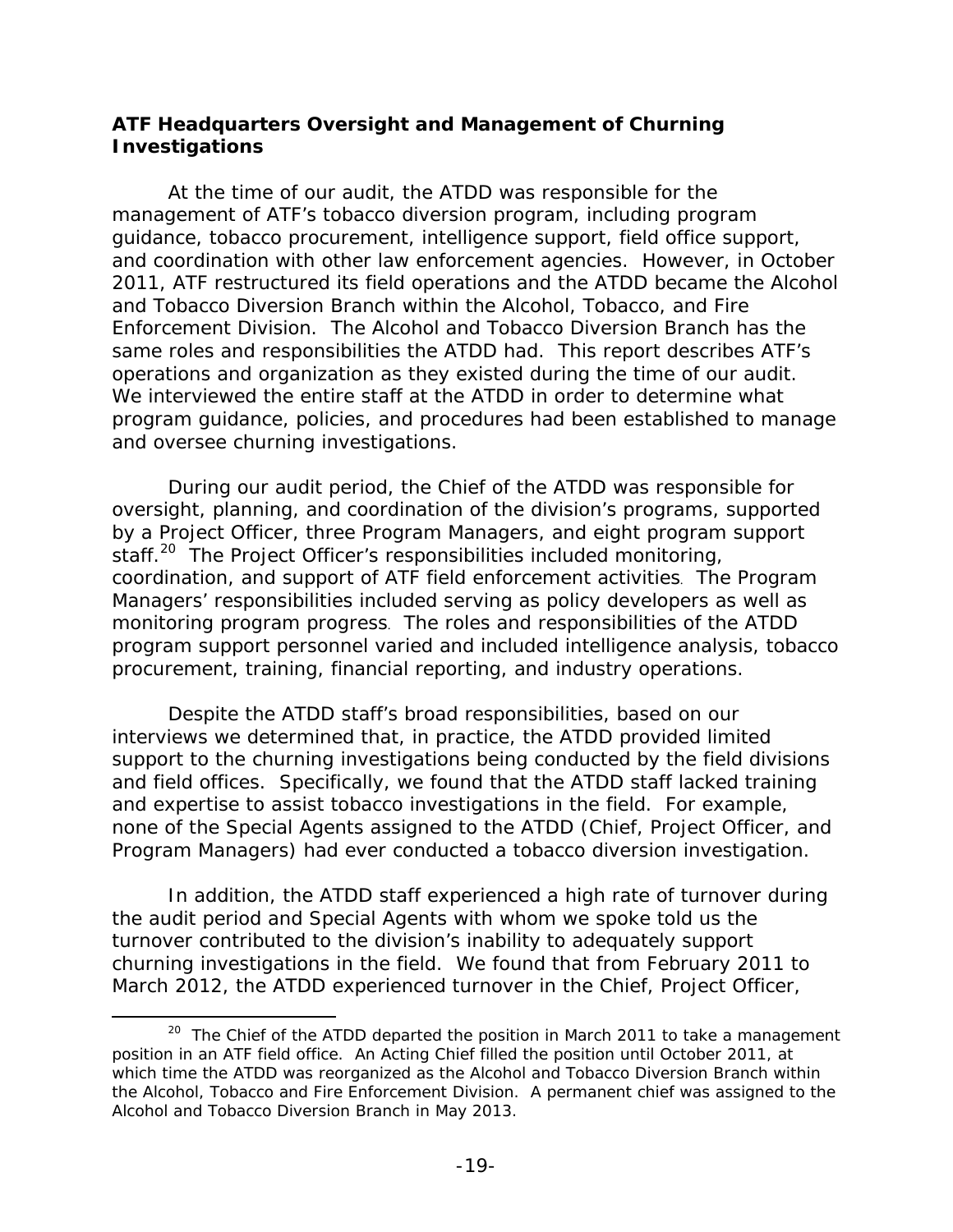**ATF Headquarters Oversight and Management of Churning Investigations**

At the time of our audit, the ATDD was responsible for the management of ATF's tobacco diversion program, including program guidance, tobacco procurement, intelligence support, field office support, and coordination with other law enforcement agencies. However, in October 2011, ATF restructured its field operations and the ATDD became the Alcohol and Tobacco Diversion Branch within the Alcohol, Tobacco, and Fire Enforcement Division. The Alcohol and Tobacco Diversion Branch has the same roles and responsibilities the ATDD had. This report describes ATF's operations and organization as they existed during the time of our audit. We interviewed the entire staff at the ATDD in order to determine what program guidance, policies, and procedures had been established to manage and oversee churning investigations.

During our audit period, the Chief of the ATDD was responsible for oversight, planning, and coordination of the division's programs, supported by a Project Officer, three Program Managers, and eight program support staff.[20] The Project Officer's responsibilities included monitoring, coordination, and support of ATF field enforcement activities. The Program Managers' responsibilities included serving as policy developers as well as monitoring program progress. The roles and responsibilities of the ATDD program support personnel varied and included intelligence analysis, tobacco procurement, training, financial reporting, and industry operations.

Despite the ATDD staff's broad responsibilities, based on our interviews we determined that, in practice, the ATDD provided limited support to the churning investigations being conducted by the field divisions and field offices. Specifically, we found that the ATDD staff lacked training and expertise to assist tobacco investigations in the field. For example, none of the Special Agents assigned to the ATDD (Chief, Project Officer, and Program Managers) had ever conducted a tobacco diversion investigation.

In addition, the ATDD staff experienced a high rate of turnover during the audit period and Special Agents with whom we spoke told us the turnover contributed to the division's inability to adequately support churning investigations in the field. We found that from February 2011 to March 2012, the ATDD experienced turnover in the Chief, Project Officer,

[20] The Chief of the ATDD departed the position in March 2011 to take a management position in an ATF field office. An Acting Chief filled the position until October 2011, at which time the ATDD was reorganized as the Alcohol and Tobacco Diversion Branch within the Alcohol, Tobacco and Fire Enforcement Division. A permanent chief was assigned to the Alcohol and Tobacco Diversion Branch in May 2013.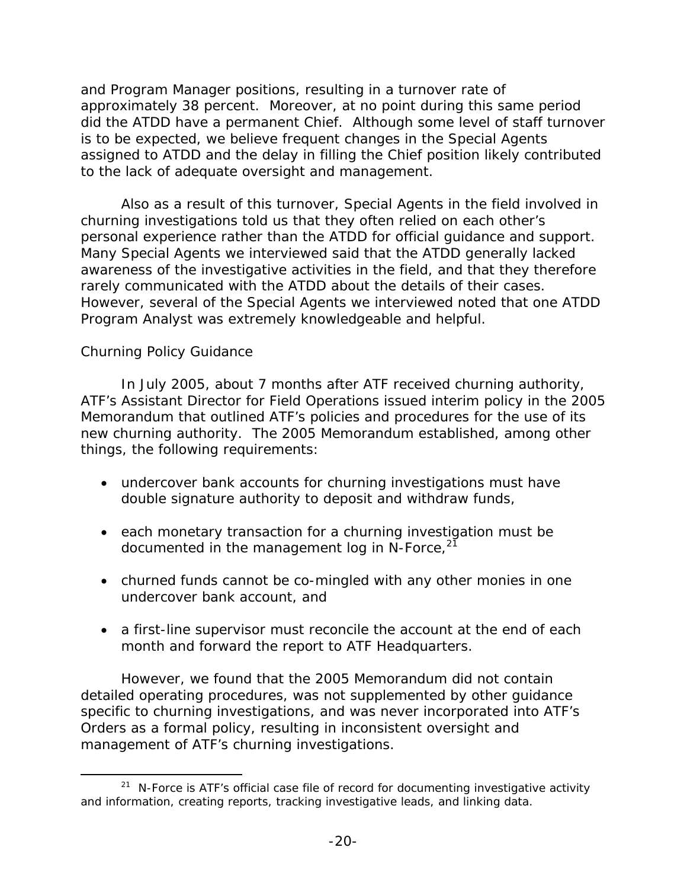and Program Manager positions, resulting in a turnover rate of approximately 38 percent. Moreover, at no point during this same period did the ATDD have a permanent Chief. Although some level of staff turnover is to be expected, we believe frequent changes in the Special Agents assigned to ATDD and the delay in filling the Chief position likely contributed to the lack of adequate oversight and management.

Also as a result of this turnover, Special Agents in the field involved in churning investigations told us that they often relied on each other's personal experience rather than the ATDD for official guidance and support. Many Special Agents we interviewed said that the ATDD generally lacked awareness of the investigative activities in the field, and that they therefore rarely communicated with the ATDD about the details of their cases. However, several of the Special Agents we interviewed noted that one ATDD Program Analyst was extremely knowledgeable and helpful.

*Churning Policy Guidance*

In July 2005, about 7 months after ATF received churning authority, ATF's Assistant Director for Field Operations issued interim policy in the 2005 Memorandum that outlined ATF's policies and procedures for the use of its new churning authority. The 2005 Memorandum established, among other things, the following requirements:

- undercover bank accounts for churning investigations must have double signature authority to deposit and withdraw funds,
- each monetary transaction for a churning investigation must be documented in the management log in N-Force,[21]
- churned funds cannot be co-mingled with any other monies in one undercover bank account, and
- a first-line supervisor must reconcile the account at the end of each month and forward the report to ATF Headquarters.

However, we found that the 2005 Memorandum did not contain detailed operating procedures, was not supplemented by other guidance specific to churning investigations, and was never incorporated into ATF's Orders as a formal policy, resulting in inconsistent oversight and management of ATF's churning investigations.

---

[21] N-Force is ATF's official case file of record for documenting investigative activity and information, creating reports, tracking investigative leads, and linking data.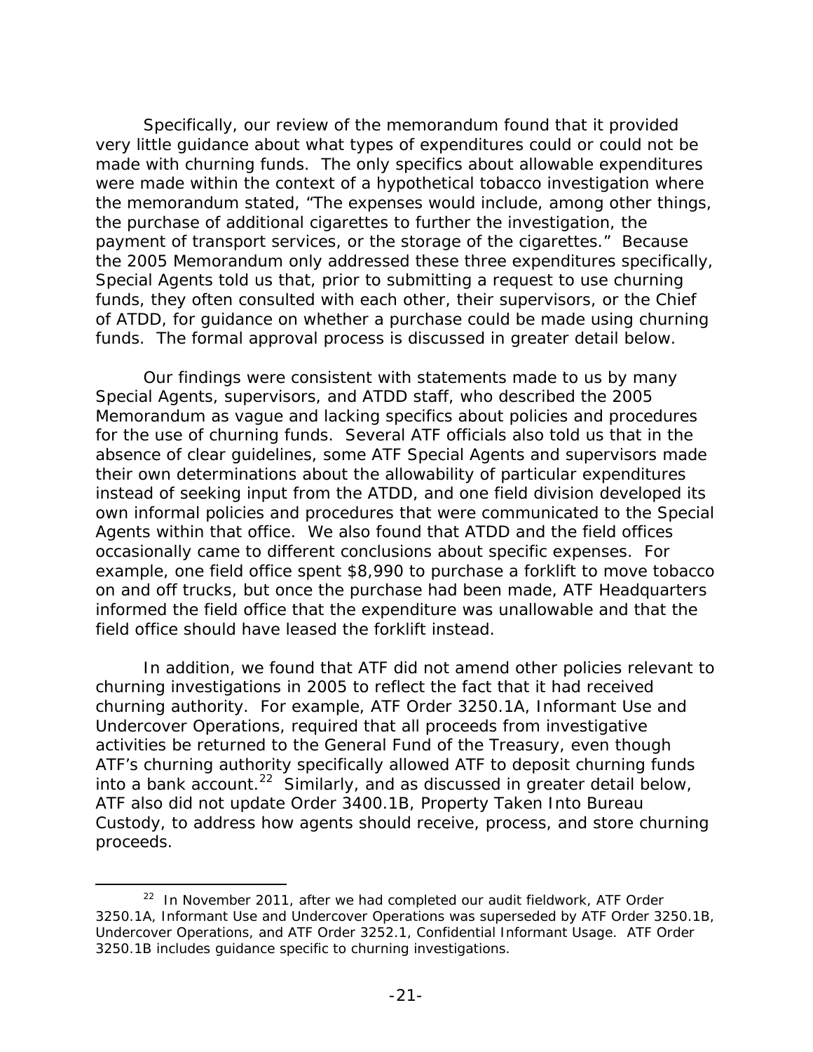Specifically, our review of the memorandum found that it provided very little guidance about what types of expenditures could or could not be made with churning funds. The only specifics about allowable expenditures were made within the context of a hypothetical tobacco investigation where the memorandum stated, "The expenses would include, among other things, the purchase of additional cigarettes to further the investigation, the payment of transport services, or the storage of the cigarettes." Because the 2005 Memorandum only addressed these three expenditures specifically, Special Agents told us that, prior to submitting a request to use churning funds, they often consulted with each other, their supervisors, or the Chief of ATDD, for guidance on whether a purchase could be made using churning funds. The formal approval process is discussed in greater detail below.

Our findings were consistent with statements made to us by many Special Agents, supervisors, and ATDD staff, who described the 2005 Memorandum as vague and lacking specifics about policies and procedures for the use of churning funds. Several ATF officials also told us that in the absence of clear guidelines, some ATF Special Agents and supervisors made their own determinations about the allowability of particular expenditures instead of seeking input from the ATDD, and one field division developed its own informal policies and procedures that were communicated to the Special Agents within that office. We also found that ATDD and the field offices occasionally came to different conclusions about specific expenses. For example, one field office spent $8,990 to purchase a forklift to move tobacco on and off trucks, but once the purchase had been made, ATF Headquarters informed the field office that the expenditure was unallowable and that the field office should have leased the forklift instead.

In addition, we found that ATF did not amend other policies relevant to churning investigations in 2005 to reflect the fact that it had received churning authority. For example, ATF Order 3250.1A, Informant Use and Undercover Operations, required that all proceeds from investigative activities be returned to the General Fund of the Treasury, even though ATF's churning authority specifically allowed ATF to deposit churning funds into a bank account.[22] Similarly, and as discussed in greater detail below, ATF also did not update Order 3400.1B, Property Taken Into Bureau Custody, to address how agents should receive, process, and store churning proceeds.

---

[22] In November 2011, after we had completed our audit fieldwork, ATF Order 3250.1A, Informant Use and Undercover Operations was superseded by ATF Order 3250.1B, Undercover Operations, and ATF Order 3252.1, Confidential Informant Usage. ATF Order 3250.1B includes guidance specific to churning investigations.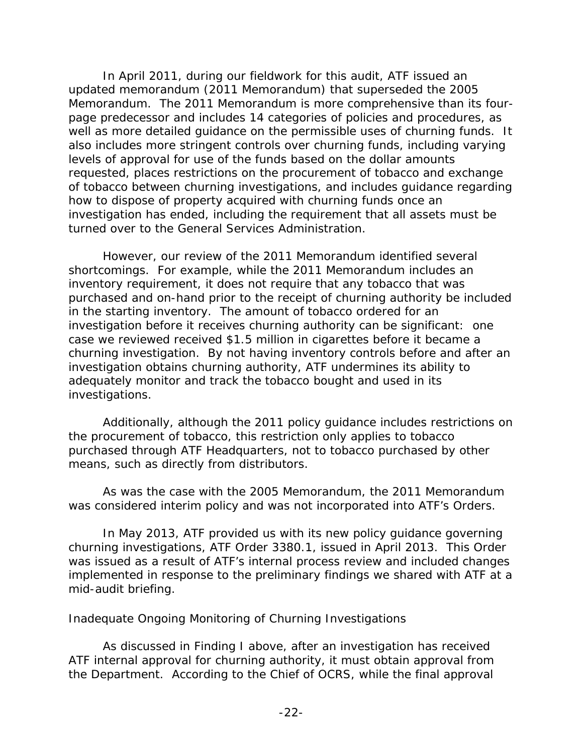In April 2011, during our fieldwork for this audit, ATF issued an updated memorandum (2011 Memorandum) that superseded the 2005 Memorandum. The 2011 Memorandum is more comprehensive than its four-page predecessor and includes 14 categories of policies and procedures, as well as more detailed guidance on the permissible uses of churning funds. It also includes more stringent controls over churning funds, including varying levels of approval for use of the funds based on the dollar amounts requested, places restrictions on the procurement of tobacco and exchange of tobacco between churning investigations, and includes guidance regarding how to dispose of property acquired with churning funds once an investigation has ended, including the requirement that all assets must be turned over to the General Services Administration.

However, our review of the 2011 Memorandum identified several shortcomings. For example, while the 2011 Memorandum includes an inventory requirement, it does not require that any tobacco that was purchased and on-hand prior to the receipt of churning authority be included in the starting inventory. The amount of tobacco ordered for an investigation before it receives churning authority can be significant: one case we reviewed received $1.5 million in cigarettes before it became a churning investigation. By not having inventory controls before and after an investigation obtains churning authority, ATF undermines its ability to adequately monitor and track the tobacco bought and used in its investigations.

Additionally, although the 2011 policy guidance includes restrictions on the procurement of tobacco, this restriction only applies to tobacco purchased through ATF Headquarters, not to tobacco purchased by other means, such as directly from distributors.

As was the case with the 2005 Memorandum, the 2011 Memorandum was considered interim policy and was not incorporated into ATF's Orders.

In May 2013, ATF provided us with its new policy guidance governing churning investigations, ATF Order 3380.1, issued in April 2013. This Order was issued as a result of ATF's internal process review and included changes implemented in response to the preliminary findings we shared with ATF at a mid-audit briefing.

*Inadequate Ongoing Monitoring of Churning Investigations*

As discussed in Finding I above, after an investigation has received ATF internal approval for churning authority, it must obtain approval from the Department. According to the Chief of OCRS, while the final approval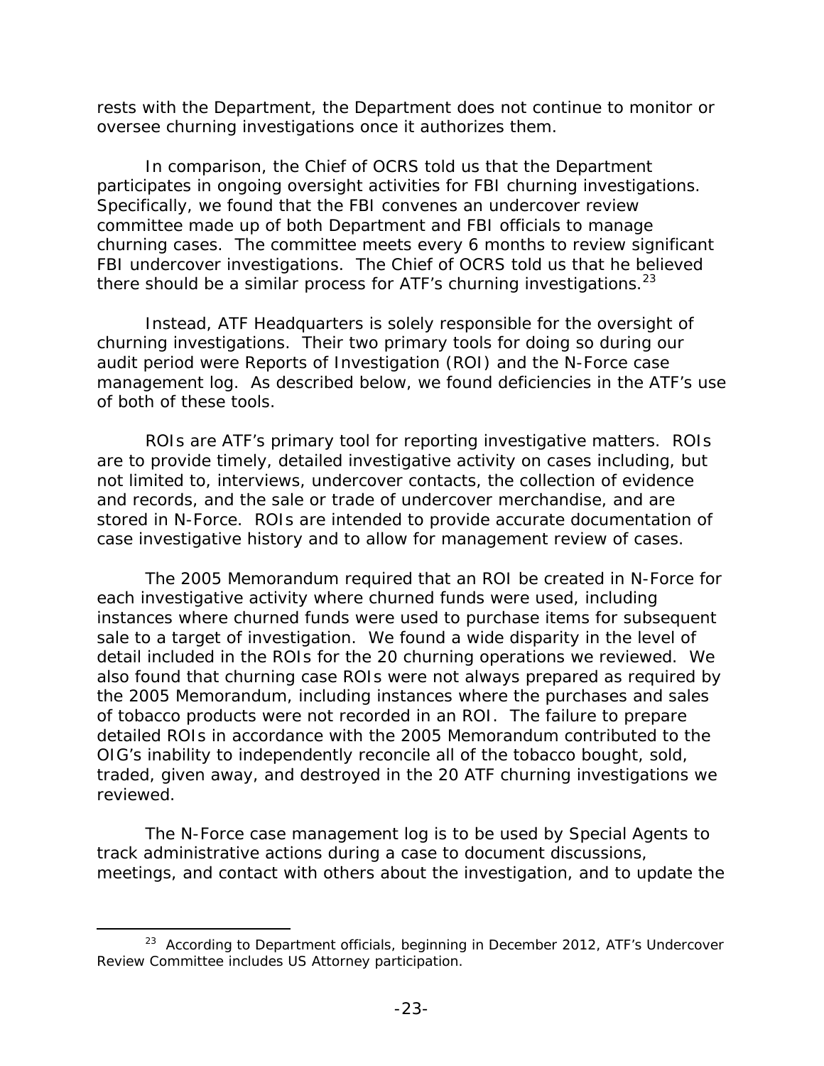rests with the Department, the Department does not continue to monitor or oversee churning investigations once it authorizes them.

In comparison, the Chief of OCRS told us that the Department participates in ongoing oversight activities for FBI churning investigations. Specifically, we found that the FBI convenes an undercover review committee made up of both Department and FBI officials to manage churning cases. The committee meets every 6 months to review significant FBI undercover investigations. The Chief of OCRS told us that he believed there should be a similar process for ATF's churning investigations.[23]

Instead, ATF Headquarters is solely responsible for the oversight of churning investigations. Their two primary tools for doing so during our audit period were Reports of Investigation (ROI) and the N-Force case management log. As described below, we found deficiencies in the ATF's use of both of these tools.

ROIs are ATF's primary tool for reporting investigative matters. ROIs are to provide timely, detailed investigative activity on cases including, but not limited to, interviews, undercover contacts, the collection of evidence and records, and the sale or trade of undercover merchandise, and are stored in N-Force. ROIs are intended to provide accurate documentation of case investigative history and to allow for management review of cases.

The 2005 Memorandum required that an ROI be created in N-Force for each investigative activity where churned funds were used, including instances where churned funds were used to purchase items for subsequent sale to a target of investigation. We found a wide disparity in the level of detail included in the ROIs for the 20 churning operations we reviewed. We also found that churning case ROIs were not always prepared as required by the 2005 Memorandum, including instances where the purchases and sales of tobacco products were not recorded in an ROI. The failure to prepare detailed ROIs in accordance with the 2005 Memorandum contributed to the OIG's inability to independently reconcile all of the tobacco bought, sold, traded, given away, and destroyed in the 20 ATF churning investigations we reviewed.

The N-Force case management log is to be used by Special Agents to track administrative actions during a case to document discussions, meetings, and contact with others about the investigation, and to update the

[23] According to Department officials, beginning in December 2012, ATF's Undercover Review Committee includes US Attorney participation.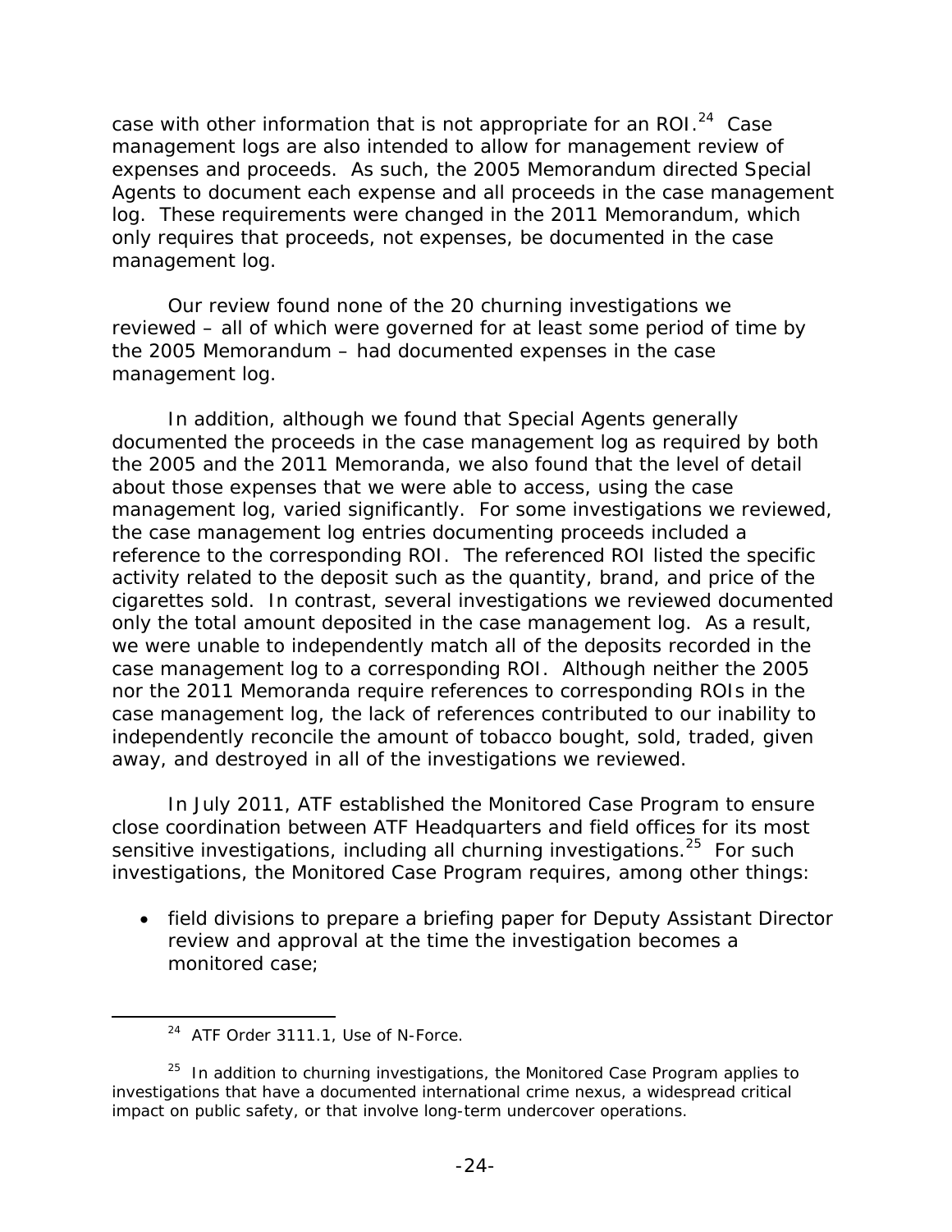case with other information that is not appropriate for an ROI.[24] Case management logs are also intended to allow for management review of expenses and proceeds. As such, the 2005 Memorandum directed Special Agents to document each expense and all proceeds in the case management log. These requirements were changed in the 2011 Memorandum, which only requires that proceeds, not expenses, be documented in the case management log.

Our review found none of the 20 churning investigations we reviewed – all of which were governed for at least some period of time by the 2005 Memorandum – had documented expenses in the case management log.

In addition, although we found that Special Agents generally documented the proceeds in the case management log as required by both the 2005 and the 2011 Memoranda, we also found that the level of detail about those expenses that we were able to access, using the case management log, varied significantly. For some investigations we reviewed, the case management log entries documenting proceeds included a reference to the corresponding ROI. The referenced ROI listed the specific activity related to the deposit such as the quantity, brand, and price of the cigarettes sold. In contrast, several investigations we reviewed documented only the total amount deposited in the case management log. As a result, we were unable to independently match all of the deposits recorded in the case management log to a corresponding ROI. Although neither the 2005 nor the 2011 Memoranda require references to corresponding ROIs in the case management log, the lack of references contributed to our inability to independently reconcile the amount of tobacco bought, sold, traded, given away, and destroyed in all of the investigations we reviewed.

In July 2011, ATF established the Monitored Case Program to ensure close coordination between ATF Headquarters and field offices for its most sensitive investigations, including all churning investigations.[25] For such investigations, the Monitored Case Program requires, among other things:

- field divisions to prepare a briefing paper for Deputy Assistant Director review and approval at the time the investigation becomes a monitored case;

---

[24] ATF Order 3111.1, Use of N-Force.

[25] In addition to churning investigations, the Monitored Case Program applies to investigations that have a documented international crime nexus, a widespread critical impact on public safety, or that involve long-term undercover operations.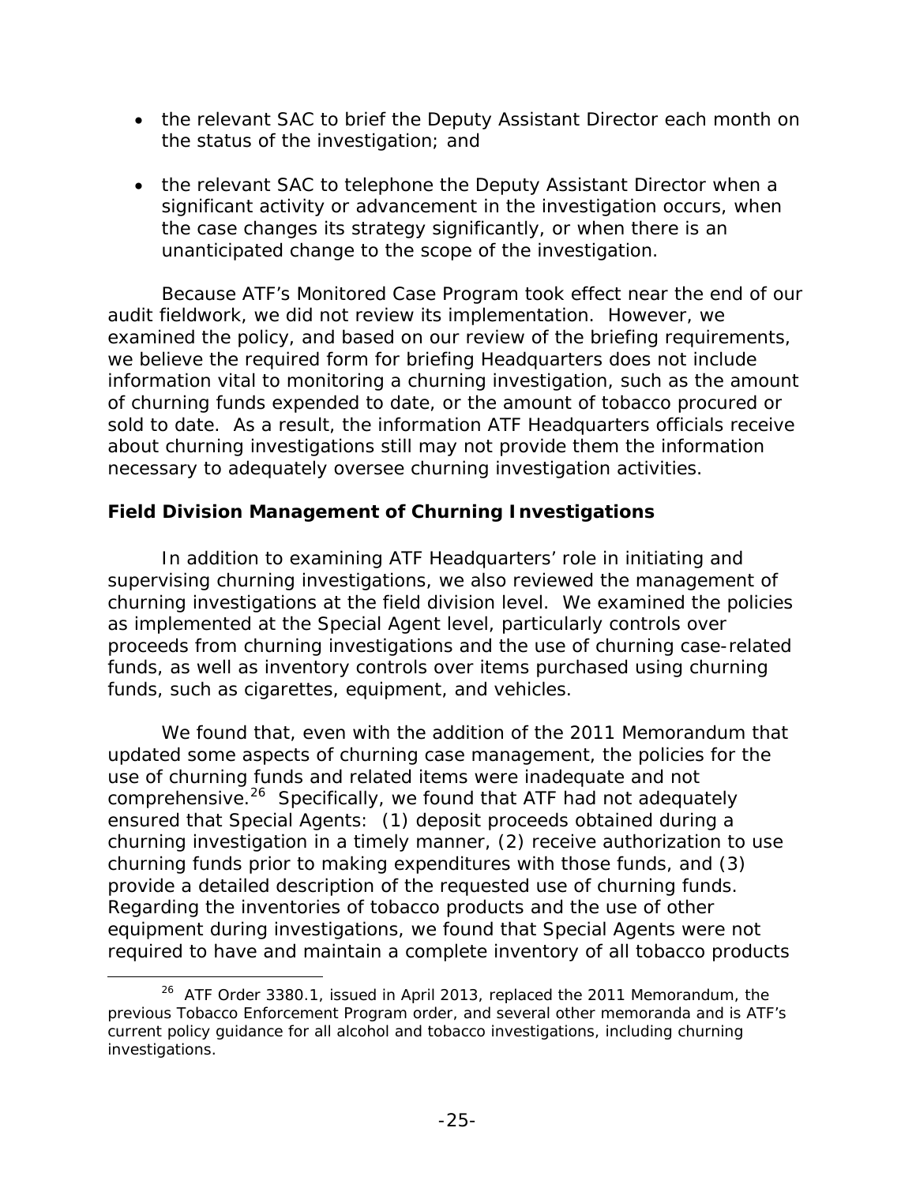- the relevant SAC to brief the Deputy Assistant Director each month on the status of the investigation; and
- the relevant SAC to telephone the Deputy Assistant Director when a significant activity or advancement in the investigation occurs, when the case changes its strategy significantly, or when there is an unanticipated change to the scope of the investigation.

Because ATF's Monitored Case Program took effect near the end of our audit fieldwork, we did not review its implementation. However, we examined the policy, and based on our review of the briefing requirements, we believe the required form for briefing Headquarters does not include information vital to monitoring a churning investigation, such as the amount of churning funds expended to date, or the amount of tobacco procured or sold to date. As a result, the information ATF Headquarters officials receive about churning investigations still may not provide them the information necessary to adequately oversee churning investigation activities.

### Field Division Management of Churning Investigations

In addition to examining ATF Headquarters' role in initiating and supervising churning investigations, we also reviewed the management of churning investigations at the field division level. We examined the policies as implemented at the Special Agent level, particularly controls over proceeds from churning investigations and the use of churning case-related funds, as well as inventory controls over items purchased using churning funds, such as cigarettes, equipment, and vehicles.

We found that, even with the addition of the 2011 Memorandum that updated some aspects of churning case management, the policies for the use of churning funds and related items were inadequate and not comprehensive.[26] Specifically, we found that ATF had not adequately ensured that Special Agents: (1) deposit proceeds obtained during a churning investigation in a timely manner, (2) receive authorization to use churning funds prior to making expenditures with those funds, and (3) provide a detailed description of the requested use of churning funds. Regarding the inventories of tobacco products and the use of other equipment during investigations, we found that Special Agents were not required to have and maintain a complete inventory of all tobacco products

[26] ATF Order 3380.1, issued in April 2013, replaced the 2011 Memorandum, the previous Tobacco Enforcement Program order, and several other memoranda and is ATF's current policy guidance for all alcohol and tobacco investigations, including churning investigations.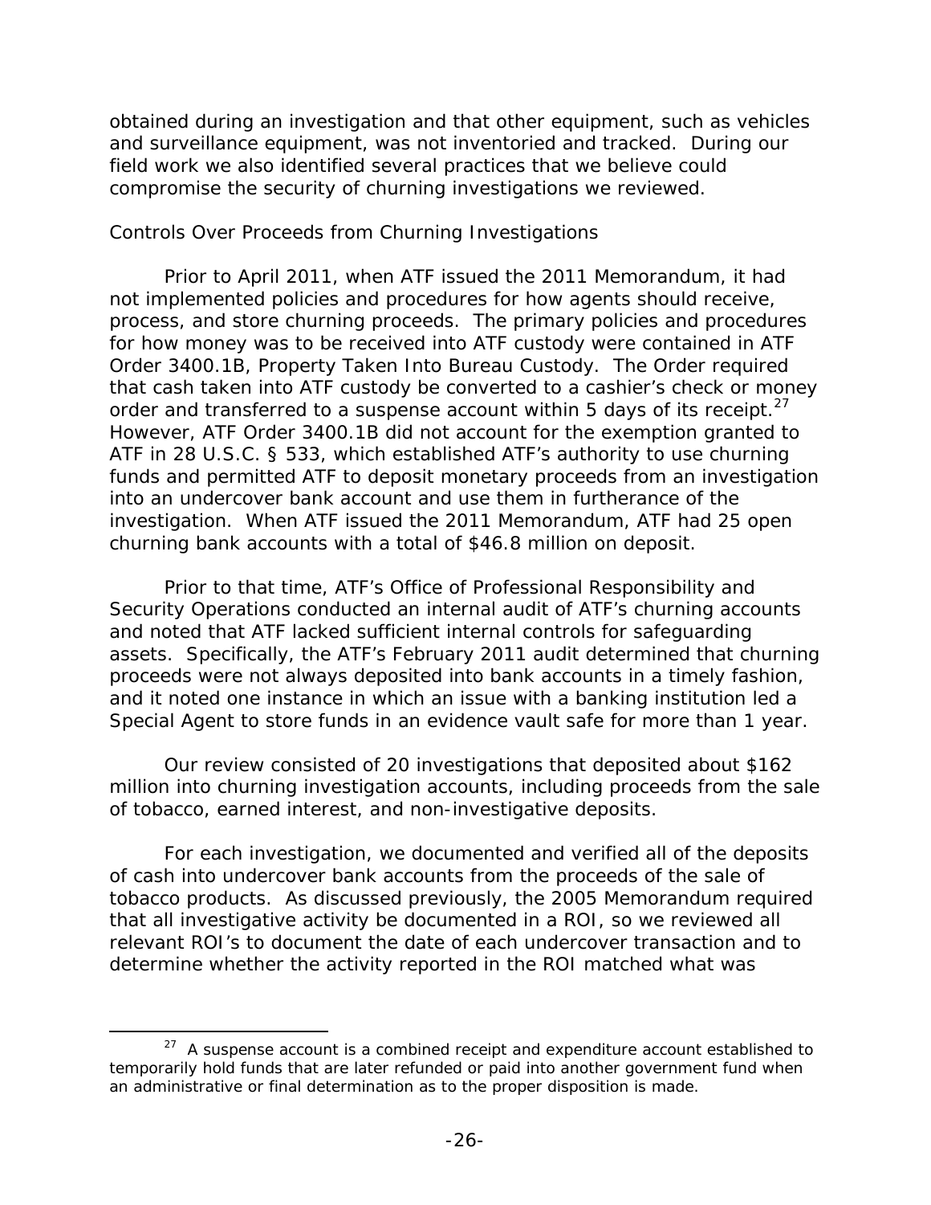obtained during an investigation and that other equipment, such as vehicles and surveillance equipment, was not inventoried and tracked. During our field work we also identified several practices that we believe could compromise the security of churning investigations we reviewed.

*Controls Over Proceeds from Churning Investigations*

Prior to April 2011, when ATF issued the 2011 Memorandum, it had not implemented policies and procedures for how agents should receive, process, and store churning proceeds. The primary policies and procedures for how money was to be received into ATF custody were contained in ATF Order 3400.1B, Property Taken Into Bureau Custody. The Order required that cash taken into ATF custody be converted to a cashier's check or money order and transferred to a suspense account within 5 days of its receipt.[27] However, ATF Order 3400.1B did not account for the exemption granted to ATF in 28 U.S.C. § 533, which established ATF's authority to use churning funds and permitted ATF to deposit monetary proceeds from an investigation into an undercover bank account and use them in furtherance of the investigation. When ATF issued the 2011 Memorandum, ATF had 25 open churning bank accounts with a total of $46.8 million on deposit.

Prior to that time, ATF's Office of Professional Responsibility and Security Operations conducted an internal audit of ATF's churning accounts and noted that ATF lacked sufficient internal controls for safeguarding assets. Specifically, the ATF's February 2011 audit determined that churning proceeds were not always deposited into bank accounts in a timely fashion, and it noted one instance in which an issue with a banking institution led a Special Agent to store funds in an evidence vault safe for more than 1 year.

Our review consisted of 20 investigations that deposited about $162 million into churning investigation accounts, including proceeds from the sale of tobacco, earned interest, and non-investigative deposits.

For each investigation, we documented and verified all of the deposits of cash into undercover bank accounts from the proceeds of the sale of tobacco products. As discussed previously, the 2005 Memorandum required that all investigative activity be documented in a ROI, so we reviewed all relevant ROI's to document the date of each undercover transaction and to determine whether the activity reported in the ROI matched what was

[27] A suspense account is a combined receipt and expenditure account established to temporarily hold funds that are later refunded or paid into another government fund when an administrative or final determination as to the proper disposition is made.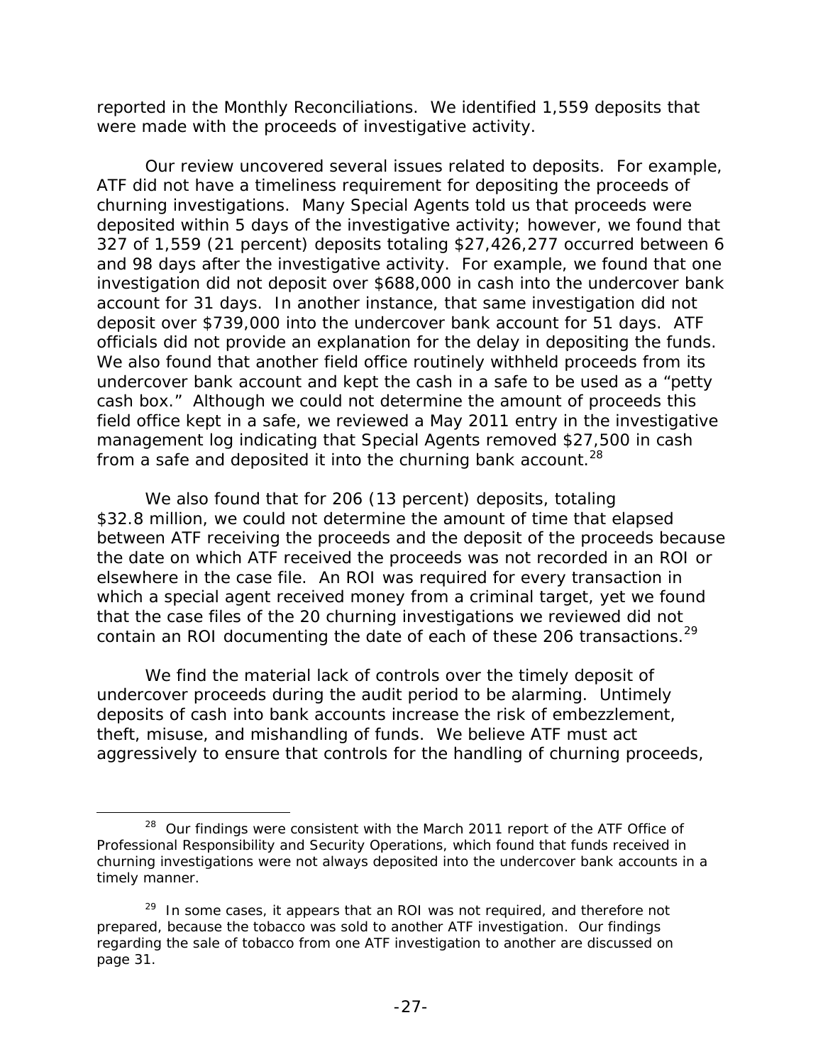reported in the Monthly Reconciliations. We identified 1,559 deposits that were made with the proceeds of investigative activity.

Our review uncovered several issues related to deposits. For example, ATF did not have a timeliness requirement for depositing the proceeds of churning investigations. Many Special Agents told us that proceeds were deposited within 5 days of the investigative activity; however, we found that 327 of 1,559 (21 percent) deposits totaling $27,426,277 occurred between 6 and 98 days after the investigative activity. For example, we found that one investigation did not deposit over $688,000 in cash into the undercover bank account for 31 days. In another instance, that same investigation did not deposit over $739,000 into the undercover bank account for 51 days. ATF officials did not provide an explanation for the delay in depositing the funds. We also found that another field office routinely withheld proceeds from its undercover bank account and kept the cash in a safe to be used as a "petty cash box." Although we could not determine the amount of proceeds this field office kept in a safe, we reviewed a May 2011 entry in the investigative management log indicating that Special Agents removed $27,500 in cash from a safe and deposited it into the churning bank account.[28]

We also found that for 206 (13 percent) deposits, totaling $32.8 million, we could not determine the amount of time that elapsed between ATF receiving the proceeds and the deposit of the proceeds because the date on which ATF received the proceeds was not recorded in an ROI or elsewhere in the case file. An ROI was required for every transaction in which a special agent received money from a criminal target, yet we found that the case files of the 20 churning investigations we reviewed did not contain an ROI documenting the date of each of these 206 transactions.[29]

We find the material lack of controls over the timely deposit of undercover proceeds during the audit period to be alarming. Untimely deposits of cash into bank accounts increase the risk of embezzlement, theft, misuse, and mishandling of funds. We believe ATF must act aggressively to ensure that controls for the handling of churning proceeds,

---

[28] Our findings were consistent with the March 2011 report of the ATF Office of Professional Responsibility and Security Operations, which found that funds received in churning investigations were not always deposited into the undercover bank accounts in a timely manner.

[29] In some cases, it appears that an ROI was not required, and therefore not prepared, because the tobacco was sold to another ATF investigation. Our findings regarding the sale of tobacco from one ATF investigation to another are discussed on page 31.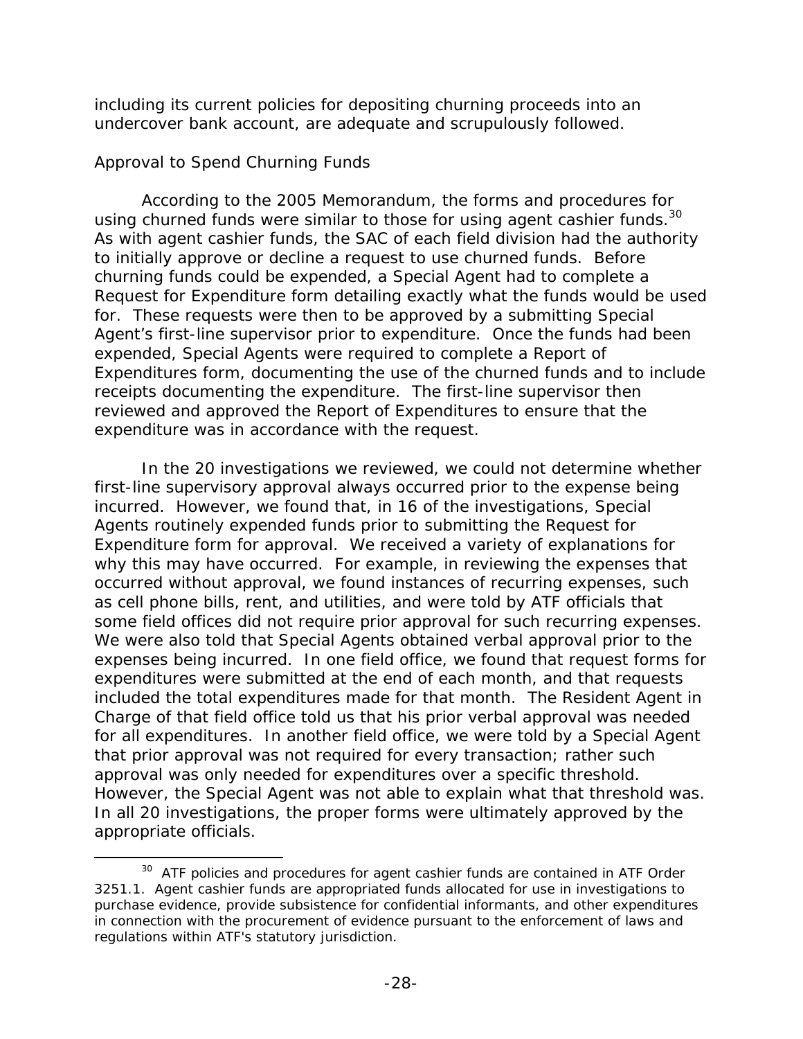including its current policies for depositing churning proceeds into an undercover bank account, are adequate and scrupulously followed.

*Approval to Spend Churning Funds*

According to the 2005 Memorandum, the forms and procedures for using churned funds were similar to those for using agent cashier funds.[30] As with agent cashier funds, the SAC of each field division had the authority to initially approve or decline a request to use churned funds. Before churning funds could be expended, a Special Agent had to complete a Request for Expenditure form detailing exactly what the funds would be used for. These requests were then to be approved by a submitting Special Agent's first-line supervisor prior to expenditure. Once the funds had been expended, Special Agents were required to complete a Report of Expenditures form, documenting the use of the churned funds and to include receipts documenting the expenditure. The first-line supervisor then reviewed and approved the Report of Expenditures to ensure that the expenditure was in accordance with the request.

In the 20 investigations we reviewed, we could not determine whether first-line supervisory approval always occurred prior to the expense being incurred. However, we found that, in 16 of the investigations, Special Agents routinely expended funds prior to submitting the Request for Expenditure form for approval. We received a variety of explanations for why this may have occurred. For example, in reviewing the expenses that occurred without approval, we found instances of recurring expenses, such as cell phone bills, rent, and utilities, and were told by ATF officials that some field offices did not require prior approval for such recurring expenses. We were also told that Special Agents obtained verbal approval prior to the expenses being incurred. In one field office, we found that request forms for expenditures were submitted at the end of each month, and that requests included the total expenditures made for that month. The Resident Agent in Charge of that field office told us that his prior verbal approval was needed for all expenditures. In another field office, we were told by a Special Agent that prior approval was not required for every transaction; rather such approval was only needed for expenditures over a specific threshold. However, the Special Agent was not able to explain what that threshold was. In all 20 investigations, the proper forms were ultimately approved by the appropriate officials.

[30] ATF policies and procedures for agent cashier funds are contained in ATF Order 3251.1. Agent cashier funds are appropriated funds allocated for use in investigations to purchase evidence, provide subsistence for confidential informants, and other expenditures in connection with the procurement of evidence pursuant to the enforcement of laws and regulations within ATF's statutory jurisdiction.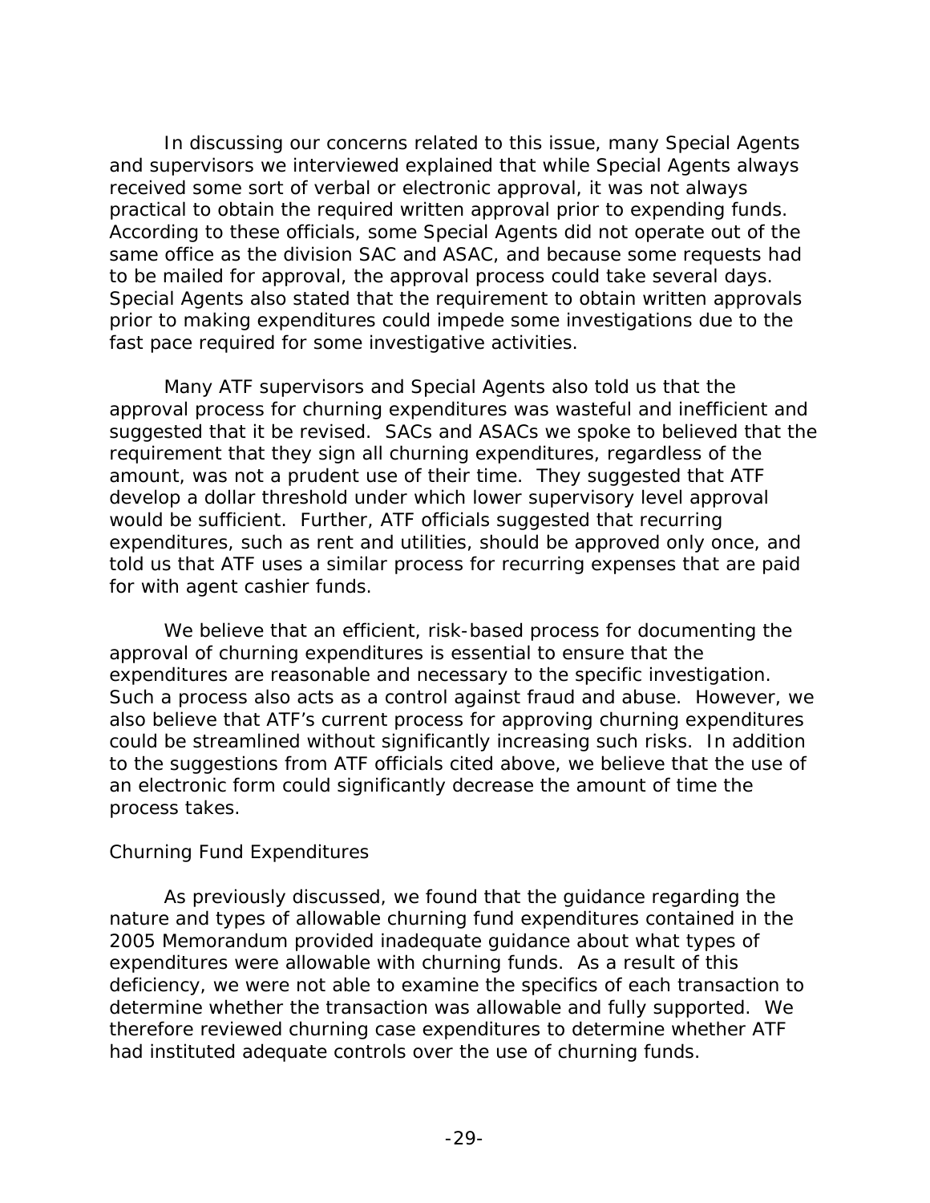In discussing our concerns related to this issue, many Special Agents and supervisors we interviewed explained that while Special Agents always received some sort of verbal or electronic approval, it was not always practical to obtain the required written approval prior to expending funds. According to these officials, some Special Agents did not operate out of the same office as the division SAC and ASAC, and because some requests had to be mailed for approval, the approval process could take several days. Special Agents also stated that the requirement to obtain written approvals prior to making expenditures could impede some investigations due to the fast pace required for some investigative activities.

Many ATF supervisors and Special Agents also told us that the approval process for churning expenditures was wasteful and inefficient and suggested that it be revised. SACs and ASACs we spoke to believed that the requirement that they sign all churning expenditures, regardless of the amount, was not a prudent use of their time. They suggested that ATF develop a dollar threshold under which lower supervisory level approval would be sufficient. Further, ATF officials suggested that recurring expenditures, such as rent and utilities, should be approved only once, and told us that ATF uses a similar process for recurring expenses that are paid for with agent cashier funds.

We believe that an efficient, risk-based process for documenting the approval of churning expenditures is essential to ensure that the expenditures are reasonable and necessary to the specific investigation. Such a process also acts as a control against fraud and abuse. However, we also believe that ATF's current process for approving churning expenditures could be streamlined without significantly increasing such risks. In addition to the suggestions from ATF officials cited above, we believe that the use of an electronic form could significantly decrease the amount of time the process takes.

*Churning Fund Expenditures*

As previously discussed, we found that the guidance regarding the nature and types of allowable churning fund expenditures contained in the 2005 Memorandum provided inadequate guidance about what types of expenditures were allowable with churning funds. As a result of this deficiency, we were not able to examine the specifics of each transaction to determine whether the transaction was allowable and fully supported. We therefore reviewed churning case expenditures to determine whether ATF had instituted adequate controls over the use of churning funds.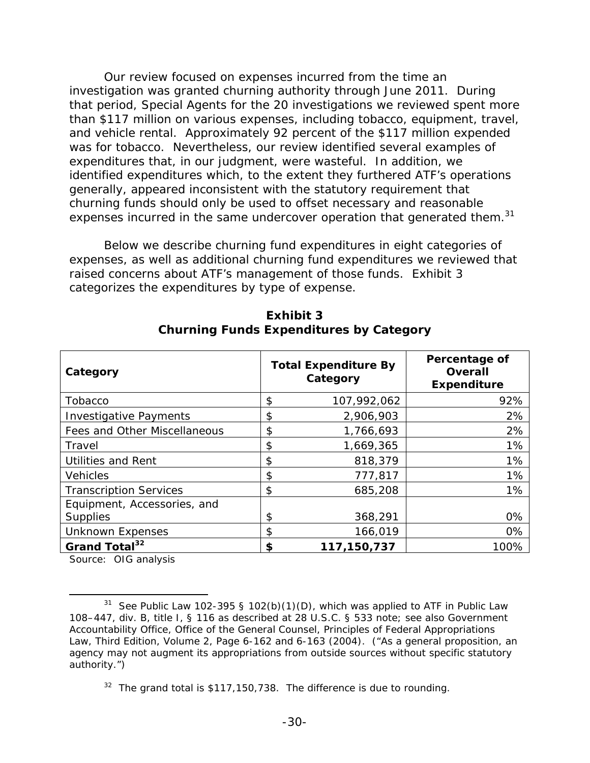Our review focused on expenses incurred from the time an investigation was granted churning authority through June 2011. During that period, Special Agents for the 20 investigations we reviewed spent more than $117 million on various expenses, including tobacco, equipment, travel, and vehicle rental. Approximately 92 percent of the $117 million expended was for tobacco. Nevertheless, our review identified several examples of expenditures that, in our judgment, were wasteful. In addition, we identified expenditures which, to the extent they furthered ATF's operations generally, appeared inconsistent with the statutory requirement that churning funds should only be used to offset necessary and reasonable expenses incurred in the same undercover operation that generated them.[31]

Below we describe churning fund expenditures in eight categories of expenses, as well as additional churning fund expenditures we reviewed that raised concerns about ATF's management of those funds. Exhibit 3 categorizes the expenditures by type of expense.

**Exhibit 3**
**Churning Funds Expenditures by Category**

| Category | Total Expenditure By Category | Percentage of Overall Expenditure |
|---|---|---|
| Tobacco | $ 107,992,062 | 92% |
| Investigative Payments | $ 2,906,903 | 2% |
| Fees and Other Miscellaneous | $ 1,766,693 | 2% |
| Travel | $ 1,669,365 | 1% |
| Utilities and Rent | $ 818,379 | 1% |
| Vehicles | $ 777,817 | 1% |
| Transcription Services | $ 685,208 | 1% |
| Equipment, Accessories, and Supplies | $ 368,291 | 0% |
| Unknown Expenses | $ 166,019 | 0% |
| **Grand Total[32]** | **$ 117,150,737** | 100% |

Source: OIG analysis

[31] See Public Law 102-395 § 102(b)(1)(D), which was applied to ATF in Public Law 108–447, div. B, title I, § 116 as described at 28 U.S.C. § 533 note; see also Government Accountability Office, Office of the General Counsel, Principles of Federal Appropriations Law, Third Edition, Volume 2, Page 6-162 and 6-163 (2004). ("As a general proposition, an agency may not augment its appropriations from outside sources without specific statutory authority.")

[32] The grand total is $117,150,738. The difference is due to rounding.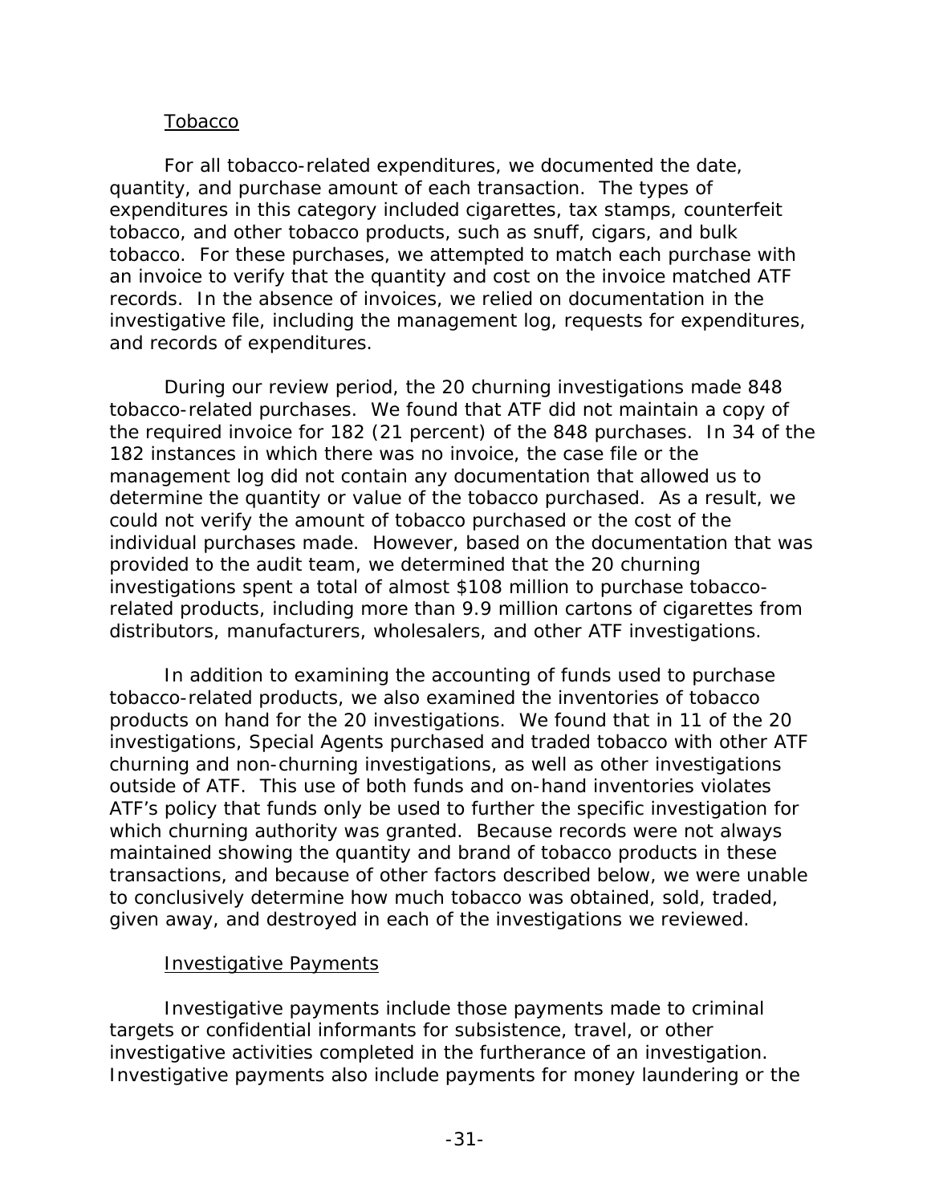Tobacco

For all tobacco-related expenditures, we documented the date, quantity, and purchase amount of each transaction. The types of expenditures in this category included cigarettes, tax stamps, counterfeit tobacco, and other tobacco products, such as snuff, cigars, and bulk tobacco. For these purchases, we attempted to match each purchase with an invoice to verify that the quantity and cost on the invoice matched ATF records. In the absence of invoices, we relied on documentation in the investigative file, including the management log, requests for expenditures, and records of expenditures.

During our review period, the 20 churning investigations made 848 tobacco-related purchases. We found that ATF did not maintain a copy of the required invoice for 182 (21 percent) of the 848 purchases. In 34 of the 182 instances in which there was no invoice, the case file or the management log did not contain any documentation that allowed us to determine the quantity or value of the tobacco purchased. As a result, we could not verify the amount of tobacco purchased or the cost of the individual purchases made. However, based on the documentation that was provided to the audit team, we determined that the 20 churning investigations spent a total of almost $108 million to purchase tobacco-related products, including more than 9.9 million cartons of cigarettes from distributors, manufacturers, wholesalers, and other ATF investigations.

In addition to examining the accounting of funds used to purchase tobacco-related products, we also examined the inventories of tobacco products on hand for the 20 investigations. We found that in 11 of the 20 investigations, Special Agents purchased and traded tobacco with other ATF churning and non-churning investigations, as well as other investigations outside of ATF. This use of both funds and on-hand inventories violates ATF's policy that funds only be used to further the specific investigation for which churning authority was granted. Because records were not always maintained showing the quantity and brand of tobacco products in these transactions, and because of other factors described below, we were unable to conclusively determine how much tobacco was obtained, sold, traded, given away, and destroyed in each of the investigations we reviewed.

Investigative Payments

Investigative payments include those payments made to criminal targets or confidential informants for subsistence, travel, or other investigative activities completed in the furtherance of an investigation. Investigative payments also include payments for money laundering or the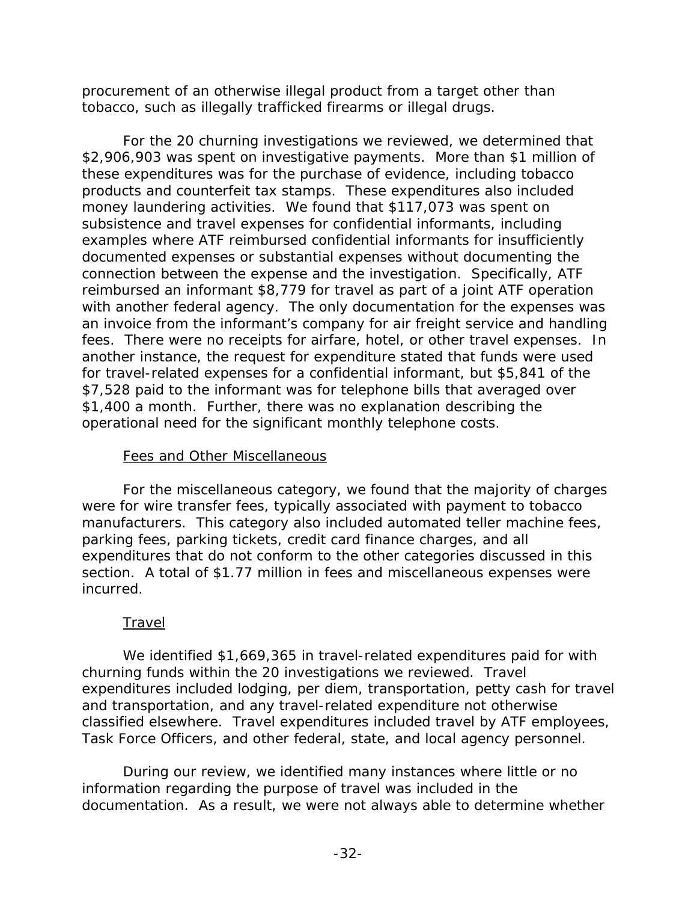procurement of an otherwise illegal product from a target other than tobacco, such as illegally trafficked firearms or illegal drugs.

For the 20 churning investigations we reviewed, we determined that $2,906,903 was spent on investigative payments. More than $1 million of these expenditures was for the purchase of evidence, including tobacco products and counterfeit tax stamps. These expenditures also included money laundering activities. We found that $117,073 was spent on subsistence and travel expenses for confidential informants, including examples where ATF reimbursed confidential informants for insufficiently documented expenses or substantial expenses without documenting the connection between the expense and the investigation. Specifically, ATF reimbursed an informant $8,779 for travel as part of a joint ATF operation with another federal agency. The only documentation for the expenses was an invoice from the informant's company for air freight service and handling fees. There were no receipts for airfare, hotel, or other travel expenses. In another instance, the request for expenditure stated that funds were used for travel-related expenses for a confidential informant, but $5,841 of the $7,528 paid to the informant was for telephone bills that averaged over $1,400 a month. Further, there was no explanation describing the operational need for the significant monthly telephone costs.

### Fees and Other Miscellaneous

For the miscellaneous category, we found that the majority of charges were for wire transfer fees, typically associated with payment to tobacco manufacturers. This category also included automated teller machine fees, parking fees, parking tickets, credit card finance charges, and all expenditures that do not conform to the other categories discussed in this section. A total of $1.77 million in fees and miscellaneous expenses were incurred.

### Travel

We identified $1,669,365 in travel-related expenditures paid for with churning funds within the 20 investigations we reviewed. Travel expenditures included lodging, per diem, transportation, petty cash for travel and transportation, and any travel-related expenditure not otherwise classified elsewhere. Travel expenditures included travel by ATF employees, Task Force Officers, and other federal, state, and local agency personnel.

During our review, we identified many instances where little or no information regarding the purpose of travel was included in the documentation. As a result, we were not always able to determine whether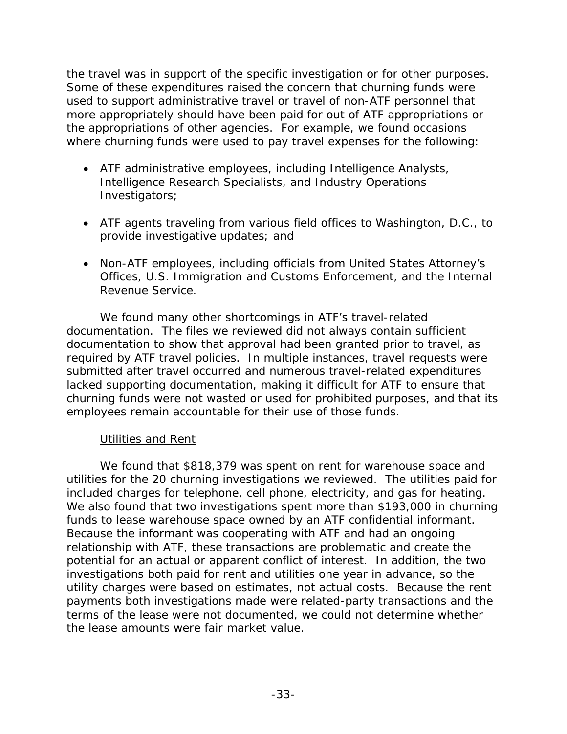the travel was in support of the specific investigation or for other purposes. Some of these expenditures raised the concern that churning funds were used to support administrative travel or travel of non-ATF personnel that more appropriately should have been paid for out of ATF appropriations or the appropriations of other agencies. For example, we found occasions where churning funds were used to pay travel expenses for the following:

- ATF administrative employees, including Intelligence Analysts, Intelligence Research Specialists, and Industry Operations Investigators;
- ATF agents traveling from various field offices to Washington, D.C., to provide investigative updates; and
- Non-ATF employees, including officials from United States Attorney's Offices, U.S. Immigration and Customs Enforcement, and the Internal Revenue Service.

We found many other shortcomings in ATF's travel-related documentation. The files we reviewed did not always contain sufficient documentation to show that approval had been granted prior to travel, as required by ATF travel policies. In multiple instances, travel requests were submitted after travel occurred and numerous travel-related expenditures lacked supporting documentation, making it difficult for ATF to ensure that churning funds were not wasted or used for prohibited purposes, and that its employees remain accountable for their use of those funds.

<u>Utilities and Rent</u>

We found that $818,379 was spent on rent for warehouse space and utilities for the 20 churning investigations we reviewed. The utilities paid for included charges for telephone, cell phone, electricity, and gas for heating. We also found that two investigations spent more than $193,000 in churning funds to lease warehouse space owned by an ATF confidential informant. Because the informant was cooperating with ATF and had an ongoing relationship with ATF, these transactions are problematic and create the potential for an actual or apparent conflict of interest. In addition, the two investigations both paid for rent and utilities one year in advance, so the utility charges were based on estimates, not actual costs. Because the rent payments both investigations made were related-party transactions and the terms of the lease were not documented, we could not determine whether the lease amounts were fair market value.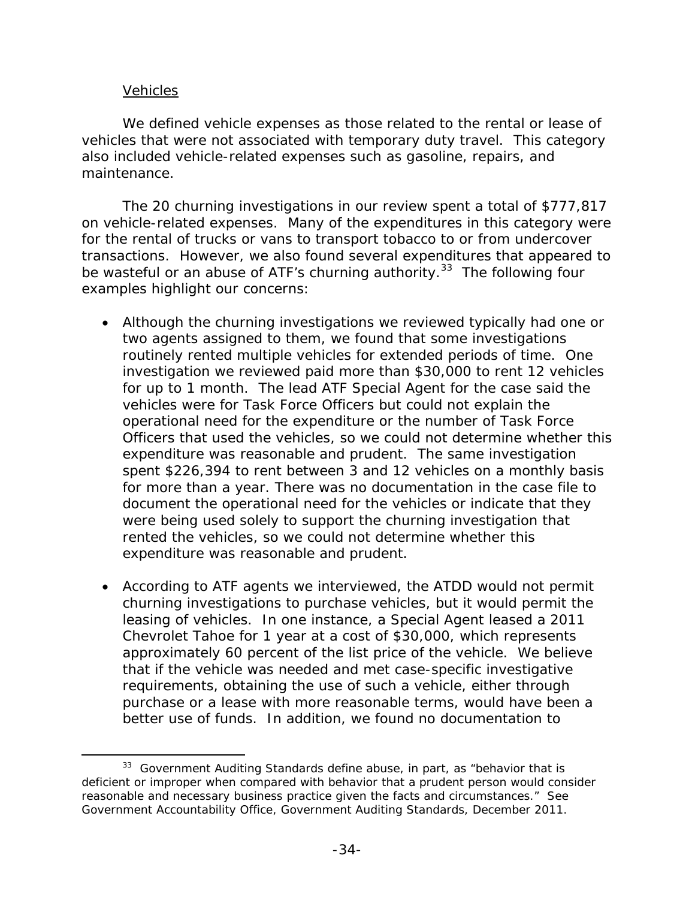Vehicles

We defined vehicle expenses as those related to the rental or lease of vehicles that were not associated with temporary duty travel. This category also included vehicle-related expenses such as gasoline, repairs, and maintenance.

The 20 churning investigations in our review spent a total of $777,817 on vehicle-related expenses. Many of the expenditures in this category were for the rental of trucks or vans to transport tobacco to or from undercover transactions. However, we also found several expenditures that appeared to be wasteful or an abuse of ATF's churning authority.[33] The following four examples highlight our concerns:

- Although the churning investigations we reviewed typically had one or two agents assigned to them, we found that some investigations routinely rented multiple vehicles for extended periods of time. One investigation we reviewed paid more than $30,000 to rent 12 vehicles for up to 1 month. The lead ATF Special Agent for the case said the vehicles were for Task Force Officers but could not explain the operational need for the expenditure or the number of Task Force Officers that used the vehicles, so we could not determine whether this expenditure was reasonable and prudent. The same investigation spent $226,394 to rent between 3 and 12 vehicles on a monthly basis for more than a year. There was no documentation in the case file to document the operational need for the vehicles or indicate that they were being used solely to support the churning investigation that rented the vehicles, so we could not determine whether this expenditure was reasonable and prudent.

- According to ATF agents we interviewed, the ATDD would not permit churning investigations to purchase vehicles, but it would permit the leasing of vehicles. In one instance, a Special Agent leased a 2011 Chevrolet Tahoe for 1 year at a cost of $30,000, which represents approximately 60 percent of the list price of the vehicle. We believe that if the vehicle was needed and met case-specific investigative requirements, obtaining the use of such a vehicle, either through purchase or a lease with more reasonable terms, would have been a better use of funds. In addition, we found no documentation to

[33] Government Auditing Standards define abuse, in part, as "behavior that is deficient or improper when compared with behavior that a prudent person would consider reasonable and necessary business practice given the facts and circumstances." See Government Accountability Office, Government Auditing Standards, December 2011.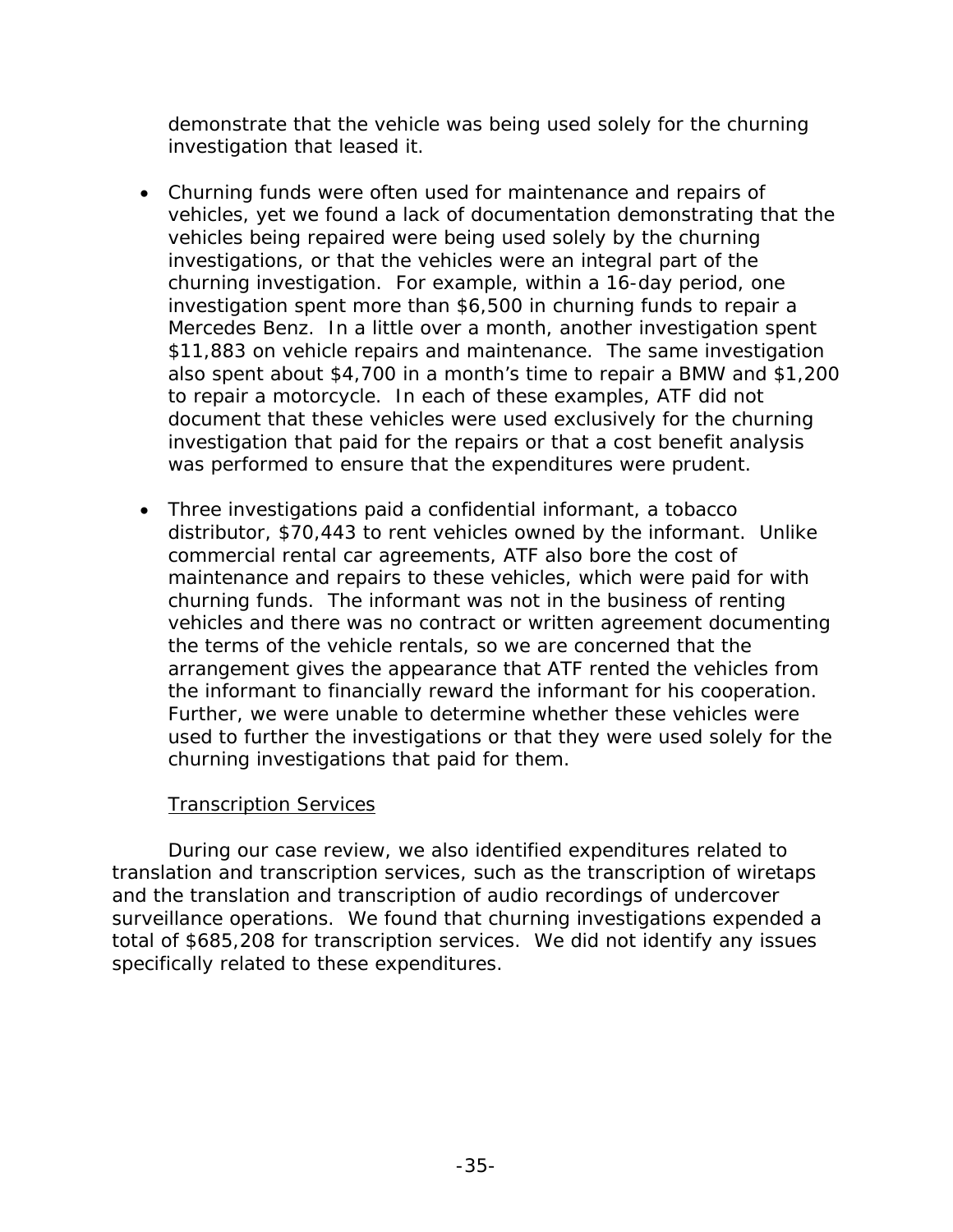demonstrate that the vehicle was being used solely for the churning investigation that leased it.

- Churning funds were often used for maintenance and repairs of vehicles, yet we found a lack of documentation demonstrating that the vehicles being repaired were being used solely by the churning investigations, or that the vehicles were an integral part of the churning investigation. For example, within a 16-day period, one investigation spent more than $6,500 in churning funds to repair a Mercedes Benz. In a little over a month, another investigation spent $11,883 on vehicle repairs and maintenance. The same investigation also spent about $4,700 in a month's time to repair a BMW and $1,200 to repair a motorcycle. In each of these examples, ATF did not document that these vehicles were used exclusively for the churning investigation that paid for the repairs or that a cost benefit analysis was performed to ensure that the expenditures were prudent.

- Three investigations paid a confidential informant, a tobacco distributor, $70,443 to rent vehicles owned by the informant. Unlike commercial rental car agreements, ATF also bore the cost of maintenance and repairs to these vehicles, which were paid for with churning funds. The informant was not in the business of renting vehicles and there was no contract or written agreement documenting the terms of the vehicle rentals, so we are concerned that the arrangement gives the appearance that ATF rented the vehicles from the informant to financially reward the informant for his cooperation. Further, we were unable to determine whether these vehicles were used to further the investigations or that they were used solely for the churning investigations that paid for them.

<u>Transcription Services</u>

During our case review, we also identified expenditures related to translation and transcription services, such as the transcription of wiretaps and the translation and transcription of audio recordings of undercover surveillance operations. We found that churning investigations expended a total of $685,208 for transcription services. We did not identify any issues specifically related to these expenditures.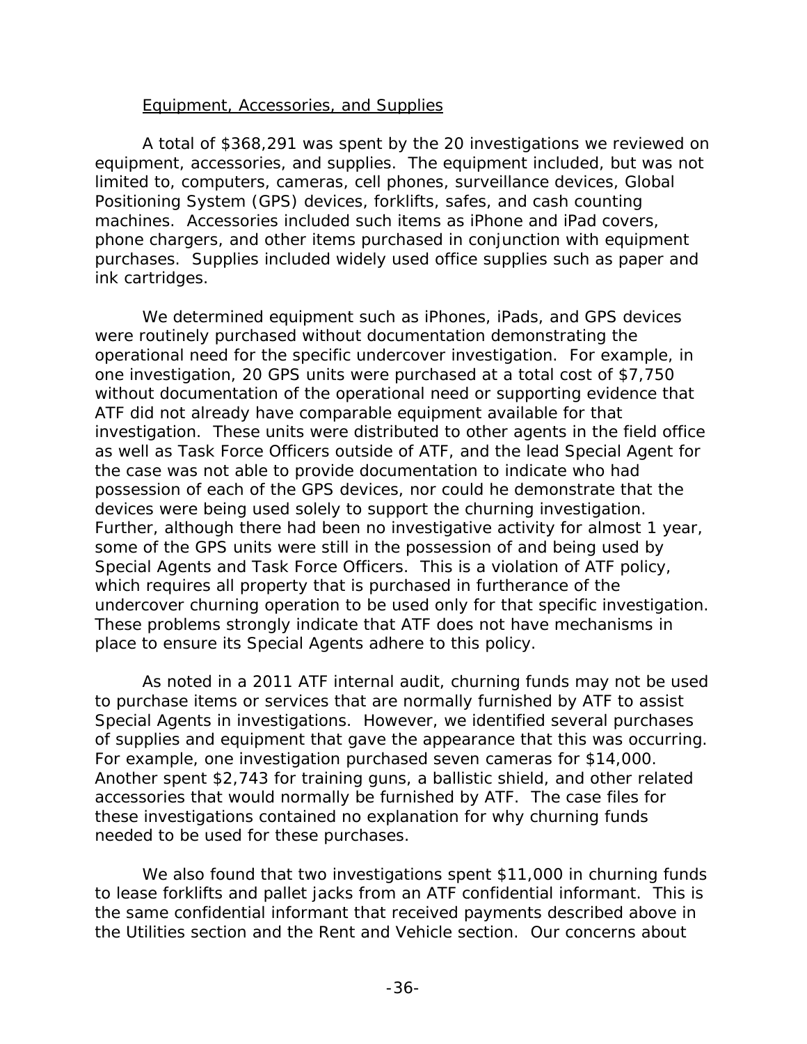Equipment, Accessories, and Supplies

A total of $368,291 was spent by the 20 investigations we reviewed on equipment, accessories, and supplies. The equipment included, but was not limited to, computers, cameras, cell phones, surveillance devices, Global Positioning System (GPS) devices, forklifts, safes, and cash counting machines. Accessories included such items as iPhone and iPad covers, phone chargers, and other items purchased in conjunction with equipment purchases. Supplies included widely used office supplies such as paper and ink cartridges.

We determined equipment such as iPhones, iPads, and GPS devices were routinely purchased without documentation demonstrating the operational need for the specific undercover investigation. For example, in one investigation, 20 GPS units were purchased at a total cost of $7,750 without documentation of the operational need or supporting evidence that ATF did not already have comparable equipment available for that investigation. These units were distributed to other agents in the field office as well as Task Force Officers outside of ATF, and the lead Special Agent for the case was not able to provide documentation to indicate who had possession of each of the GPS devices, nor could he demonstrate that the devices were being used solely to support the churning investigation. Further, although there had been no investigative activity for almost 1 year, some of the GPS units were still in the possession of and being used by Special Agents and Task Force Officers. This is a violation of ATF policy, which requires all property that is purchased in furtherance of the undercover churning operation to be used only for that specific investigation. These problems strongly indicate that ATF does not have mechanisms in place to ensure its Special Agents adhere to this policy.

As noted in a 2011 ATF internal audit, churning funds may not be used to purchase items or services that are normally furnished by ATF to assist Special Agents in investigations. However, we identified several purchases of supplies and equipment that gave the appearance that this was occurring. For example, one investigation purchased seven cameras for $14,000. Another spent $2,743 for training guns, a ballistic shield, and other related accessories that would normally be furnished by ATF. The case files for these investigations contained no explanation for why churning funds needed to be used for these purchases.

We also found that two investigations spent $11,000 in churning funds to lease forklifts and pallet jacks from an ATF confidential informant. This is the same confidential informant that received payments described above in the Utilities section and the Rent and Vehicle section. Our concerns about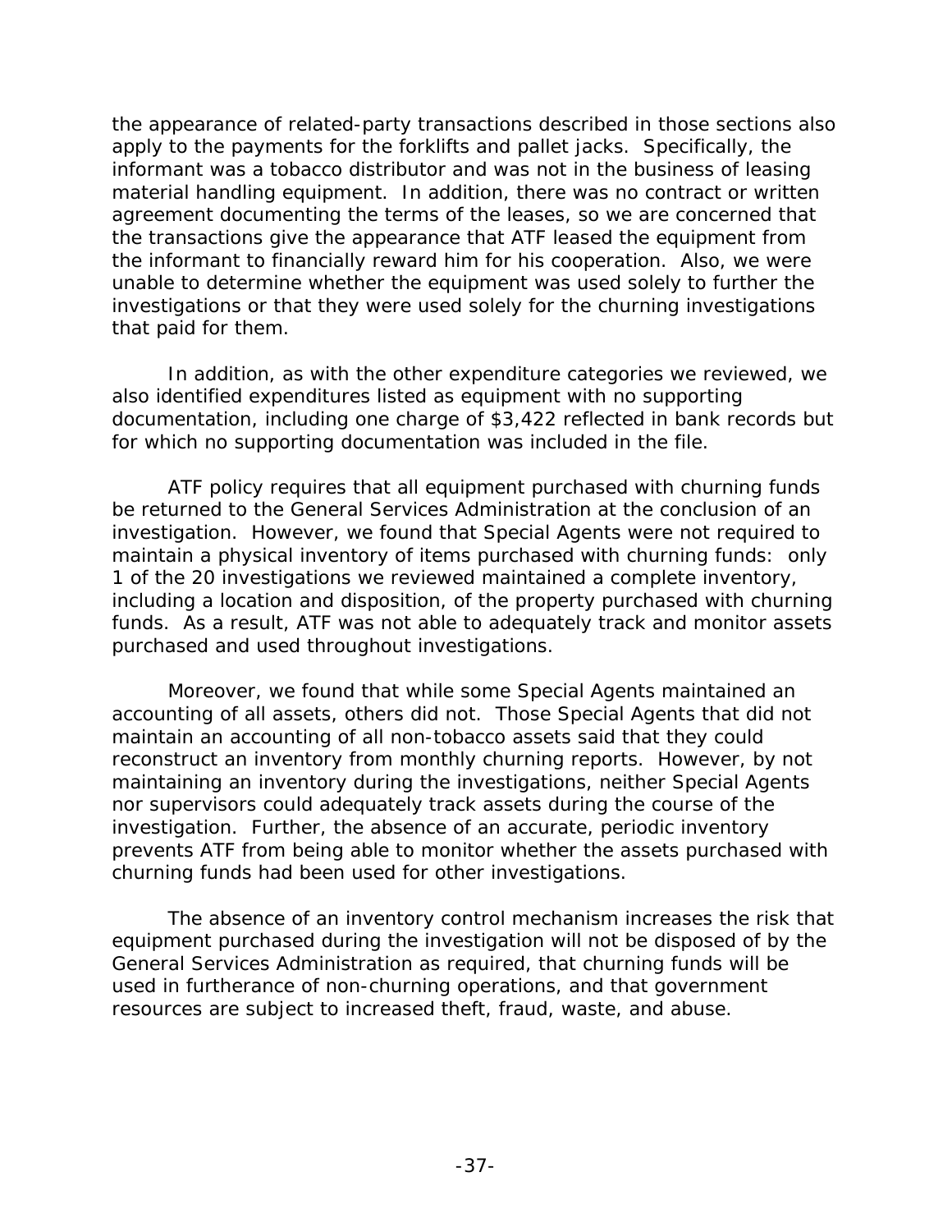the appearance of related-party transactions described in those sections also apply to the payments for the forklifts and pallet jacks. Specifically, the informant was a tobacco distributor and was not in the business of leasing material handling equipment. In addition, there was no contract or written agreement documenting the terms of the leases, so we are concerned that the transactions give the appearance that ATF leased the equipment from the informant to financially reward him for his cooperation. Also, we were unable to determine whether the equipment was used solely to further the investigations or that they were used solely for the churning investigations that paid for them.

In addition, as with the other expenditure categories we reviewed, we also identified expenditures listed as equipment with no supporting documentation, including one charge of $3,422 reflected in bank records but for which no supporting documentation was included in the file.

ATF policy requires that all equipment purchased with churning funds be returned to the General Services Administration at the conclusion of an investigation. However, we found that Special Agents were not required to maintain a physical inventory of items purchased with churning funds: only 1 of the 20 investigations we reviewed maintained a complete inventory, including a location and disposition, of the property purchased with churning funds. As a result, ATF was not able to adequately track and monitor assets purchased and used throughout investigations.

Moreover, we found that while some Special Agents maintained an accounting of all assets, others did not. Those Special Agents that did not maintain an accounting of all non-tobacco assets said that they could reconstruct an inventory from monthly churning reports. However, by not maintaining an inventory during the investigations, neither Special Agents nor supervisors could adequately track assets during the course of the investigation. Further, the absence of an accurate, periodic inventory prevents ATF from being able to monitor whether the assets purchased with churning funds had been used for other investigations.

The absence of an inventory control mechanism increases the risk that equipment purchased during the investigation will not be disposed of by the General Services Administration as required, that churning funds will be used in furtherance of non-churning operations, and that government resources are subject to increased theft, fraud, waste, and abuse.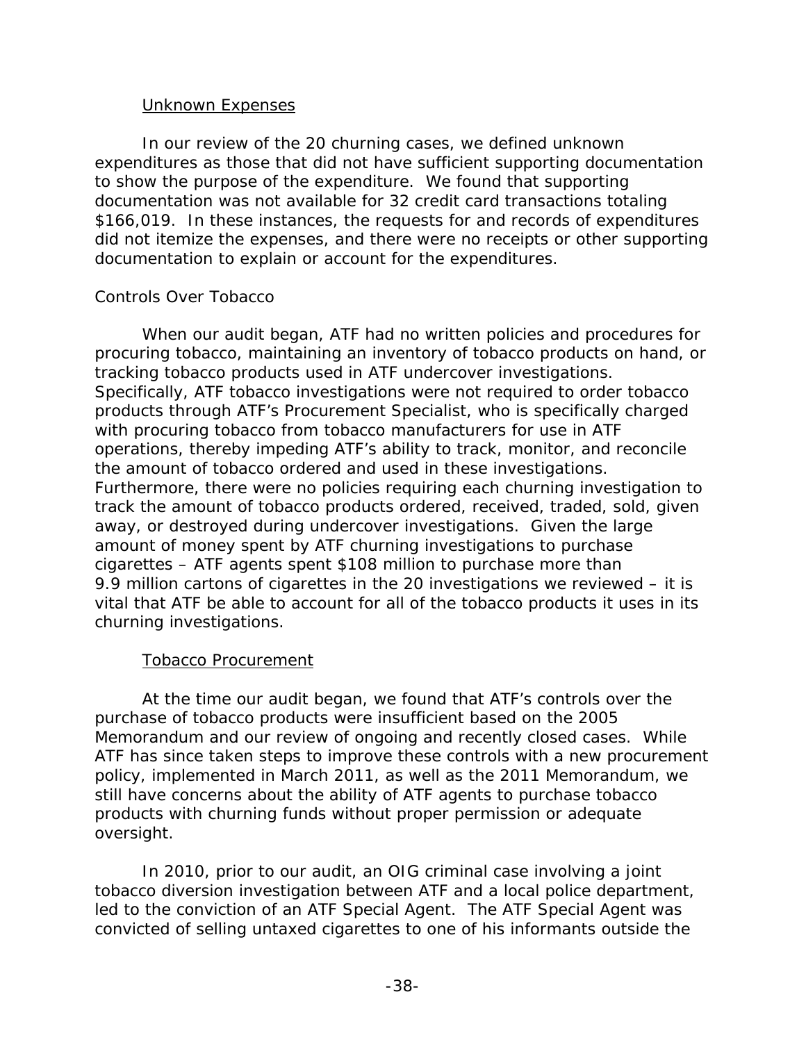#### Unknown Expenses

In our review of the 20 churning cases, we defined unknown expenditures as those that did not have sufficient supporting documentation to show the purpose of the expenditure. We found that supporting documentation was not available for 32 credit card transactions totaling $166,019. In these instances, the requests for and records of expenditures did not itemize the expenses, and there were no receipts or other supporting documentation to explain or account for the expenditures.

### Controls Over Tobacco

When our audit began, ATF had no written policies and procedures for procuring tobacco, maintaining an inventory of tobacco products on hand, or tracking tobacco products used in ATF undercover investigations. Specifically, ATF tobacco investigations were not required to order tobacco products through ATF's Procurement Specialist, who is specifically charged with procuring tobacco from tobacco manufacturers for use in ATF operations, thereby impeding ATF's ability to track, monitor, and reconcile the amount of tobacco ordered and used in these investigations. Furthermore, there were no policies requiring each churning investigation to track the amount of tobacco products ordered, received, traded, sold, given away, or destroyed during undercover investigations. Given the large amount of money spent by ATF churning investigations to purchase cigarettes – ATF agents spent $108 million to purchase more than 9.9 million cartons of cigarettes in the 20 investigations we reviewed – it is vital that ATF be able to account for all of the tobacco products it uses in its churning investigations.

#### Tobacco Procurement

At the time our audit began, we found that ATF's controls over the purchase of tobacco products were insufficient based on the 2005 Memorandum and our review of ongoing and recently closed cases. While ATF has since taken steps to improve these controls with a new procurement policy, implemented in March 2011, as well as the 2011 Memorandum, we still have concerns about the ability of ATF agents to purchase tobacco products with churning funds without proper permission or adequate oversight.

In 2010, prior to our audit, an OIG criminal case involving a joint tobacco diversion investigation between ATF and a local police department, led to the conviction of an ATF Special Agent. The ATF Special Agent was convicted of selling untaxed cigarettes to one of his informants outside the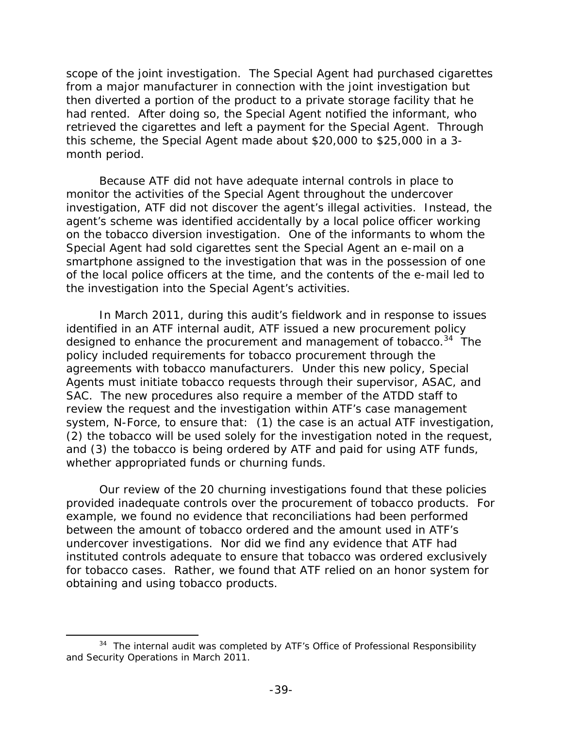scope of the joint investigation. The Special Agent had purchased cigarettes from a major manufacturer in connection with the joint investigation but then diverted a portion of the product to a private storage facility that he had rented. After doing so, the Special Agent notified the informant, who retrieved the cigarettes and left a payment for the Special Agent. Through this scheme, the Special Agent made about $20,000 to $25,000 in a 3-month period.

Because ATF did not have adequate internal controls in place to monitor the activities of the Special Agent throughout the undercover investigation, ATF did not discover the agent's illegal activities. Instead, the agent's scheme was identified accidentally by a local police officer working on the tobacco diversion investigation. One of the informants to whom the Special Agent had sold cigarettes sent the Special Agent an e-mail on a smartphone assigned to the investigation that was in the possession of one of the local police officers at the time, and the contents of the e-mail led to the investigation into the Special Agent's activities.

In March 2011, during this audit's fieldwork and in response to issues identified in an ATF internal audit, ATF issued a new procurement policy designed to enhance the procurement and management of tobacco.[34] The policy included requirements for tobacco procurement through the agreements with tobacco manufacturers. Under this new policy, Special Agents must initiate tobacco requests through their supervisor, ASAC, and SAC. The new procedures also require a member of the ATDD staff to review the request and the investigation within ATF's case management system, N-Force, to ensure that: (1) the case is an actual ATF investigation, (2) the tobacco will be used solely for the investigation noted in the request, and (3) the tobacco is being ordered by ATF and paid for using ATF funds, whether appropriated funds or churning funds.

Our review of the 20 churning investigations found that these policies provided inadequate controls over the procurement of tobacco products. For example, we found no evidence that reconciliations had been performed between the amount of tobacco ordered and the amount used in ATF's undercover investigations. Nor did we find any evidence that ATF had instituted controls adequate to ensure that tobacco was ordered exclusively for tobacco cases. Rather, we found that ATF relied on an honor system for obtaining and using tobacco products.

[34] The internal audit was completed by ATF's Office of Professional Responsibility and Security Operations in March 2011.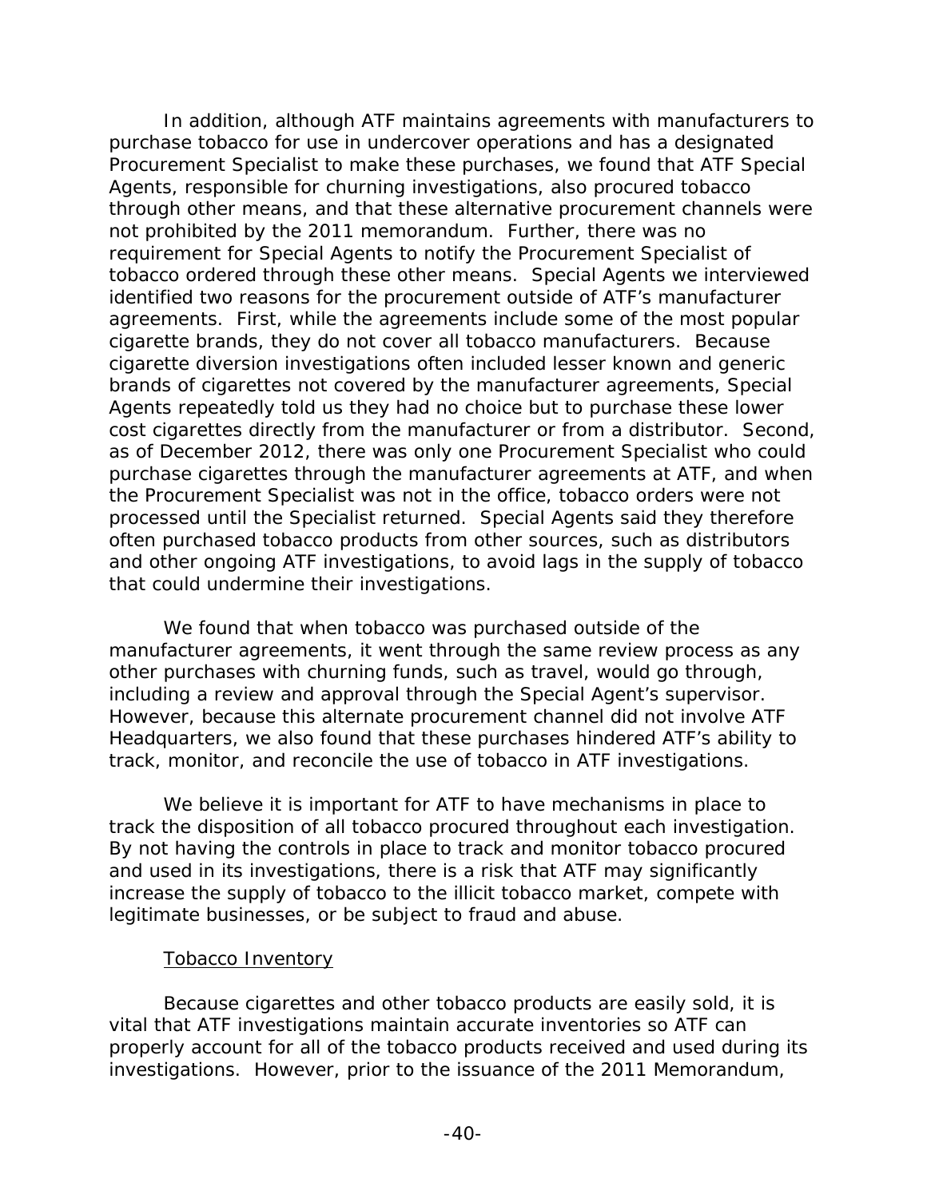In addition, although ATF maintains agreements with manufacturers to purchase tobacco for use in undercover operations and has a designated Procurement Specialist to make these purchases, we found that ATF Special Agents, responsible for churning investigations, also procured tobacco through other means, and that these alternative procurement channels were not prohibited by the 2011 memorandum. Further, there was no requirement for Special Agents to notify the Procurement Specialist of tobacco ordered through these other means. Special Agents we interviewed identified two reasons for the procurement outside of ATF's manufacturer agreements. First, while the agreements include some of the most popular cigarette brands, they do not cover all tobacco manufacturers. Because cigarette diversion investigations often included lesser known and generic brands of cigarettes not covered by the manufacturer agreements, Special Agents repeatedly told us they had no choice but to purchase these lower cost cigarettes directly from the manufacturer or from a distributor. Second, as of December 2012, there was only one Procurement Specialist who could purchase cigarettes through the manufacturer agreements at ATF, and when the Procurement Specialist was not in the office, tobacco orders were not processed until the Specialist returned. Special Agents said they therefore often purchased tobacco products from other sources, such as distributors and other ongoing ATF investigations, to avoid lags in the supply of tobacco that could undermine their investigations.

We found that when tobacco was purchased outside of the manufacturer agreements, it went through the same review process as any other purchases with churning funds, such as travel, would go through, including a review and approval through the Special Agent's supervisor. However, because this alternate procurement channel did not involve ATF Headquarters, we also found that these purchases hindered ATF's ability to track, monitor, and reconcile the use of tobacco in ATF investigations.

We believe it is important for ATF to have mechanisms in place to track the disposition of all tobacco procured throughout each investigation. By not having the controls in place to track and monitor tobacco procured and used in its investigations, there is a risk that ATF may significantly increase the supply of tobacco to the illicit tobacco market, compete with legitimate businesses, or be subject to fraud and abuse.

Tobacco Inventory

Because cigarettes and other tobacco products are easily sold, it is vital that ATF investigations maintain accurate inventories so ATF can properly account for all of the tobacco products received and used during its investigations. However, prior to the issuance of the 2011 Memorandum,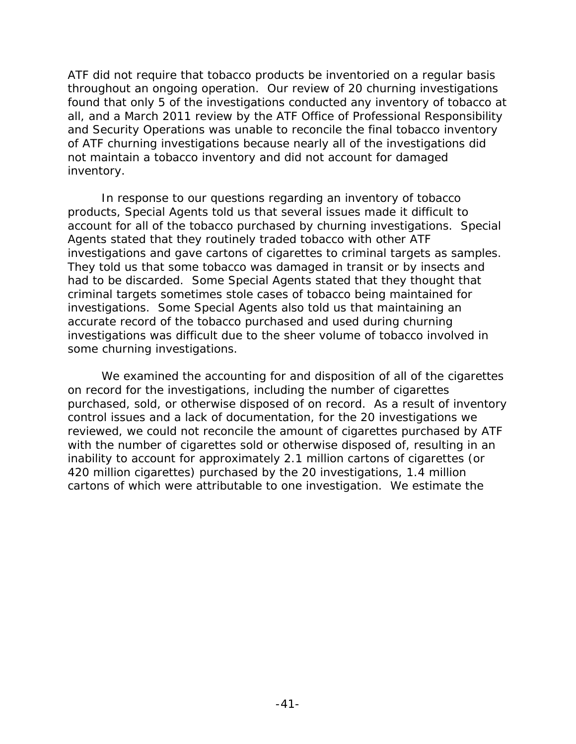ATF did not require that tobacco products be inventoried on a regular basis throughout an ongoing operation. Our review of 20 churning investigations found that only 5 of the investigations conducted any inventory of tobacco at all, and a March 2011 review by the ATF Office of Professional Responsibility and Security Operations was unable to reconcile the final tobacco inventory of ATF churning investigations because nearly all of the investigations did not maintain a tobacco inventory and did not account for damaged inventory.

In response to our questions regarding an inventory of tobacco products, Special Agents told us that several issues made it difficult to account for all of the tobacco purchased by churning investigations. Special Agents stated that they routinely traded tobacco with other ATF investigations and gave cartons of cigarettes to criminal targets as samples. They told us that some tobacco was damaged in transit or by insects and had to be discarded. Some Special Agents stated that they thought that criminal targets sometimes stole cases of tobacco being maintained for investigations. Some Special Agents also told us that maintaining an accurate record of the tobacco purchased and used during churning investigations was difficult due to the sheer volume of tobacco involved in some churning investigations.

We examined the accounting for and disposition of all of the cigarettes on record for the investigations, including the number of cigarettes purchased, sold, or otherwise disposed of on record. As a result of inventory control issues and a lack of documentation, for the 20 investigations we reviewed, we could not reconcile the amount of cigarettes purchased by ATF with the number of cigarettes sold or otherwise disposed of, resulting in an inability to account for approximately 2.1 million cartons of cigarettes (or 420 million cigarettes) purchased by the 20 investigations, 1.4 million cartons of which were attributable to one investigation. We estimate the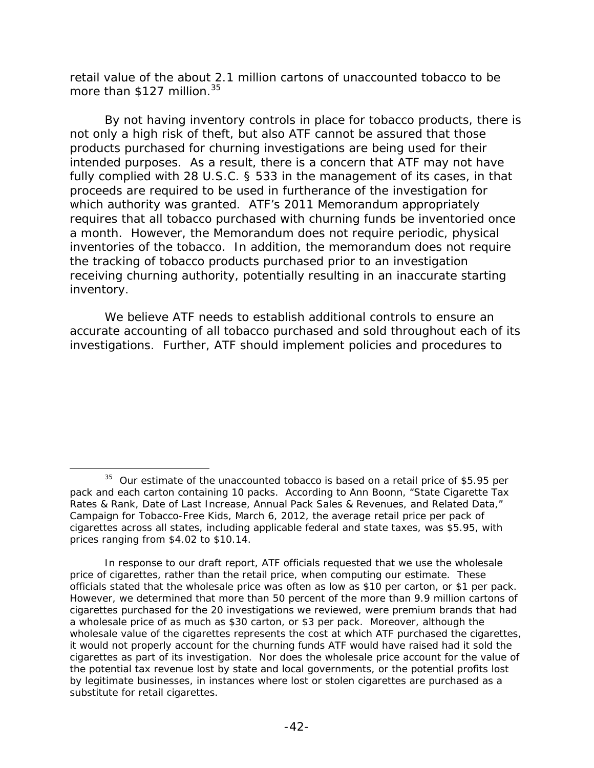retail value of the about 2.1 million cartons of unaccounted tobacco to be more than $127 million.[35]

By not having inventory controls in place for tobacco products, there is not only a high risk of theft, but also ATF cannot be assured that those products purchased for churning investigations are being used for their intended purposes. As a result, there is a concern that ATF may not have fully complied with 28 U.S.C. § 533 in the management of its cases, in that proceeds are required to be used in furtherance of the investigation for which authority was granted. ATF's 2011 Memorandum appropriately requires that all tobacco purchased with churning funds be inventoried once a month. However, the Memorandum does not require periodic, physical inventories of the tobacco. In addition, the memorandum does not require the tracking of tobacco products purchased prior to an investigation receiving churning authority, potentially resulting in an inaccurate starting inventory.

We believe ATF needs to establish additional controls to ensure an accurate accounting of all tobacco purchased and sold throughout each of its investigations. Further, ATF should implement policies and procedures to

---

[35] Our estimate of the unaccounted tobacco is based on a retail price of $5.95 per pack and each carton containing 10 packs. According to Ann Boonn, "State Cigarette Tax Rates & Rank, Date of Last Increase, Annual Pack Sales & Revenues, and Related Data," Campaign for Tobacco-Free Kids, March 6, 2012, the average retail price per pack of cigarettes across all states, including applicable federal and state taxes, was $5.95, with prices ranging from $4.02 to $10.14.

In response to our draft report, ATF officials requested that we use the wholesale price of cigarettes, rather than the retail price, when computing our estimate. These officials stated that the wholesale price was often as low as $10 per carton, or $1 per pack. However, we determined that more than 50 percent of the more than 9.9 million cartons of cigarettes purchased for the 20 investigations we reviewed, were premium brands that had a wholesale price of as much as $30 carton, or $3 per pack. Moreover, although the wholesale value of the cigarettes represents the cost at which ATF purchased the cigarettes, it would not properly account for the churning funds ATF would have raised had it sold the cigarettes as part of its investigation. Nor does the wholesale price account for the value of the potential tax revenue lost by state and local governments, or the potential profits lost by legitimate businesses, in instances where lost or stolen cigarettes are purchased as a substitute for retail cigarettes.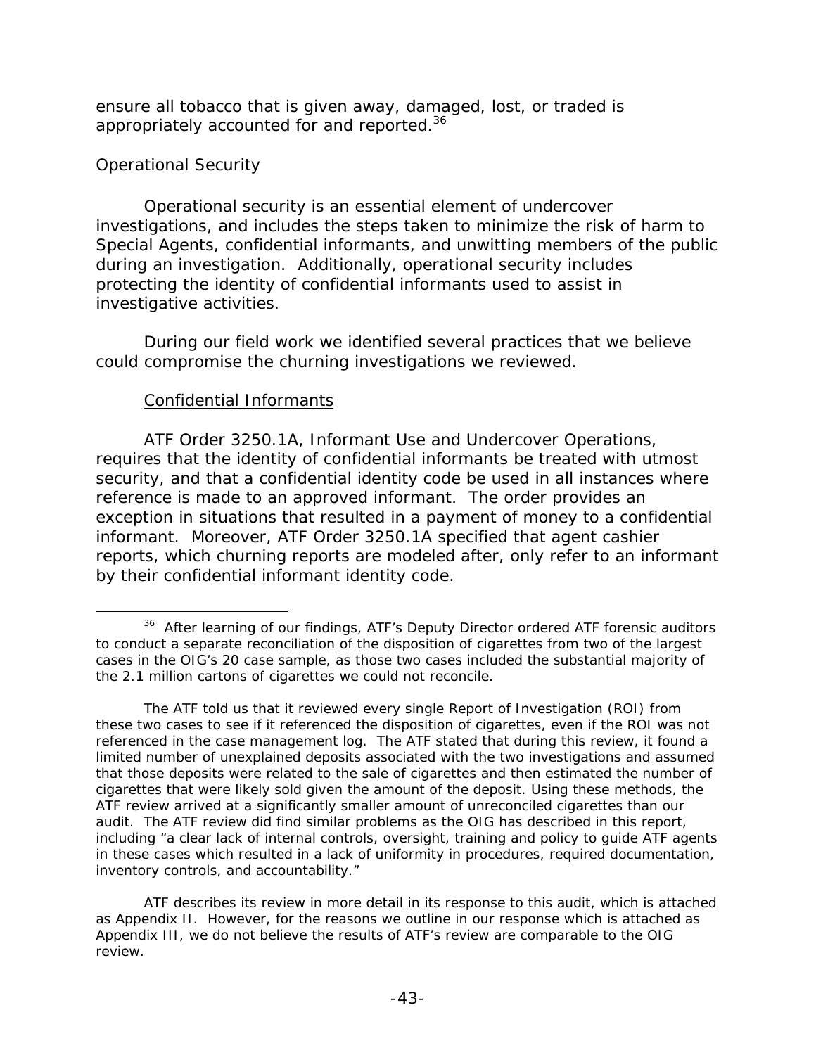ensure all tobacco that is given away, damaged, lost, or traded is appropriately accounted for and reported.[36]

*Operational Security*

Operational security is an essential element of undercover investigations, and includes the steps taken to minimize the risk of harm to Special Agents, confidential informants, and unwitting members of the public during an investigation. Additionally, operational security includes protecting the identity of confidential informants used to assist in investigative activities.

During our field work we identified several practices that we believe could compromise the churning investigations we reviewed.

<u>Confidential Informants</u>

ATF Order 3250.1A, Informant Use and Undercover Operations, requires that the identity of confidential informants be treated with utmost security, and that a confidential identity code be used in all instances where reference is made to an approved informant. The order provides an exception in situations that resulted in a payment of money to a confidential informant. Moreover, ATF Order 3250.1A specified that agent cashier reports, which churning reports are modeled after, only refer to an informant by their confidential informant identity code.

---

[36] After learning of our findings, ATF's Deputy Director ordered ATF forensic auditors to conduct a separate reconciliation of the disposition of cigarettes from two of the largest cases in the OIG's 20 case sample, as those two cases included the substantial majority of the 2.1 million cartons of cigarettes we could not reconcile.

The ATF told us that it reviewed every single Report of Investigation (ROI) from these two cases to see if it referenced the disposition of cigarettes, even if the ROI was not referenced in the case management log. The ATF stated that during this review, it found a limited number of unexplained deposits associated with the two investigations and assumed that those deposits were related to the sale of cigarettes and then estimated the number of cigarettes that were likely sold given the amount of the deposit. Using these methods, the ATF review arrived at a significantly smaller amount of unreconciled cigarettes than our audit. The ATF review did find similar problems as the OIG has described in this report, including "a clear lack of internal controls, oversight, training and policy to guide ATF agents in these cases which resulted in a lack of uniformity in procedures, required documentation, inventory controls, and accountability."

ATF describes its review in more detail in its response to this audit, which is attached as Appendix II. However, for the reasons we outline in our response which is attached as Appendix III, we do not believe the results of ATF's review are comparable to the OIG review.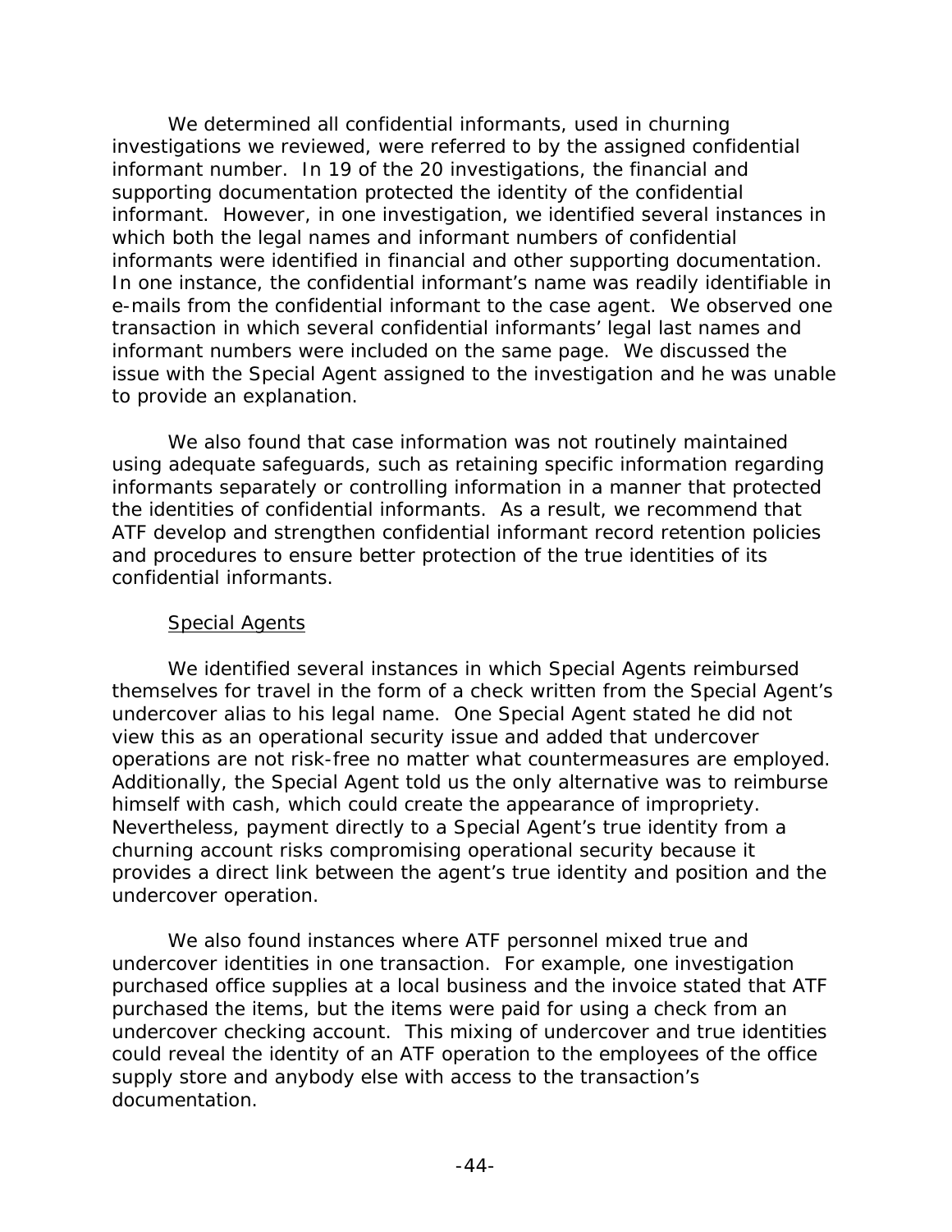We determined all confidential informants, used in churning investigations we reviewed, were referred to by the assigned confidential informant number. In 19 of the 20 investigations, the financial and supporting documentation protected the identity of the confidential informant. However, in one investigation, we identified several instances in which both the legal names and informant numbers of confidential informants were identified in financial and other supporting documentation. In one instance, the confidential informant's name was readily identifiable in e-mails from the confidential informant to the case agent. We observed one transaction in which several confidential informants' legal last names and informant numbers were included on the same page. We discussed the issue with the Special Agent assigned to the investigation and he was unable to provide an explanation.

We also found that case information was not routinely maintained using adequate safeguards, such as retaining specific information regarding informants separately or controlling information in a manner that protected the identities of confidential informants. As a result, we recommend that ATF develop and strengthen confidential informant record retention policies and procedures to ensure better protection of the true identities of its confidential informants.

#### Special Agents

We identified several instances in which Special Agents reimbursed themselves for travel in the form of a check written from the Special Agent's undercover alias to his legal name. One Special Agent stated he did not view this as an operational security issue and added that undercover operations are not risk-free no matter what countermeasures are employed. Additionally, the Special Agent told us the only alternative was to reimburse himself with cash, which could create the appearance of impropriety. Nevertheless, payment directly to a Special Agent's true identity from a churning account risks compromising operational security because it provides a direct link between the agent's true identity and position and the undercover operation.

We also found instances where ATF personnel mixed true and undercover identities in one transaction. For example, one investigation purchased office supplies at a local business and the invoice stated that ATF purchased the items, but the items were paid for using a check from an undercover checking account. This mixing of undercover and true identities could reveal the identity of an ATF operation to the employees of the office supply store and anybody else with access to the transaction's documentation.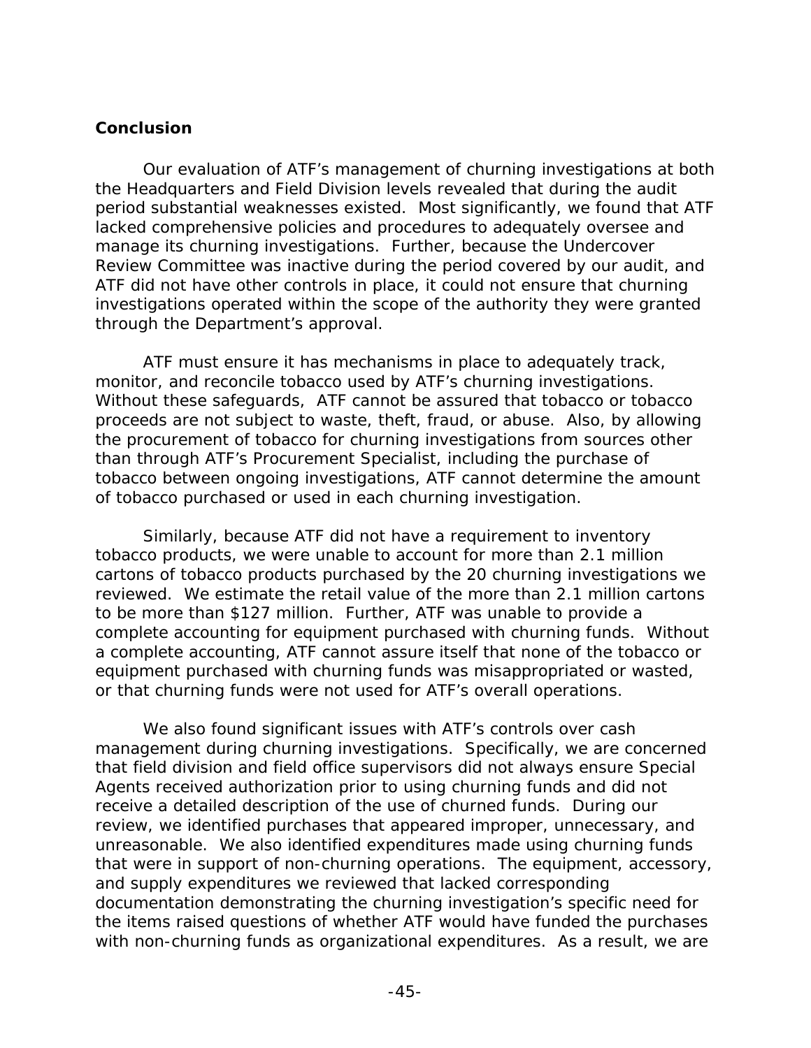## Conclusion

Our evaluation of ATF's management of churning investigations at both the Headquarters and Field Division levels revealed that during the audit period substantial weaknesses existed. Most significantly, we found that ATF lacked comprehensive policies and procedures to adequately oversee and manage its churning investigations. Further, because the Undercover Review Committee was inactive during the period covered by our audit, and ATF did not have other controls in place, it could not ensure that churning investigations operated within the scope of the authority they were granted through the Department's approval.

ATF must ensure it has mechanisms in place to adequately track, monitor, and reconcile tobacco used by ATF's churning investigations. Without these safeguards, ATF cannot be assured that tobacco or tobacco proceeds are not subject to waste, theft, fraud, or abuse. Also, by allowing the procurement of tobacco for churning investigations from sources other than through ATF's Procurement Specialist, including the purchase of tobacco between ongoing investigations, ATF cannot determine the amount of tobacco purchased or used in each churning investigation.

Similarly, because ATF did not have a requirement to inventory tobacco products, we were unable to account for more than 2.1 million cartons of tobacco products purchased by the 20 churning investigations we reviewed. We estimate the retail value of the more than 2.1 million cartons to be more than $127 million. Further, ATF was unable to provide a complete accounting for equipment purchased with churning funds. Without a complete accounting, ATF cannot assure itself that none of the tobacco or equipment purchased with churning funds was misappropriated or wasted, or that churning funds were not used for ATF's overall operations.

We also found significant issues with ATF's controls over cash management during churning investigations. Specifically, we are concerned that field division and field office supervisors did not always ensure Special Agents received authorization prior to using churning funds and did not receive a detailed description of the use of churned funds. During our review, we identified purchases that appeared improper, unnecessary, and unreasonable. We also identified expenditures made using churning funds that were in support of non-churning operations. The equipment, accessory, and supply expenditures we reviewed that lacked corresponding documentation demonstrating the churning investigation's specific need for the items raised questions of whether ATF would have funded the purchases with non-churning funds as organizational expenditures. As a result, we are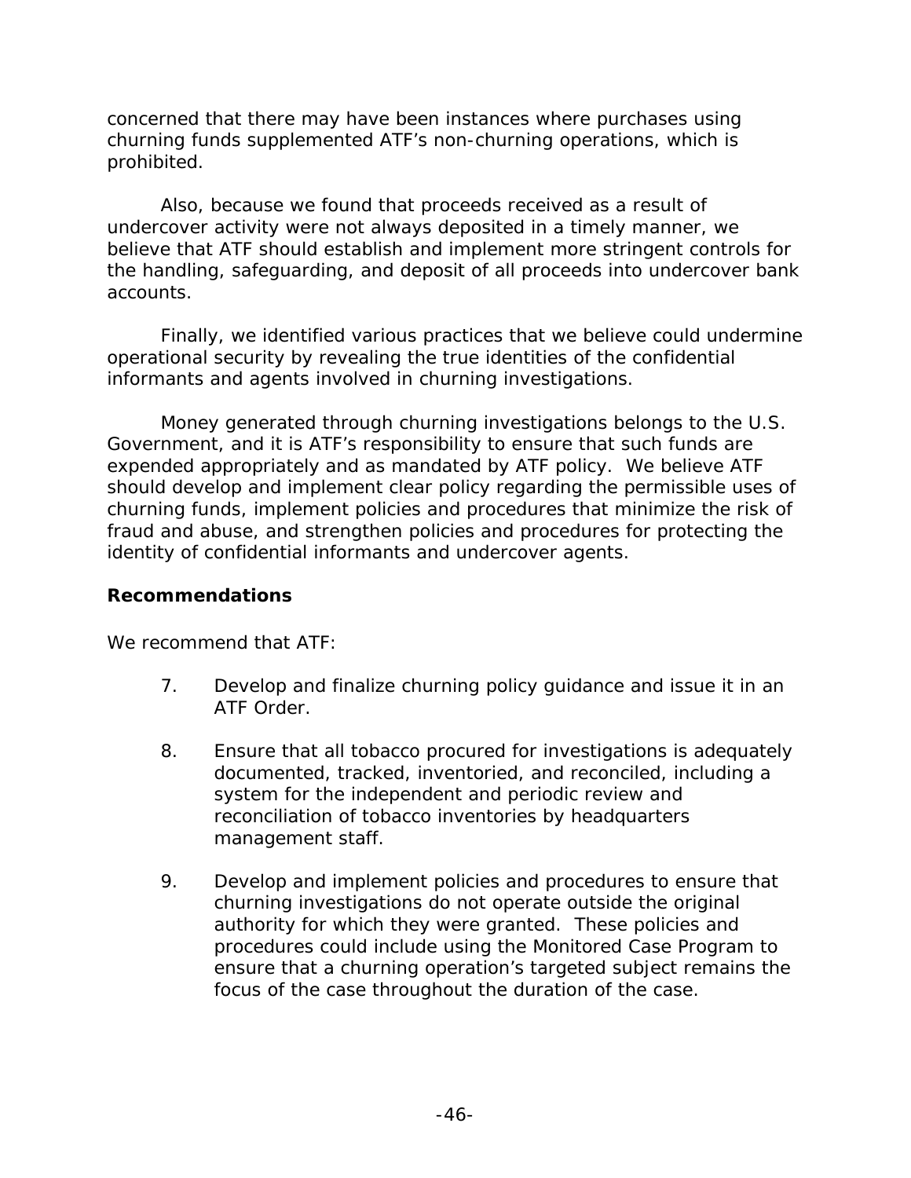concerned that there may have been instances where purchases using churning funds supplemented ATF's non-churning operations, which is prohibited.

Also, because we found that proceeds received as a result of undercover activity were not always deposited in a timely manner, we believe that ATF should establish and implement more stringent controls for the handling, safeguarding, and deposit of all proceeds into undercover bank accounts.

Finally, we identified various practices that we believe could undermine operational security by revealing the true identities of the confidential informants and agents involved in churning investigations.

Money generated through churning investigations belongs to the U.S. Government, and it is ATF's responsibility to ensure that such funds are expended appropriately and as mandated by ATF policy. We believe ATF should develop and implement clear policy regarding the permissible uses of churning funds, implement policies and procedures that minimize the risk of fraud and abuse, and strengthen policies and procedures for protecting the identity of confidential informants and undercover agents.

**Recommendations**

We recommend that ATF:

7. Develop and finalize churning policy guidance and issue it in an ATF Order.

8. Ensure that all tobacco procured for investigations is adequately documented, tracked, inventoried, and reconciled, including a system for the independent and periodic review and reconciliation of tobacco inventories by headquarters management staff.

9. Develop and implement policies and procedures to ensure that churning investigations do not operate outside the original authority for which they were granted. These policies and procedures could include using the Monitored Case Program to ensure that a churning operation's targeted subject remains the focus of the case throughout the duration of the case.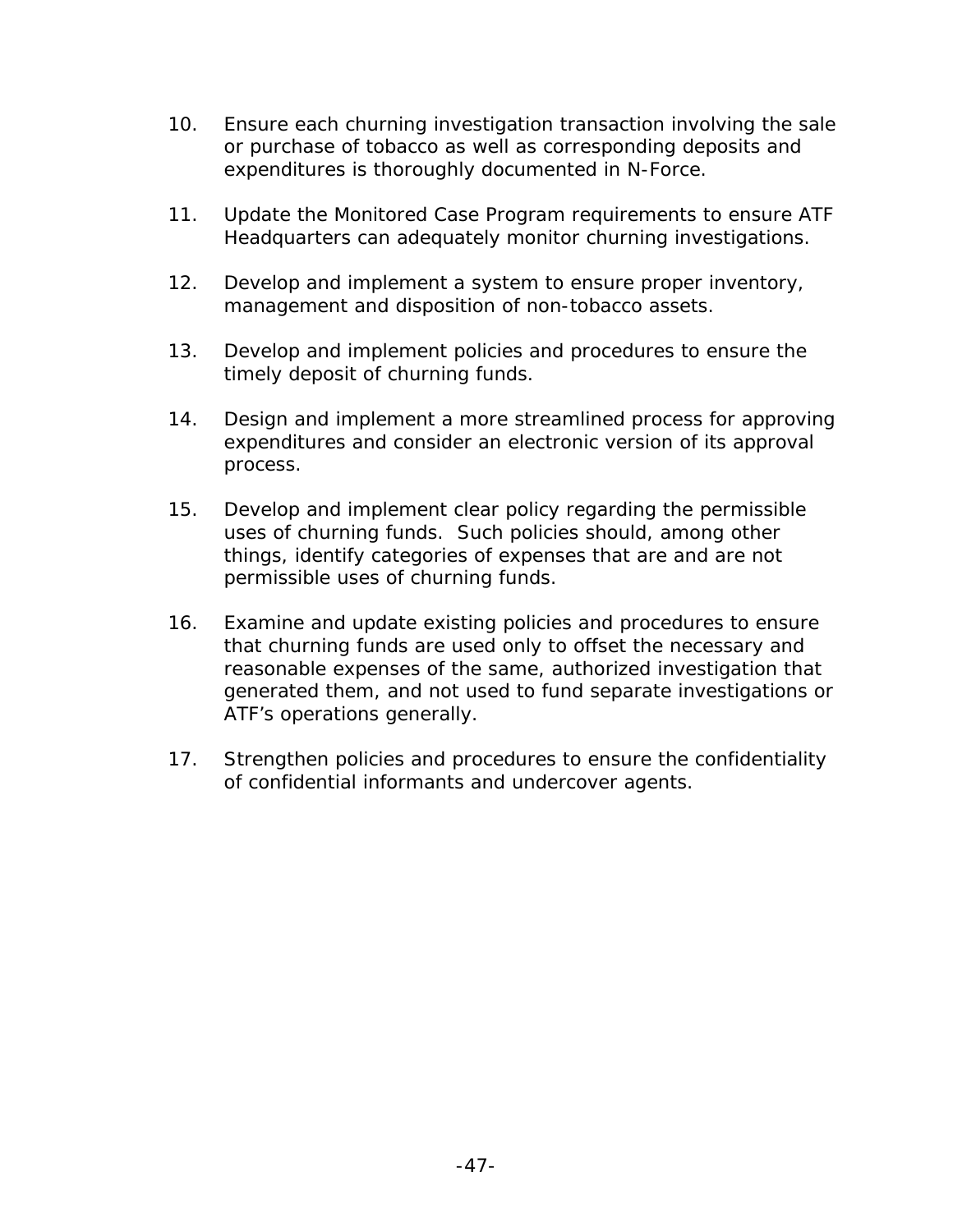10. Ensure each churning investigation transaction involving the sale or purchase of tobacco as well as corresponding deposits and expenditures is thoroughly documented in N-Force.

11. Update the Monitored Case Program requirements to ensure ATF Headquarters can adequately monitor churning investigations.

12. Develop and implement a system to ensure proper inventory, management and disposition of non-tobacco assets.

13. Develop and implement policies and procedures to ensure the timely deposit of churning funds.

14. Design and implement a more streamlined process for approving expenditures and consider an electronic version of its approval process.

15. Develop and implement clear policy regarding the permissible uses of churning funds. Such policies should, among other things, identify categories of expenses that are and are not permissible uses of churning funds.

16. Examine and update existing policies and procedures to ensure that churning funds are used only to offset the necessary and reasonable expenses of the same, authorized investigation that generated them, and not used to fund separate investigations or ATF's operations generally.

17. Strengthen policies and procedures to ensure the confidentiality of confidential informants and undercover agents.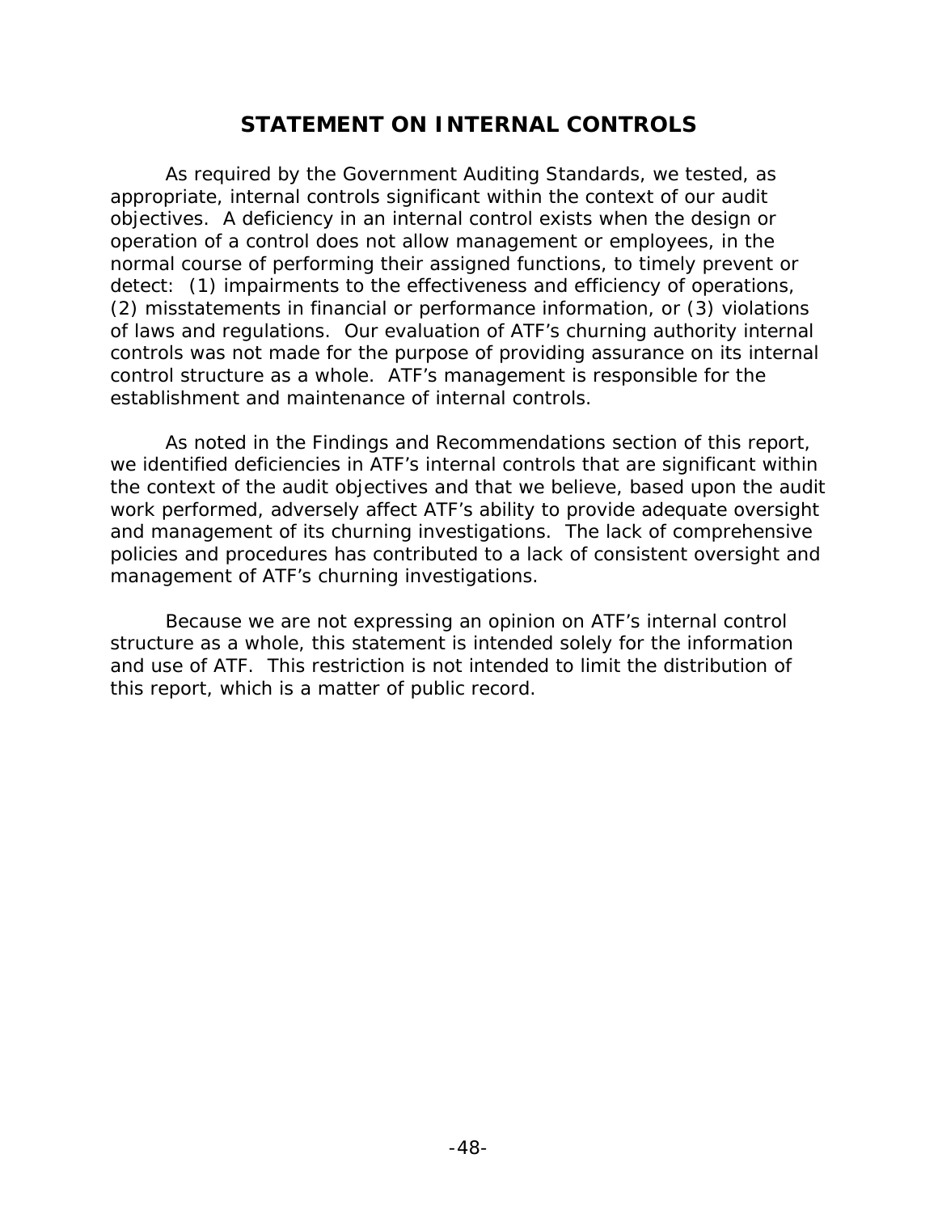# STATEMENT ON INTERNAL CONTROLS

As required by the Government Auditing Standards, we tested, as appropriate, internal controls significant within the context of our audit objectives. A deficiency in an internal control exists when the design or operation of a control does not allow management or employees, in the normal course of performing their assigned functions, to timely prevent or detect: (1) impairments to the effectiveness and efficiency of operations, (2) misstatements in financial or performance information, or (3) violations of laws and regulations. Our evaluation of ATF's churning authority internal controls was not made for the purpose of providing assurance on its internal control structure as a whole. ATF's management is responsible for the establishment and maintenance of internal controls.

As noted in the Findings and Recommendations section of this report, we identified deficiencies in ATF's internal controls that are significant within the context of the audit objectives and that we believe, based upon the audit work performed, adversely affect ATF's ability to provide adequate oversight and management of its churning investigations. The lack of comprehensive policies and procedures has contributed to a lack of consistent oversight and management of ATF's churning investigations.

Because we are not expressing an opinion on ATF's internal control structure as a whole, this statement is intended solely for the information and use of ATF. This restriction is not intended to limit the distribution of this report, which is a matter of public record.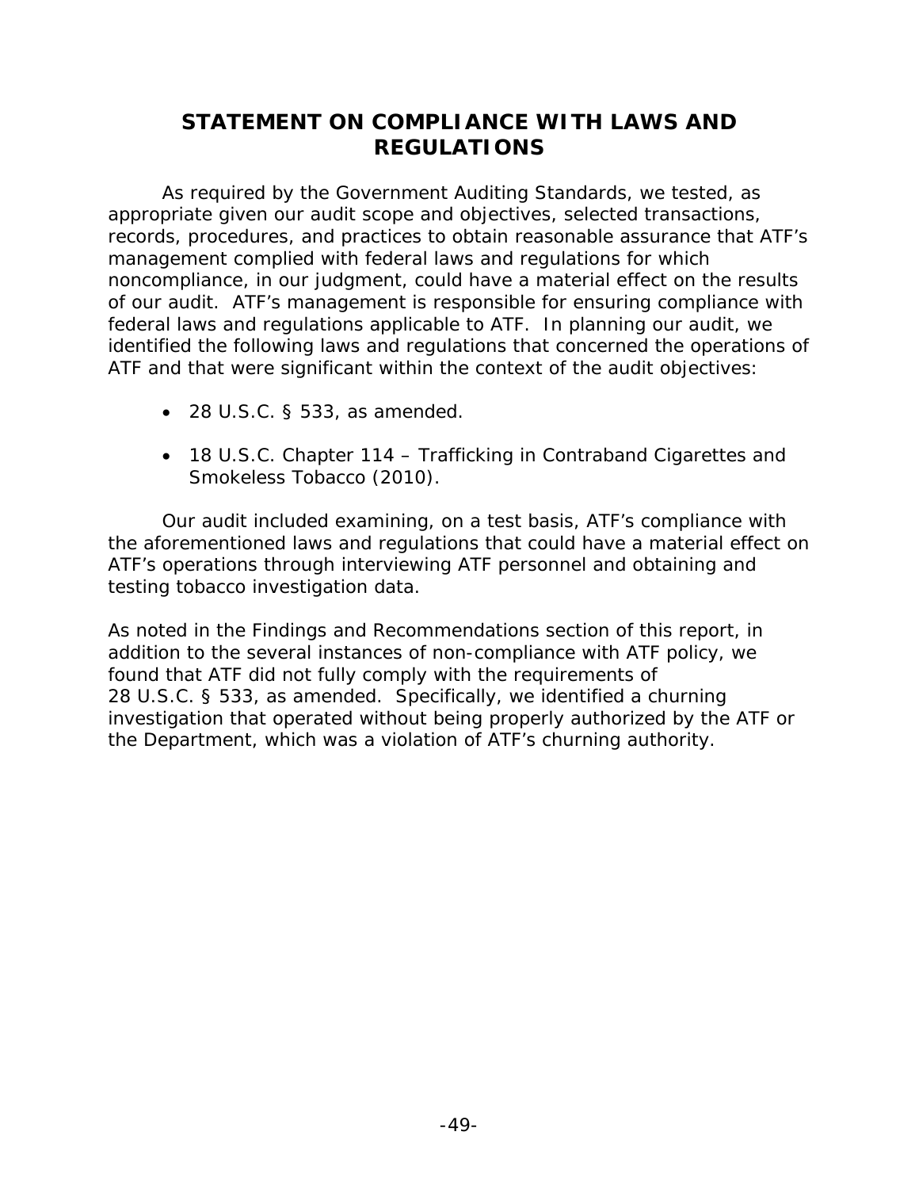# STATEMENT ON COMPLIANCE WITH LAWS AND REGULATIONS

As required by the Government Auditing Standards, we tested, as appropriate given our audit scope and objectives, selected transactions, records, procedures, and practices to obtain reasonable assurance that ATF's management complied with federal laws and regulations for which noncompliance, in our judgment, could have a material effect on the results of our audit. ATF's management is responsible for ensuring compliance with federal laws and regulations applicable to ATF. In planning our audit, we identified the following laws and regulations that concerned the operations of ATF and that were significant within the context of the audit objectives:

- 28 U.S.C. § 533, as amended.
- 18 U.S.C. Chapter 114 – Trafficking in Contraband Cigarettes and Smokeless Tobacco (2010).

Our audit included examining, on a test basis, ATF's compliance with the aforementioned laws and regulations that could have a material effect on ATF's operations through interviewing ATF personnel and obtaining and testing tobacco investigation data.

As noted in the Findings and Recommendations section of this report, in addition to the several instances of non-compliance with ATF policy, we found that ATF did not fully comply with the requirements of 28 U.S.C. § 533, as amended. Specifically, we identified a churning investigation that operated without being properly authorized by the ATF or the Department, which was a violation of ATF's churning authority.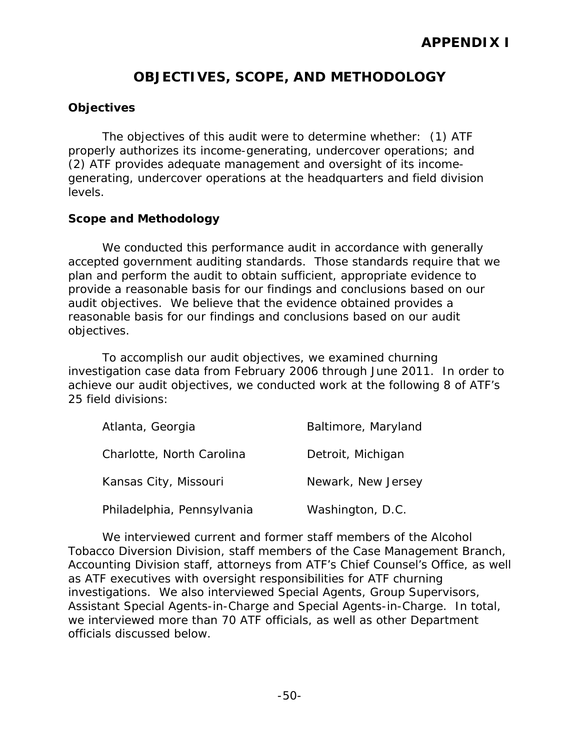# APPENDIX I

## OBJECTIVES, SCOPE, AND METHODOLOGY

### Objectives

The objectives of this audit were to determine whether: (1) ATF properly authorizes its income-generating, undercover operations; and (2) ATF provides adequate management and oversight of its income-generating, undercover operations at the headquarters and field division levels.

### Scope and Methodology

We conducted this performance audit in accordance with generally accepted government auditing standards. Those standards require that we plan and perform the audit to obtain sufficient, appropriate evidence to provide a reasonable basis for our findings and conclusions based on our audit objectives. We believe that the evidence obtained provides a reasonable basis for our findings and conclusions based on our audit objectives.

To accomplish our audit objectives, we examined churning investigation case data from February 2006 through June 2011. In order to achieve our audit objectives, we conducted work at the following 8 of ATF's 25 field divisions:

| | |
|---|---|
| Atlanta, Georgia | Baltimore, Maryland |
| Charlotte, North Carolina | Detroit, Michigan |
| Kansas City, Missouri | Newark, New Jersey |
| Philadelphia, Pennsylvania | Washington, D.C. |

We interviewed current and former staff members of the Alcohol Tobacco Diversion Division, staff members of the Case Management Branch, Accounting Division staff, attorneys from ATF's Chief Counsel's Office, as well as ATF executives with oversight responsibilities for ATF churning investigations. We also interviewed Special Agents, Group Supervisors, Assistant Special Agents-in-Charge and Special Agents-in-Charge. In total, we interviewed more than 70 ATF officials, as well as other Department officials discussed below.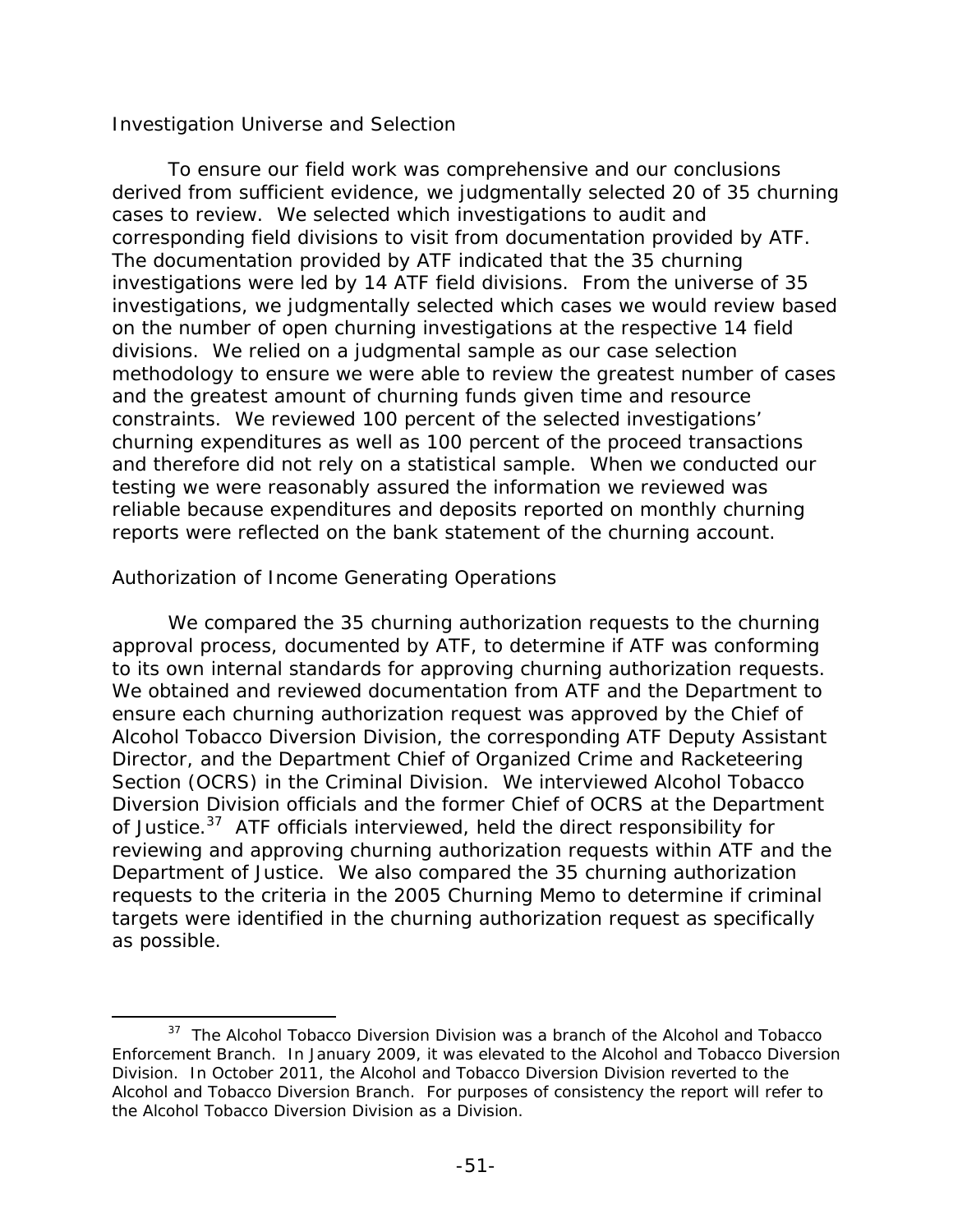### Investigation Universe and Selection

To ensure our field work was comprehensive and our conclusions derived from sufficient evidence, we judgmentally selected 20 of 35 churning cases to review. We selected which investigations to audit and corresponding field divisions to visit from documentation provided by ATF. The documentation provided by ATF indicated that the 35 churning investigations were led by 14 ATF field divisions. From the universe of 35 investigations, we judgmentally selected which cases we would review based on the number of open churning investigations at the respective 14 field divisions. We relied on a judgmental sample as our case selection methodology to ensure we were able to review the greatest number of cases and the greatest amount of churning funds given time and resource constraints. We reviewed 100 percent of the selected investigations' churning expenditures as well as 100 percent of the proceed transactions and therefore did not rely on a statistical sample. When we conducted our testing we were reasonably assured the information we reviewed was reliable because expenditures and deposits reported on monthly churning reports were reflected on the bank statement of the churning account.

### Authorization of Income Generating Operations

We compared the 35 churning authorization requests to the churning approval process, documented by ATF, to determine if ATF was conforming to its own internal standards for approving churning authorization requests. We obtained and reviewed documentation from ATF and the Department to ensure each churning authorization request was approved by the Chief of Alcohol Tobacco Diversion Division, the corresponding ATF Deputy Assistant Director, and the Department Chief of Organized Crime and Racketeering Section (OCRS) in the Criminal Division. We interviewed Alcohol Tobacco Diversion Division officials and the former Chief of OCRS at the Department of Justice.[37] ATF officials interviewed, held the direct responsibility for reviewing and approving churning authorization requests within ATF and the Department of Justice. We also compared the 35 churning authorization requests to the criteria in the 2005 Churning Memo to determine if criminal targets were identified in the churning authorization request as specifically as possible.

---

[37] The Alcohol Tobacco Diversion Division was a branch of the Alcohol and Tobacco Enforcement Branch. In January 2009, it was elevated to the Alcohol and Tobacco Diversion Division. In October 2011, the Alcohol and Tobacco Diversion Division reverted to the Alcohol and Tobacco Diversion Branch. For purposes of consistency the report will refer to the Alcohol Tobacco Diversion Division as a Division.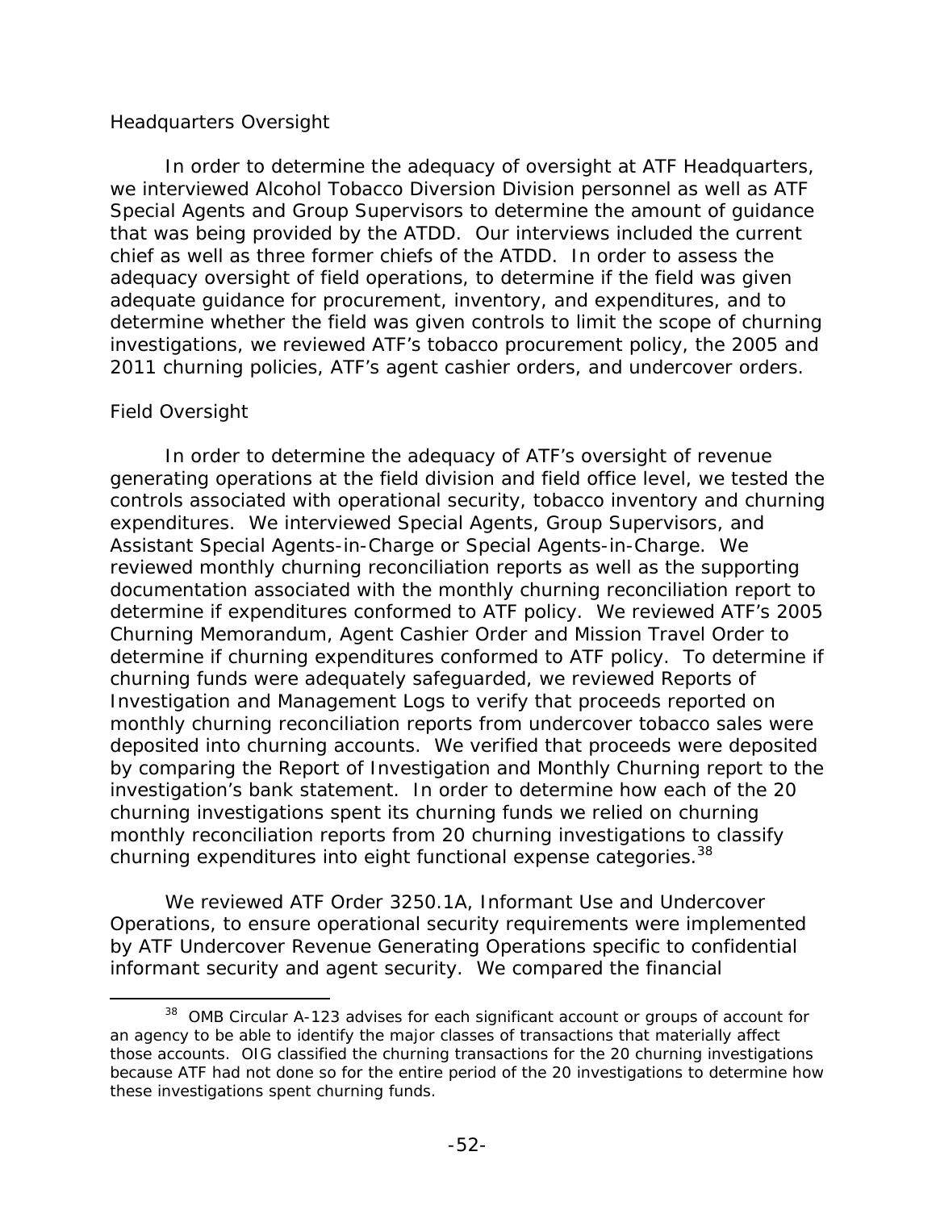### Headquarters Oversight

In order to determine the adequacy of oversight at ATF Headquarters, we interviewed Alcohol Tobacco Diversion Division personnel as well as ATF Special Agents and Group Supervisors to determine the amount of guidance that was being provided by the ATDD. Our interviews included the current chief as well as three former chiefs of the ATDD. In order to assess the adequacy oversight of field operations, to determine if the field was given adequate guidance for procurement, inventory, and expenditures, and to determine whether the field was given controls to limit the scope of churning investigations, we reviewed ATF's tobacco procurement policy, the 2005 and 2011 churning policies, ATF's agent cashier orders, and undercover orders.

### Field Oversight

In order to determine the adequacy of ATF's oversight of revenue generating operations at the field division and field office level, we tested the controls associated with operational security, tobacco inventory and churning expenditures. We interviewed Special Agents, Group Supervisors, and Assistant Special Agents-in-Charge or Special Agents-in-Charge. We reviewed monthly churning reconciliation reports as well as the supporting documentation associated with the monthly churning reconciliation report to determine if expenditures conformed to ATF policy. We reviewed ATF's 2005 Churning Memorandum, Agent Cashier Order and Mission Travel Order to determine if churning expenditures conformed to ATF policy. To determine if churning funds were adequately safeguarded, we reviewed Reports of Investigation and Management Logs to verify that proceeds reported on monthly churning reconciliation reports from undercover tobacco sales were deposited into churning accounts. We verified that proceeds were deposited by comparing the Report of Investigation and Monthly Churning report to the investigation's bank statement. In order to determine how each of the 20 churning investigations spent its churning funds we relied on churning monthly reconciliation reports from 20 churning investigations to classify churning expenditures into eight functional expense categories.[38]

We reviewed ATF Order 3250.1A, Informant Use and Undercover Operations, to ensure operational security requirements were implemented by ATF Undercover Revenue Generating Operations specific to confidential informant security and agent security. We compared the financial

---

[38] OMB Circular A-123 advises for each significant account or groups of account for an agency to be able to identify the major classes of transactions that materially affect those accounts. OIG classified the churning transactions for the 20 churning investigations because ATF had not done so for the entire period of the 20 investigations to determine how these investigations spent churning funds.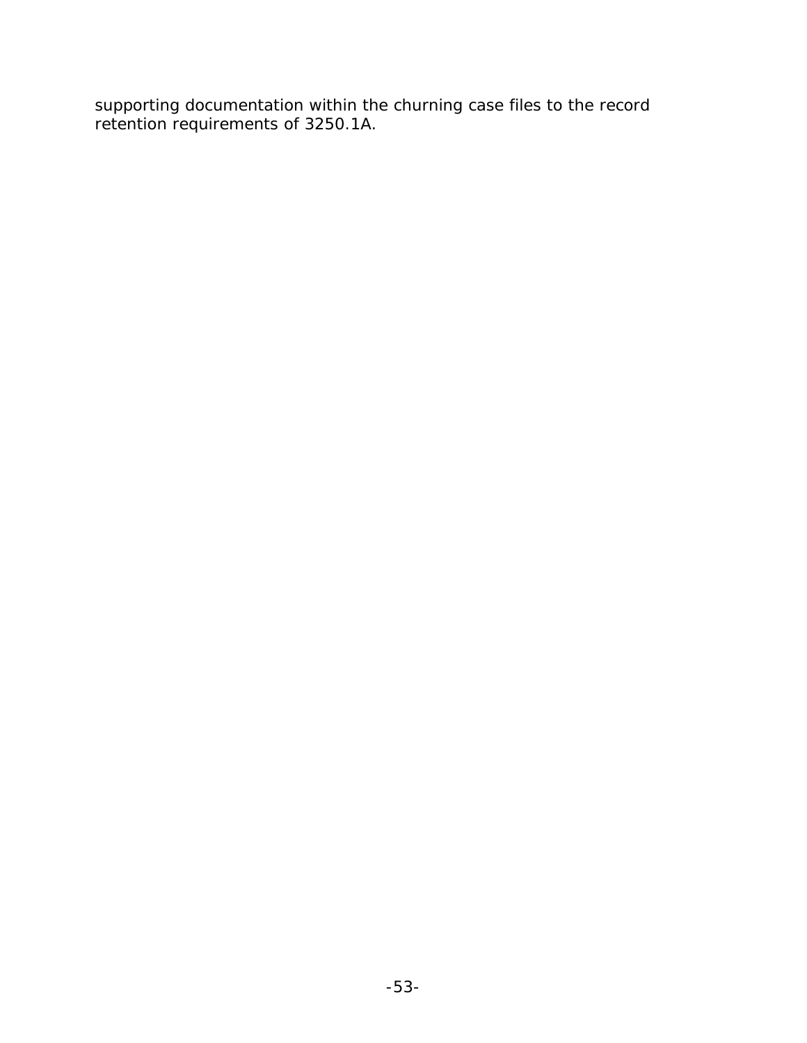supporting documentation within the churning case files to the record retention requirements of 3250.1A.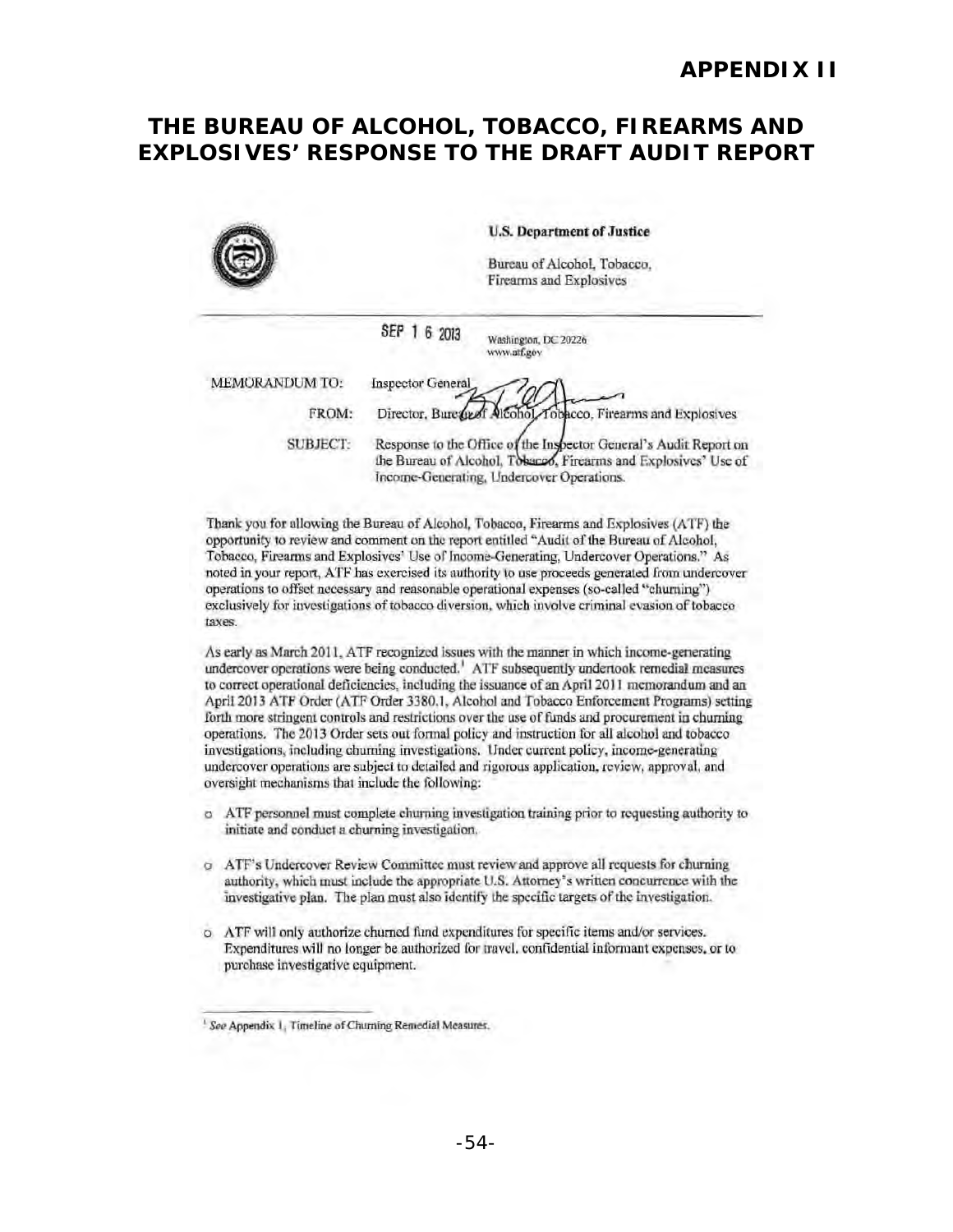# APPENDIX II

# THE BUREAU OF ALCOHOL, TOBACCO, FIREARMS AND EXPLOSIVES' RESPONSE TO THE DRAFT AUDIT REPORT

**U.S. Department of Justice**

Bureau of Alcohol, Tobacco, Firearms and Explosives

SEP 1 6 2013

Washington, DC 20226
www.atf.gov

MEMORANDUM TO: Inspector General

FROM: Director, Bureau of Alcohol, Tobacco, Firearms and Explosives

SUBJECT: Response to the Office of the Inspector General's Audit Report on the Bureau of Alcohol, Tobacco, Firearms and Explosives' Use of Income-Generating, Undercover Operations.

Thank you for allowing the Bureau of Alcohol, Tobacco, Firearms and Explosives (ATF) the opportunity to review and comment on the report entitled "Audit of the Bureau of Alcohol, Tobacco, Firearms and Explosives' Use of Income-Generating, Undercover Operations." As noted in your report, ATF has exercised its authority to use proceeds generated from undercover operations to offset necessary and reasonable operational expenses (so-called "churning") exclusively for investigations of tobacco diversion, which involve criminal evasion of tobacco taxes.

As early as March 2011, ATF recognized issues with the manner in which income-generating undercover operations were being conducted.[1] ATF subsequently undertook remedial measures to correct operational deficiencies, including the issuance of an April 2011 memorandum and an April 2013 ATF Order (ATF Order 3380.1, Alcohol and Tobacco Enforcement Programs) setting forth more stringent controls and restrictions over the use of funds and procurement in churning operations. The 2013 Order sets out formal policy and instruction for all alcohol and tobacco investigations, including churning investigations. Under current policy, income-generating undercover operations are subject to detailed and rigorous application, review, approval, and oversight mechanisms that include the following:

- ATF personnel must complete churning investigation training prior to requesting authority to initiate and conduct a churning investigation.
- ATF's Undercover Review Committee must review and approve all requests for churning authority, which must include the appropriate U.S. Attorney's written concurrence with the investigative plan. The plan must also identify the specific targets of the investigation.
- ATF will only authorize churned fund expenditures for specific items and/or services. Expenditures will no longer be authorized for travel, confidential informant expenses, or to purchase investigative equipment.

[1] *See* Appendix 1, Timeline of Churning Remedial Measures.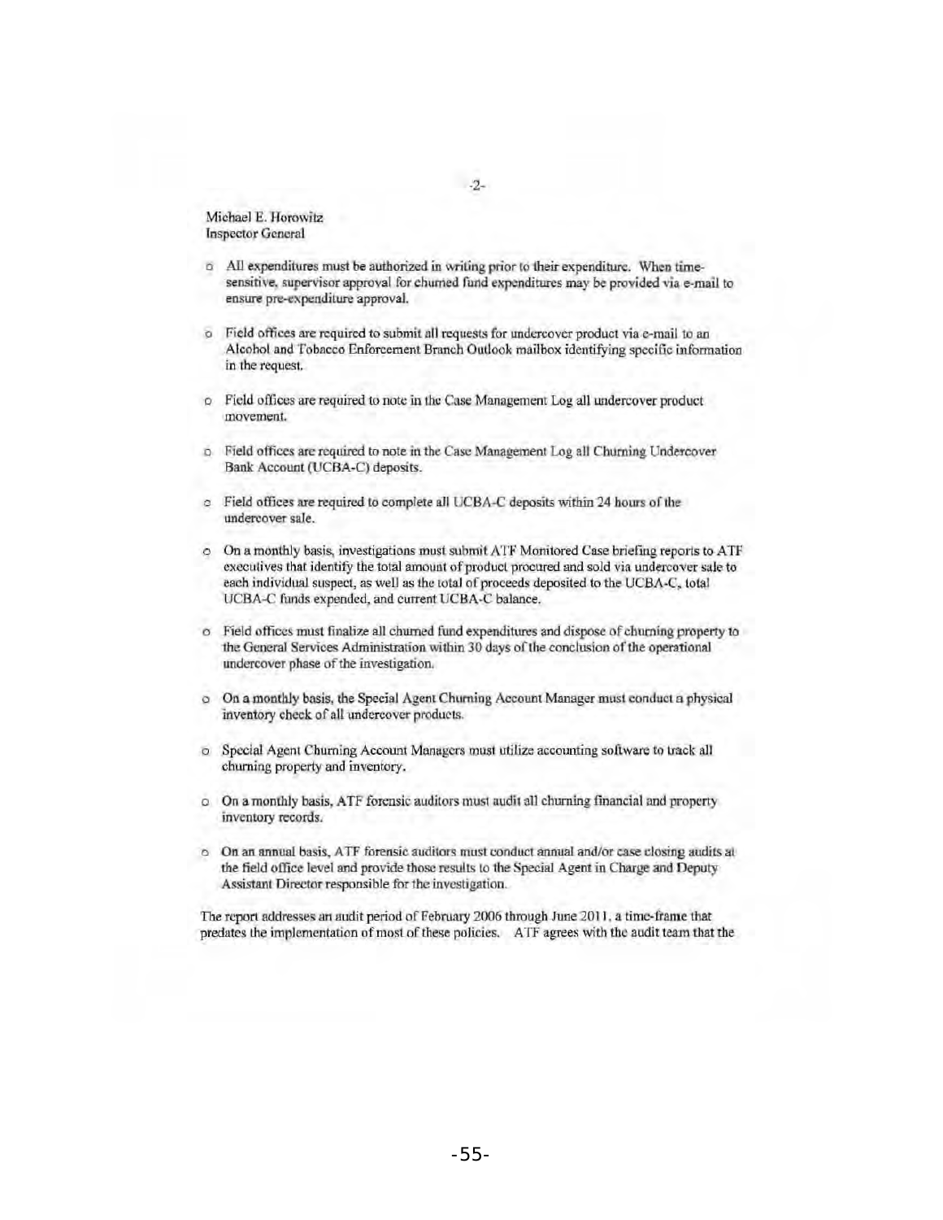Michael E. Horowitz
Inspector General

- All expenditures must be authorized in writing prior to their expenditure. When time-sensitive, supervisor approval for churned fund expenditures may be provided via e-mail to ensure pre-expenditure approval.
- Field offices are required to submit all requests for undercover product via e-mail to an Alcohol and Tobacco Enforcement Branch Outlook mailbox identifying specific information in the request.
- Field offices are required to note in the Case Management Log all undercover product movement.
- Field offices are required to note in the Case Management Log all Churning Undercover Bank Account (UCBA-C) deposits.
- Field offices are required to complete all UCBA-C deposits within 24 hours of the undercover sale.
- On a monthly basis, investigations must submit ATF Monitored Case briefing reports to ATF executives that identify the total amount of product procured and sold via undercover sale to each individual suspect, as well as the total of proceeds deposited to the UCBA-C, total UCBA-C funds expended, and current UCBA-C balance.
- Field offices must finalize all churned fund expenditures and dispose of churning property to the General Services Administration within 30 days of the conclusion of the operational undercover phase of the investigation.
- On a monthly basis, the Special Agent Churning Account Manager must conduct a physical inventory check of all undercover products.
- Special Agent Churning Account Managers must utilize accounting software to track all churning property and inventory.
- On a monthly basis, ATF forensic auditors must audit all churning financial and property inventory records.
- On an annual basis, ATF forensic auditors must conduct annual and/or case closing audits at the field office level and provide those results to the Special Agent in Charge and Deputy Assistant Director responsible for the investigation.

The report addresses an audit period of February 2006 through June 2011, a time-frame that predates the implementation of most of these policies. ATF agrees with the audit team that the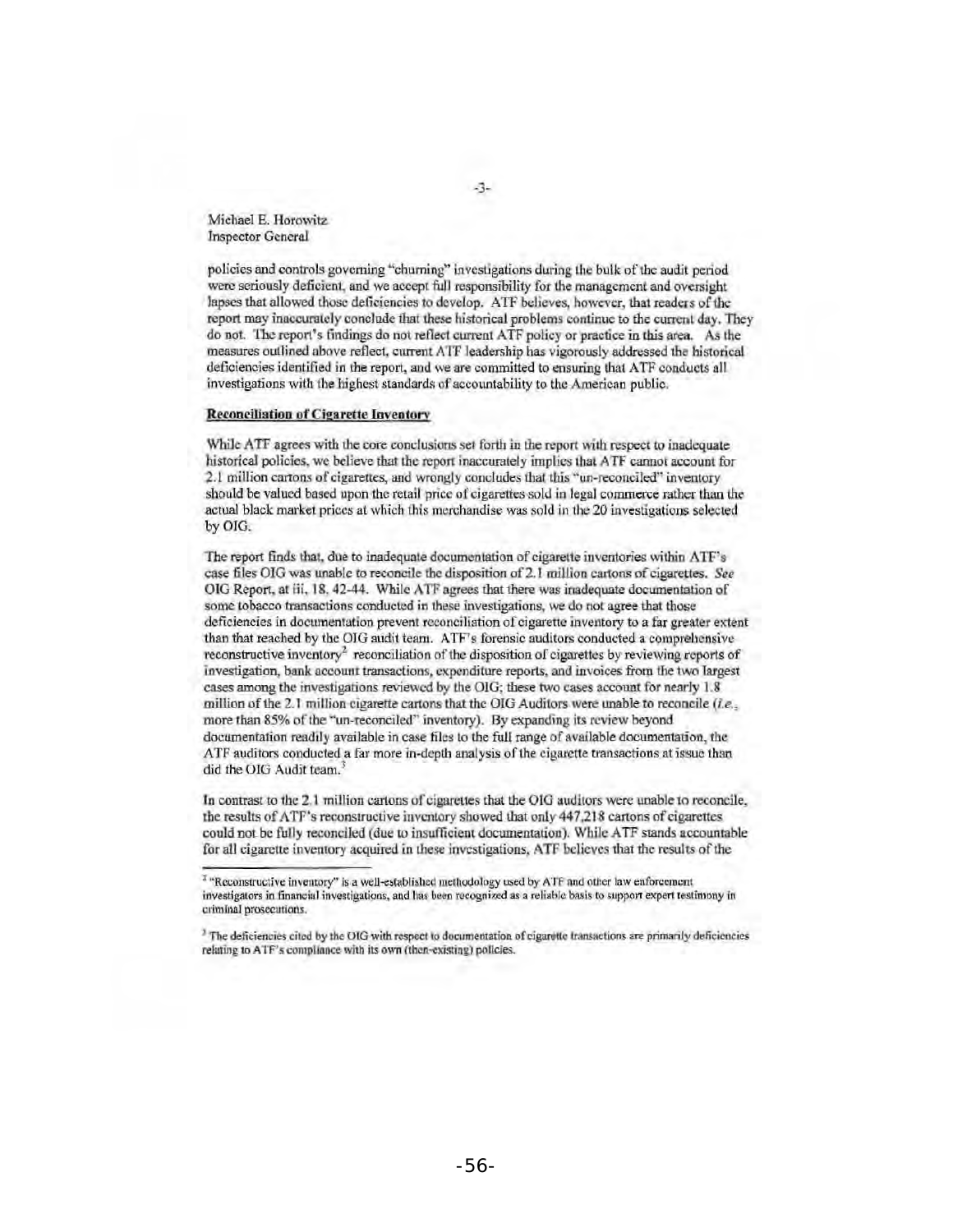Michael E. Horowitz
Inspector General

policies and controls governing "churning" investigations during the bulk of the audit period were seriously deficient, and we accept full responsibility for the management and oversight lapses that allowed those deficiencies to develop. ATF believes, however, that readers of the report may inaccurately conclude that these historical problems continue to the current day. They do not. The report's findings do not reflect current ATF policy or practice in this area. As the measures outlined above reflect, current ATF leadership has vigorously addressed the historical deficiencies identified in the report, and we are committed to ensuring that ATF conducts all investigations with the highest standards of accountability to the American public.

**Reconciliation of Cigarette Inventory**

While ATF agrees with the core conclusions set forth in the report with respect to inadequate historical policies, we believe that the report inaccurately implies that ATF cannot account for 2.1 million cartons of cigarettes, and wrongly concludes that this "un-reconciled" inventory should be valued based upon the retail price of cigarettes sold in legal commerce rather than the actual black market prices at which this merchandise was sold in the 20 investigations selected by OIG.

The report finds that, due to inadequate documentation of cigarette inventories within ATF's case files OIG was unable to reconcile the disposition of 2.1 million cartons of cigarettes. *See* OIG Report, at iii, 18, 42-44. While ATF agrees that there was inadequate documentation of some tobacco transactions conducted in these investigations, we do not agree that those deficiencies in documentation prevent reconciliation of cigarette inventory to a far greater extent than that reached by the OIG audit team. ATF's forensic auditors conducted a comprehensive reconstructive inventory[2] reconciliation of the disposition of cigarettes by reviewing reports of investigation, bank account transactions, expenditure reports, and invoices from the two largest cases among the investigations reviewed by the OIG; these two cases account for nearly 1.8 million of the 2.1 million cigarette cartons that the OIG Auditors were unable to reconcile (*i.e.*, more than 85% of the "un-reconciled" inventory). By expanding its review beyond documentation readily available in case files to the full range of available documentation, the ATF auditors conducted a far more in-depth analysis of the cigarette transactions at issue than did the OIG Audit team.[3]

In contrast to the 2.1 million cartons of cigarettes that the OIG auditors were unable to reconcile, the results of ATF's reconstructive inventory showed that only 447,218 cartons of cigarettes could not be fully reconciled (due to insufficient documentation). While ATF stands accountable for all cigarette inventory acquired in these investigations, ATF believes that the results of the

[2] "Reconstructive inventory" is a well-established methodology used by ATF and other law enforcement investigators in financial investigations, and has been recognized as a reliable basis to support expert testimony in criminal prosecutions.

[3] The deficiencies cited by the OIG with respect to documentation of cigarette transactions are primarily deficiencies relating to ATF's compliance with its own (then-existing) policies.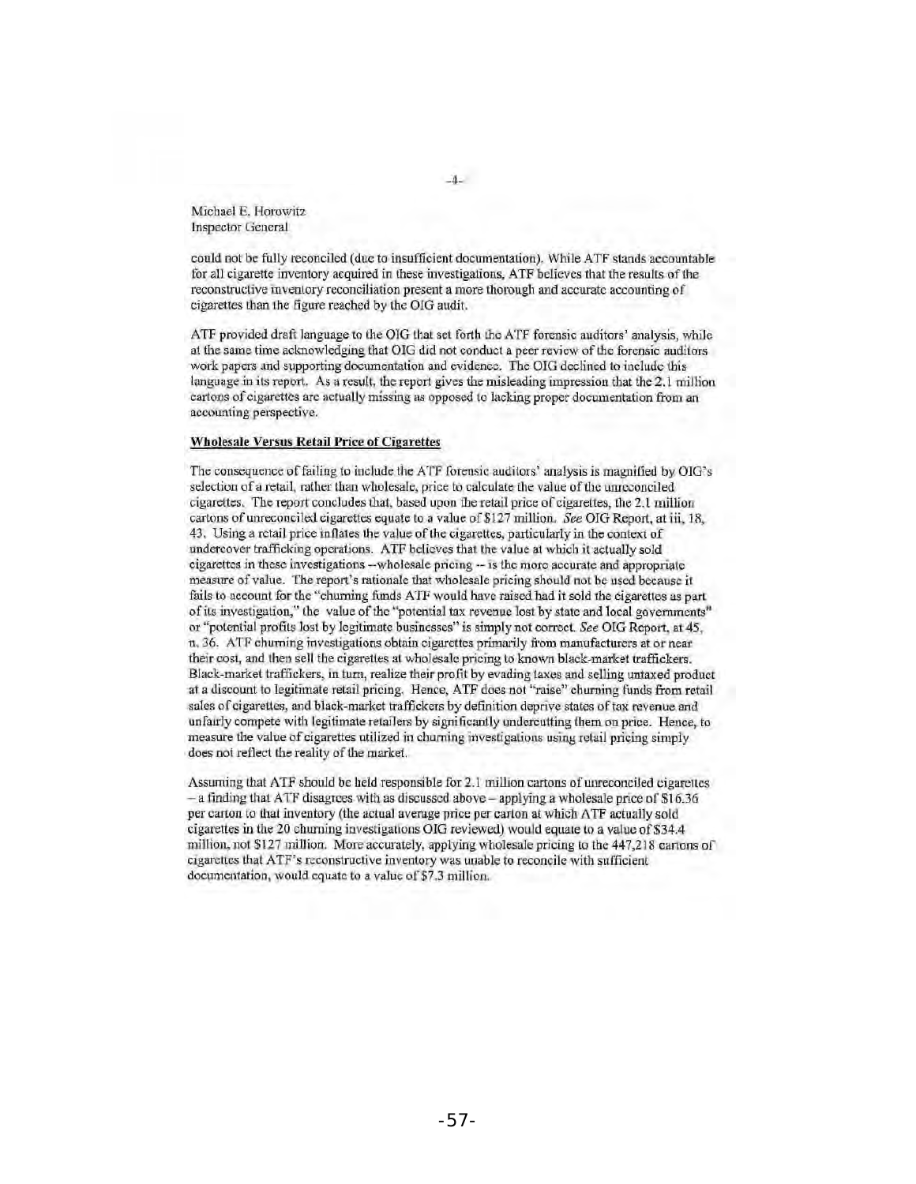Michael E. Horowitz
Inspector General

could not be fully reconciled (due to insufficient documentation). While ATF stands accountable for all cigarette inventory acquired in these investigations, ATF believes that the results of the reconstructive inventory reconciliation present a more thorough and accurate accounting of cigarettes than the figure reached by the OIG audit.

ATF provided draft language to the OIG that set forth the ATF forensic auditors' analysis, while at the same time acknowledging that OIG did not conduct a peer review of the forensic auditors work papers and supporting documentation and evidence. The OIG declined to include this language in its report. As a result, the report gives the misleading impression that the 2.1 million cartons of cigarettes are actually missing as opposed to lacking proper documentation from an accounting perspective.

**Wholesale Versus Retail Price of Cigarettes**

The consequence of failing to include the ATF forensic auditors' analysis is magnified by OIG's selection of a retail, rather than wholesale, price to calculate the value of the unreconciled cigarettes. The report concludes that, based upon the retail price of cigarettes, the 2.1 million cartons of unreconciled cigarettes equate to a value of $127 million. *See* OIG Report, at iii, 18, 43. Using a retail price inflates the value of the cigarettes, particularly in the context of undercover trafficking operations. ATF believes that the value at which it actually sold cigarettes in these investigations --wholesale pricing -- is the more accurate and appropriate measure of value. The report's rationale that wholesale pricing should not be used because it fails to account for the "churning funds ATF would have raised had it sold the cigarettes as part of its investigation," the value of the "potential tax revenue lost by state and local governments" or "potential profits lost by legitimate businesses" is simply not correct. *See* OIG Report, at 45, n. 36. ATF churning investigations obtain cigarettes primarily from manufacturers at or near their cost, and then sell the cigarettes at wholesale pricing to known black-market traffickers. Black-market traffickers, in turn, realize their profit by evading taxes and selling untaxed product at a discount to legitimate retail pricing. Hence, ATF does not "raise" churning funds from retail sales of cigarettes, and black-market traffickers by definition deprive states of tax revenue and unfairly compete with legitimate retailers by significantly undercutting them on price. Hence, to measure the value of cigarettes utilized in churning investigations using retail pricing simply does not reflect the reality of the market.

Assuming that ATF should be held responsible for 2.1 million cartons of unreconciled cigarettes – a finding that ATF disagrees with as discussed above – applying a wholesale price of $16.36 per carton to that inventory (the actual average price per carton at which ATF actually sold cigarettes in the 20 churning investigations OIG reviewed) would equate to a value of $34.4 million, not $127 million. More accurately, applying wholesale pricing to the 447,218 cartons of cigarettes that ATF's reconstructive inventory was unable to reconcile with sufficient documentation, would equate to a value of $7.3 million.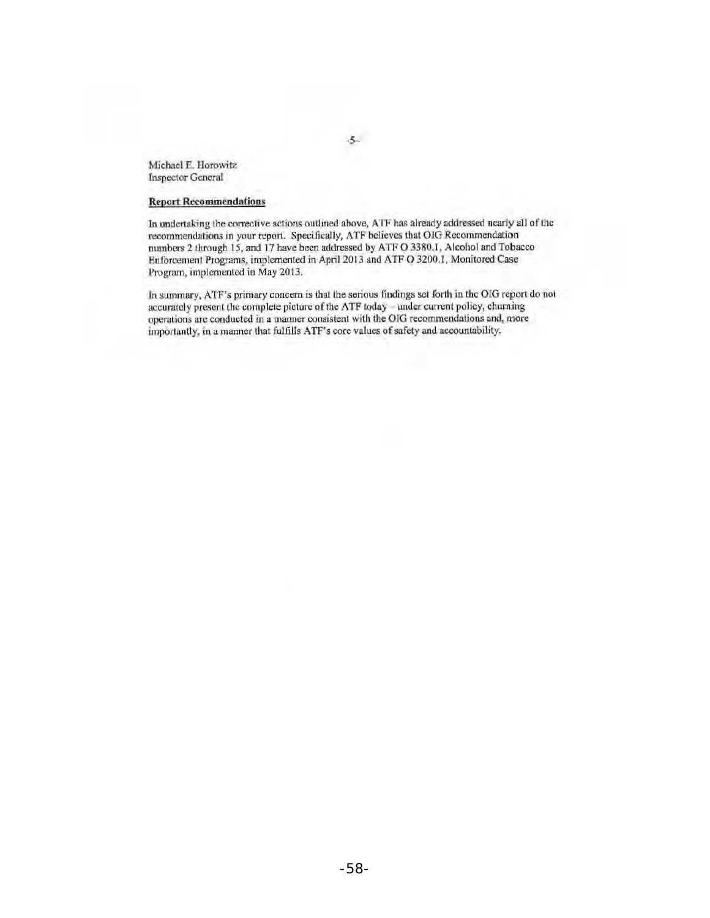Michael E. Horowitz
Inspector General

**Report Recommendations**

In undertaking the corrective actions outlined above, ATF has already addressed nearly all of the recommendations in your report. Specifically, ATF believes that OIG Recommendation numbers 2 through 15, and 17 have been addressed by ATF O 3380.1, Alcohol and Tobacco Enforcement Programs, implemented in April 2013 and ATF O 3200.1, Monitored Case Program, implemented in May 2013.

In summary, ATF's primary concern is that the serious findings set forth in the OIG report do not accurately present the complete picture of the ATF today – under current policy, churning operations are conducted in a manner consistent with the OIG recommendations and, more importantly, in a manner that fulfills ATF's core values of safety and accountability.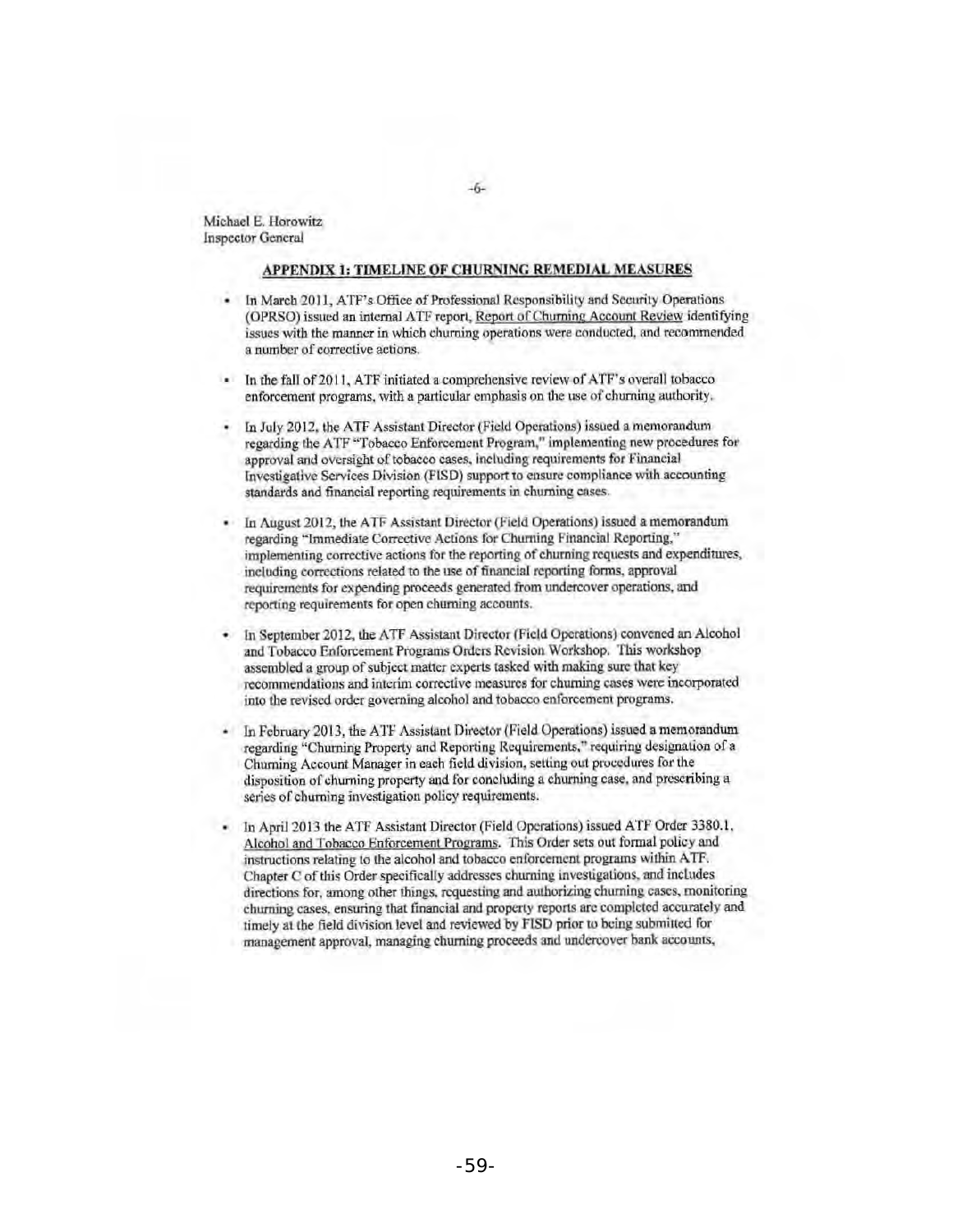Michael E. Horowitz
Inspector General

## APPENDIX 1: TIMELINE OF CHURNING REMEDIAL MEASURES

- In March 2011, ATF's Office of Professional Responsibility and Security Operations (OPRSO) issued an internal ATF report, Report of Churning Account Review identifying issues with the manner in which churning operations were conducted, and recommended a number of corrective actions.

- In the fall of 2011, ATF initiated a comprehensive review of ATF's overall tobacco enforcement programs, with a particular emphasis on the use of churning authority.

- In July 2012, the ATF Assistant Director (Field Operations) issued a memorandum regarding the ATF "Tobacco Enforcement Program," implementing new procedures for approval and oversight of tobacco cases, including requirements for Financial Investigative Services Division (FISD) support to ensure compliance with accounting standards and financial reporting requirements in churning cases.

- In August 2012, the ATF Assistant Director (Field Operations) issued a memorandum regarding "Immediate Corrective Actions for Churning Financial Reporting," implementing corrective actions for the reporting of churning requests and expenditures, including corrections related to the use of financial reporting forms, approval requirements for expending proceeds generated from undercover operations, and reporting requirements for open churning accounts.

- In September 2012, the ATF Assistant Director (Field Operations) convened an Alcohol and Tobacco Enforcement Programs Orders Revision Workshop. This workshop assembled a group of subject matter experts tasked with making sure that key recommendations and interim corrective measures for churning cases were incorporated into the revised order governing alcohol and tobacco enforcement programs.

- In February 2013, the ATF Assistant Director (Field Operations) issued a memorandum regarding "Churning Property and Reporting Requirements," requiring designation of a Churning Account Manager in each field division, setting out procedures for the disposition of churning property and for concluding a churning case, and prescribing a series of churning investigation policy requirements.

- In April 2013 the ATF Assistant Director (Field Operations) issued ATF Order 3380.1, Alcohol and Tobacco Enforcement Programs. This Order sets out formal policy and instructions relating to the alcohol and tobacco enforcement programs within ATF. Chapter C of this Order specifically addresses churning investigations, and includes directions for, among other things, requesting and authorizing churning cases, monitoring churning cases, ensuring that financial and property reports are completed accurately and timely at the field division level and reviewed by FISD prior to being submitted for management approval, managing churning proceeds and undercover bank accounts,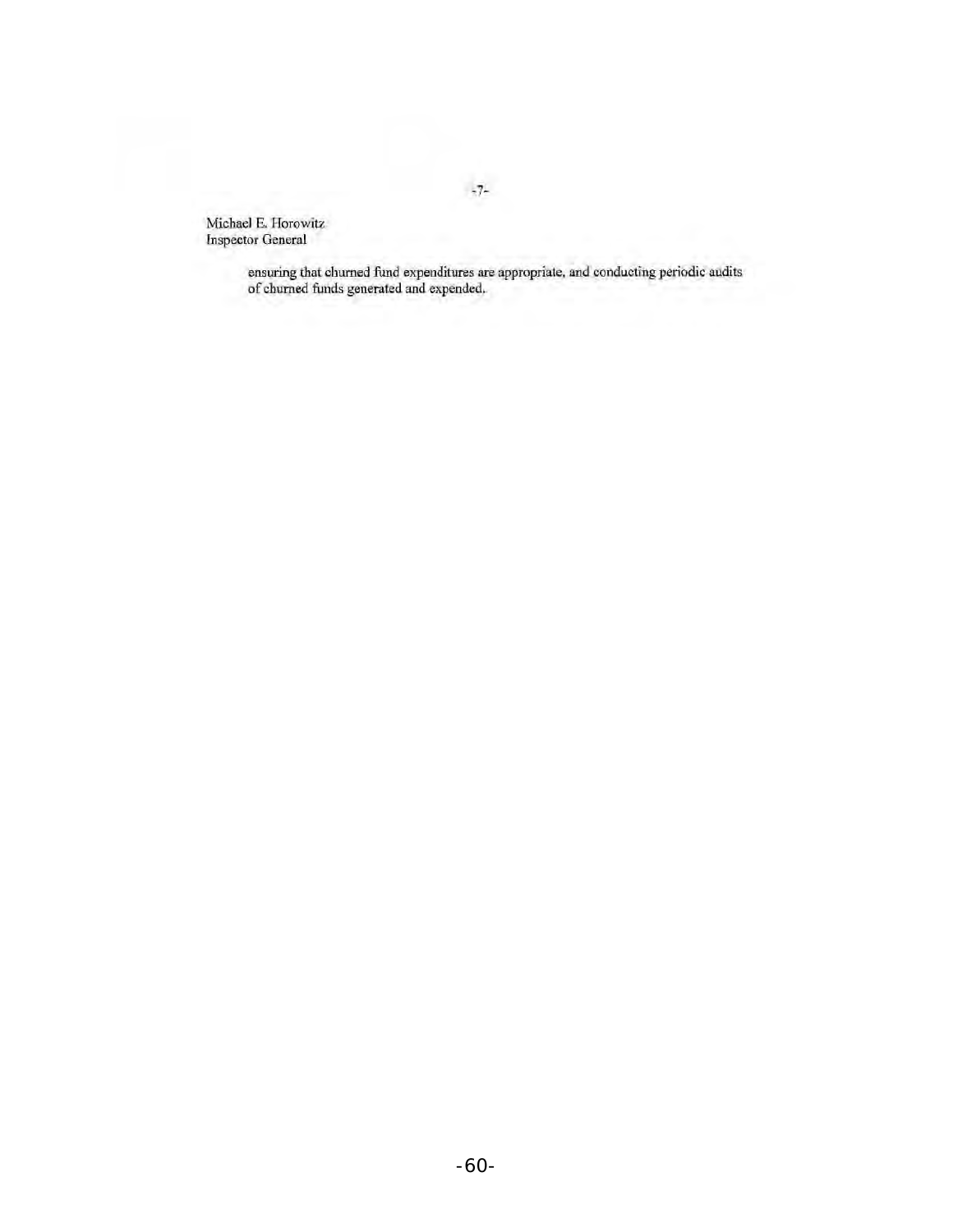Michael E. Horowitz
Inspector General

ensuring that churned fund expenditures are appropriate, and conducting periodic audits of churned funds generated and expended.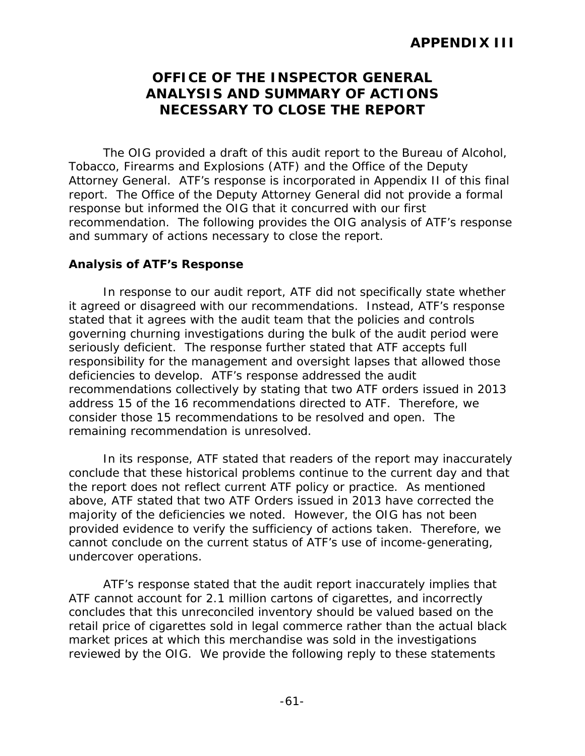# APPENDIX III

## OFFICE OF THE INSPECTOR GENERAL ANALYSIS AND SUMMARY OF ACTIONS NECESSARY TO CLOSE THE REPORT

The OIG provided a draft of this audit report to the Bureau of Alcohol, Tobacco, Firearms and Explosions (ATF) and the Office of the Deputy Attorney General. ATF's response is incorporated in Appendix II of this final report. The Office of the Deputy Attorney General did not provide a formal response but informed the OIG that it concurred with our first recommendation. The following provides the OIG analysis of ATF's response and summary of actions necessary to close the report.

### Analysis of ATF's Response

In response to our audit report, ATF did not specifically state whether it agreed or disagreed with our recommendations. Instead, ATF's response stated that it agrees with the audit team that the policies and controls governing churning investigations during the bulk of the audit period were seriously deficient. The response further stated that ATF accepts full responsibility for the management and oversight lapses that allowed those deficiencies to develop. ATF's response addressed the audit recommendations collectively by stating that two ATF orders issued in 2013 address 15 of the 16 recommendations directed to ATF. Therefore, we consider those 15 recommendations to be resolved and open. The remaining recommendation is unresolved.

In its response, ATF stated that readers of the report may inaccurately conclude that these historical problems continue to the current day and that the report does not reflect current ATF policy or practice. As mentioned above, ATF stated that two ATF Orders issued in 2013 have corrected the majority of the deficiencies we noted. However, the OIG has not been provided evidence to verify the sufficiency of actions taken. Therefore, we cannot conclude on the current status of ATF's use of income-generating, undercover operations.

ATF's response stated that the audit report inaccurately implies that ATF cannot account for 2.1 million cartons of cigarettes, and incorrectly concludes that this unreconciled inventory should be valued based on the retail price of cigarettes sold in legal commerce rather than the actual black market prices at which this merchandise was sold in the investigations reviewed by the OIG. We provide the following reply to these statements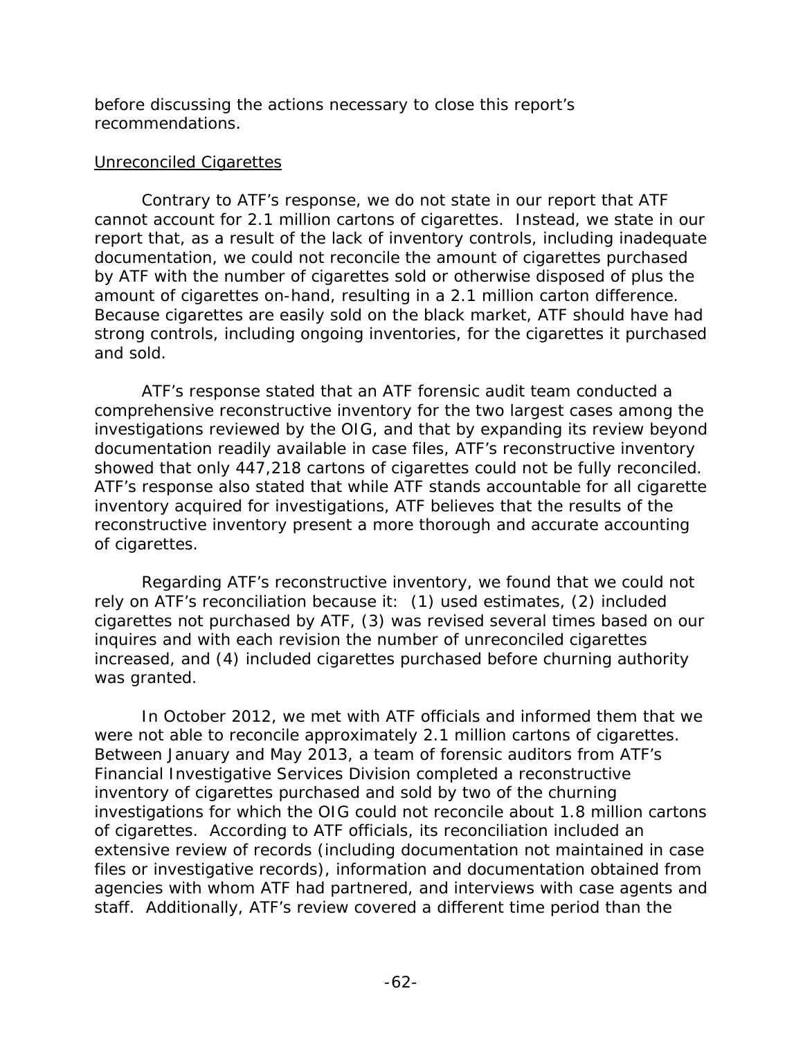before discussing the actions necessary to close this report's recommendations.

Unreconciled Cigarettes

Contrary to ATF's response, we do not state in our report that ATF cannot account for 2.1 million cartons of cigarettes. Instead, we state in our report that, as a result of the lack of inventory controls, including inadequate documentation, we could not reconcile the amount of cigarettes purchased by ATF with the number of cigarettes sold or otherwise disposed of plus the amount of cigarettes on-hand, resulting in a 2.1 million carton difference. Because cigarettes are easily sold on the black market, ATF should have had strong controls, including ongoing inventories, for the cigarettes it purchased and sold.

ATF's response stated that an ATF forensic audit team conducted a comprehensive reconstructive inventory for the two largest cases among the investigations reviewed by the OIG, and that by expanding its review beyond documentation readily available in case files, ATF's reconstructive inventory showed that only 447,218 cartons of cigarettes could not be fully reconciled. ATF's response also stated that while ATF stands accountable for all cigarette inventory acquired for investigations, ATF believes that the results of the reconstructive inventory present a more thorough and accurate accounting of cigarettes.

Regarding ATF's reconstructive inventory, we found that we could not rely on ATF's reconciliation because it: (1) used estimates, (2) included cigarettes not purchased by ATF, (3) was revised several times based on our inquires and with each revision the number of unreconciled cigarettes increased, and (4) included cigarettes purchased before churning authority was granted.

In October 2012, we met with ATF officials and informed them that we were not able to reconcile approximately 2.1 million cartons of cigarettes. Between January and May 2013, a team of forensic auditors from ATF's Financial Investigative Services Division completed a reconstructive inventory of cigarettes purchased and sold by two of the churning investigations for which the OIG could not reconcile about 1.8 million cartons of cigarettes. According to ATF officials, its reconciliation included an extensive review of records (including documentation not maintained in case files or investigative records), information and documentation obtained from agencies with whom ATF had partnered, and interviews with case agents and staff. Additionally, ATF's review covered a different time period than the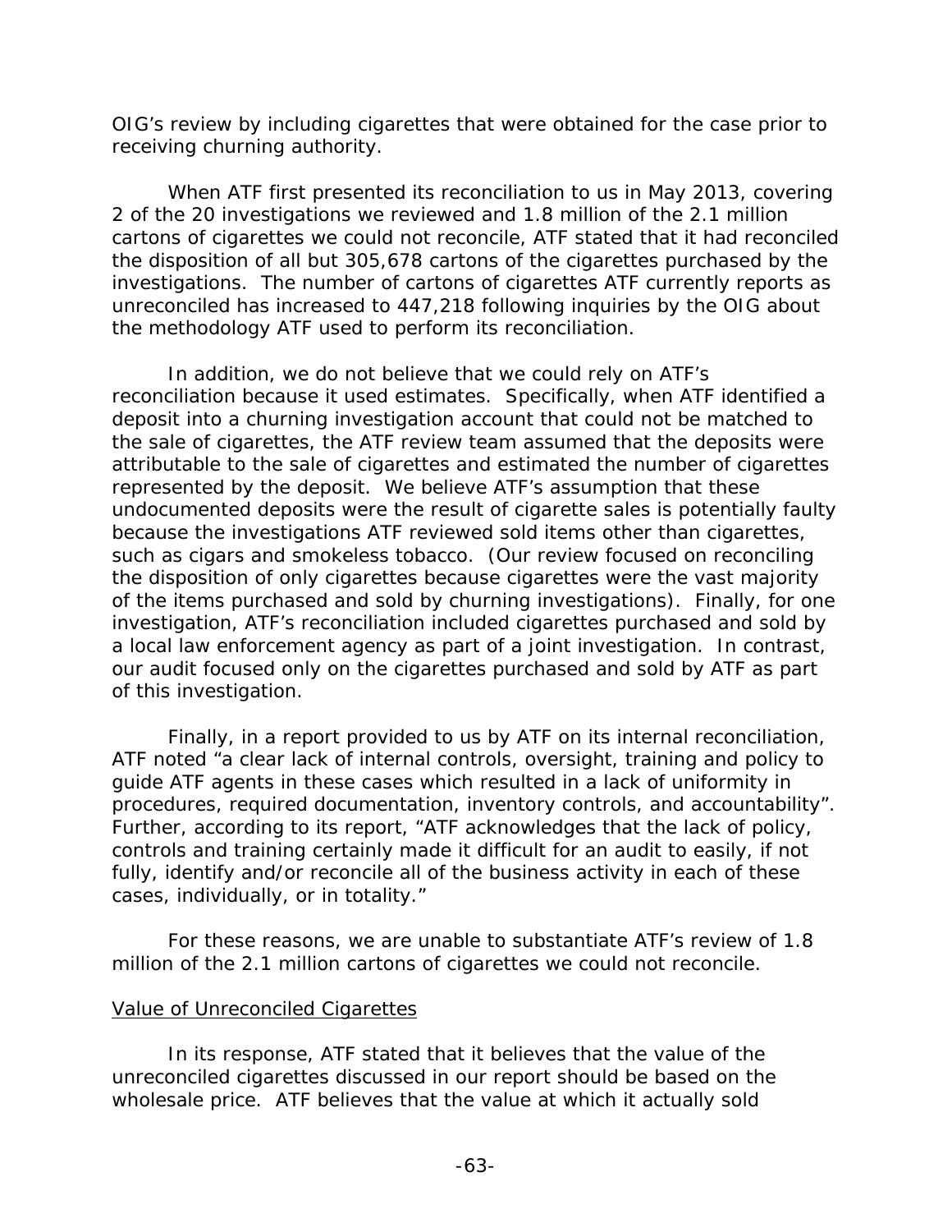OIG's review by including cigarettes that were obtained for the case prior to receiving churning authority.

When ATF first presented its reconciliation to us in May 2013, covering 2 of the 20 investigations we reviewed and 1.8 million of the 2.1 million cartons of cigarettes we could not reconcile, ATF stated that it had reconciled the disposition of all but 305,678 cartons of the cigarettes purchased by the investigations. The number of cartons of cigarettes ATF currently reports as unreconciled has increased to 447,218 following inquiries by the OIG about the methodology ATF used to perform its reconciliation.

In addition, we do not believe that we could rely on ATF's reconciliation because it used estimates. Specifically, when ATF identified a deposit into a churning investigation account that could not be matched to the sale of cigarettes, the ATF review team assumed that the deposits were attributable to the sale of cigarettes and estimated the number of cigarettes represented by the deposit. We believe ATF's assumption that these undocumented deposits were the result of cigarette sales is potentially faulty because the investigations ATF reviewed sold items other than cigarettes, such as cigars and smokeless tobacco. (Our review focused on reconciling the disposition of only cigarettes because cigarettes were the vast majority of the items purchased and sold by churning investigations). Finally, for one investigation, ATF's reconciliation included cigarettes purchased and sold by a local law enforcement agency as part of a joint investigation. In contrast, our audit focused only on the cigarettes purchased and sold by ATF as part of this investigation.

Finally, in a report provided to us by ATF on its internal reconciliation, ATF noted "a clear lack of internal controls, oversight, training and policy to guide ATF agents in these cases which resulted in a lack of uniformity in procedures, required documentation, inventory controls, and accountability". Further, according to its report, "ATF acknowledges that the lack of policy, controls and training certainly made it difficult for an audit to easily, if not fully, identify and/or reconcile all of the business activity in each of these cases, individually, or in totality."

For these reasons, we are unable to substantiate ATF's review of 1.8 million of the 2.1 million cartons of cigarettes we could not reconcile.

Value of Unreconciled Cigarettes

In its response, ATF stated that it believes that the value of the unreconciled cigarettes discussed in our report should be based on the wholesale price. ATF believes that the value at which it actually sold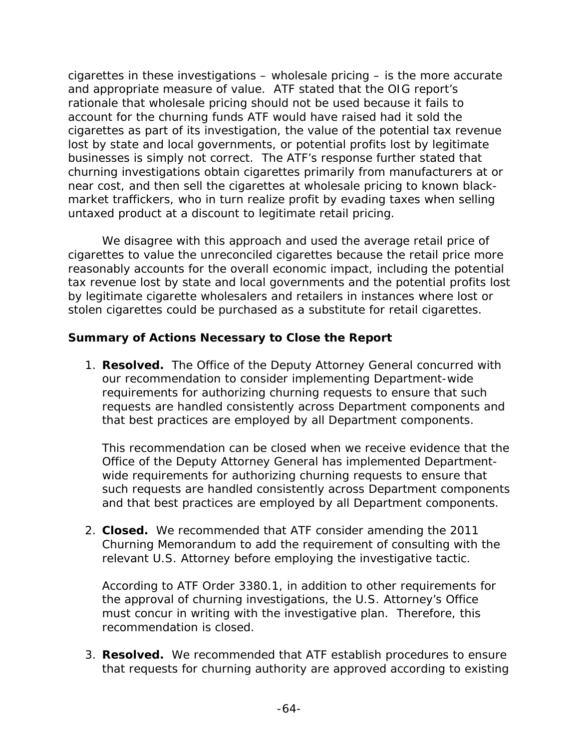cigarettes in these investigations – wholesale pricing – is the more accurate and appropriate measure of value. ATF stated that the OIG report's rationale that wholesale pricing should not be used because it fails to account for the churning funds ATF would have raised had it sold the cigarettes as part of its investigation, the value of the potential tax revenue lost by state and local governments, or potential profits lost by legitimate businesses is simply not correct. The ATF's response further stated that churning investigations obtain cigarettes primarily from manufacturers at or near cost, and then sell the cigarettes at wholesale pricing to known black-market traffickers, who in turn realize profit by evading taxes when selling untaxed product at a discount to legitimate retail pricing.

We disagree with this approach and used the average retail price of cigarettes to value the unreconciled cigarettes because the retail price more reasonably accounts for the overall economic impact, including the potential tax revenue lost by state and local governments and the potential profits lost by legitimate cigarette wholesalers and retailers in instances where lost or stolen cigarettes could be purchased as a substitute for retail cigarettes.

**Summary of Actions Necessary to Close the Report**

1. **Resolved.** The Office of the Deputy Attorney General concurred with our recommendation to consider implementing Department-wide requirements for authorizing churning requests to ensure that such requests are handled consistently across Department components and that best practices are employed by all Department components.

   This recommendation can be closed when we receive evidence that the Office of the Deputy Attorney General has implemented Department-wide requirements for authorizing churning requests to ensure that such requests are handled consistently across Department components and that best practices are employed by all Department components.

2. **Closed.** We recommended that ATF consider amending the 2011 Churning Memorandum to add the requirement of consulting with the relevant U.S. Attorney before employing the investigative tactic.

   According to ATF Order 3380.1, in addition to other requirements for the approval of churning investigations, the U.S. Attorney's Office must concur in writing with the investigative plan. Therefore, this recommendation is closed.

3. **Resolved.** We recommended that ATF establish procedures to ensure that requests for churning authority are approved according to existing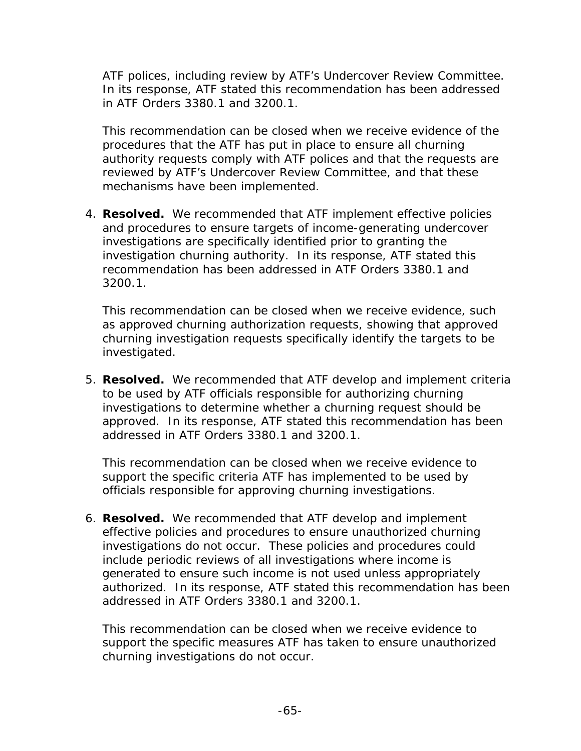ATF polices, including review by ATF's Undercover Review Committee. In its response, ATF stated this recommendation has been addressed in ATF Orders 3380.1 and 3200.1.

This recommendation can be closed when we receive evidence of the procedures that the ATF has put in place to ensure all churning authority requests comply with ATF polices and that the requests are reviewed by ATF's Undercover Review Committee, and that these mechanisms have been implemented.

4. **Resolved.** We recommended that ATF implement effective policies and procedures to ensure targets of income-generating undercover investigations are specifically identified prior to granting the investigation churning authority. In its response, ATF stated this recommendation has been addressed in ATF Orders 3380.1 and 3200.1.

   This recommendation can be closed when we receive evidence, such as approved churning authorization requests, showing that approved churning investigation requests specifically identify the targets to be investigated.

5. **Resolved.** We recommended that ATF develop and implement criteria to be used by ATF officials responsible for authorizing churning investigations to determine whether a churning request should be approved. In its response, ATF stated this recommendation has been addressed in ATF Orders 3380.1 and 3200.1.

   This recommendation can be closed when we receive evidence to support the specific criteria ATF has implemented to be used by officials responsible for approving churning investigations.

6. **Resolved.** We recommended that ATF develop and implement effective policies and procedures to ensure unauthorized churning investigations do not occur. These policies and procedures could include periodic reviews of all investigations where income is generated to ensure such income is not used unless appropriately authorized. In its response, ATF stated this recommendation has been addressed in ATF Orders 3380.1 and 3200.1.

   This recommendation can be closed when we receive evidence to support the specific measures ATF has taken to ensure unauthorized churning investigations do not occur.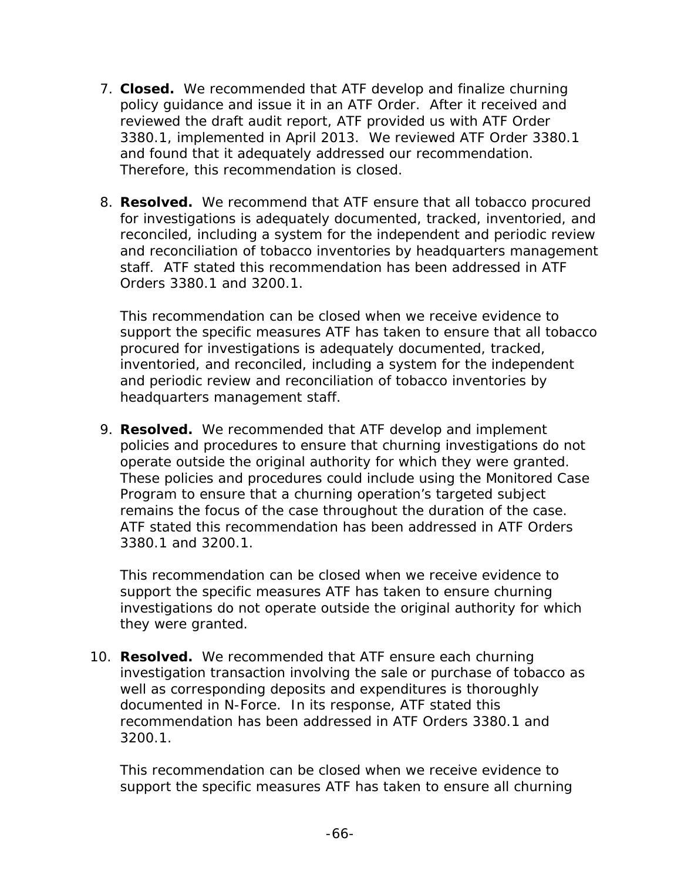7. **Closed.** We recommended that ATF develop and finalize churning policy guidance and issue it in an ATF Order. After it received and reviewed the draft audit report, ATF provided us with ATF Order 3380.1, implemented in April 2013. We reviewed ATF Order 3380.1 and found that it adequately addressed our recommendation. Therefore, this recommendation is closed.

8. **Resolved.** We recommend that ATF ensure that all tobacco procured for investigations is adequately documented, tracked, inventoried, and reconciled, including a system for the independent and periodic review and reconciliation of tobacco inventories by headquarters management staff. ATF stated this recommendation has been addressed in ATF Orders 3380.1 and 3200.1.

   This recommendation can be closed when we receive evidence to support the specific measures ATF has taken to ensure that all tobacco procured for investigations is adequately documented, tracked, inventoried, and reconciled, including a system for the independent and periodic review and reconciliation of tobacco inventories by headquarters management staff.

9. **Resolved.** We recommended that ATF develop and implement policies and procedures to ensure that churning investigations do not operate outside the original authority for which they were granted. These policies and procedures could include using the Monitored Case Program to ensure that a churning operation's targeted subject remains the focus of the case throughout the duration of the case. ATF stated this recommendation has been addressed in ATF Orders 3380.1 and 3200.1.

   This recommendation can be closed when we receive evidence to support the specific measures ATF has taken to ensure churning investigations do not operate outside the original authority for which they were granted.

10. **Resolved.** We recommended that ATF ensure each churning investigation transaction involving the sale or purchase of tobacco as well as corresponding deposits and expenditures is thoroughly documented in N-Force. In its response, ATF stated this recommendation has been addressed in ATF Orders 3380.1 and 3200.1.

    This recommendation can be closed when we receive evidence to support the specific measures ATF has taken to ensure all churning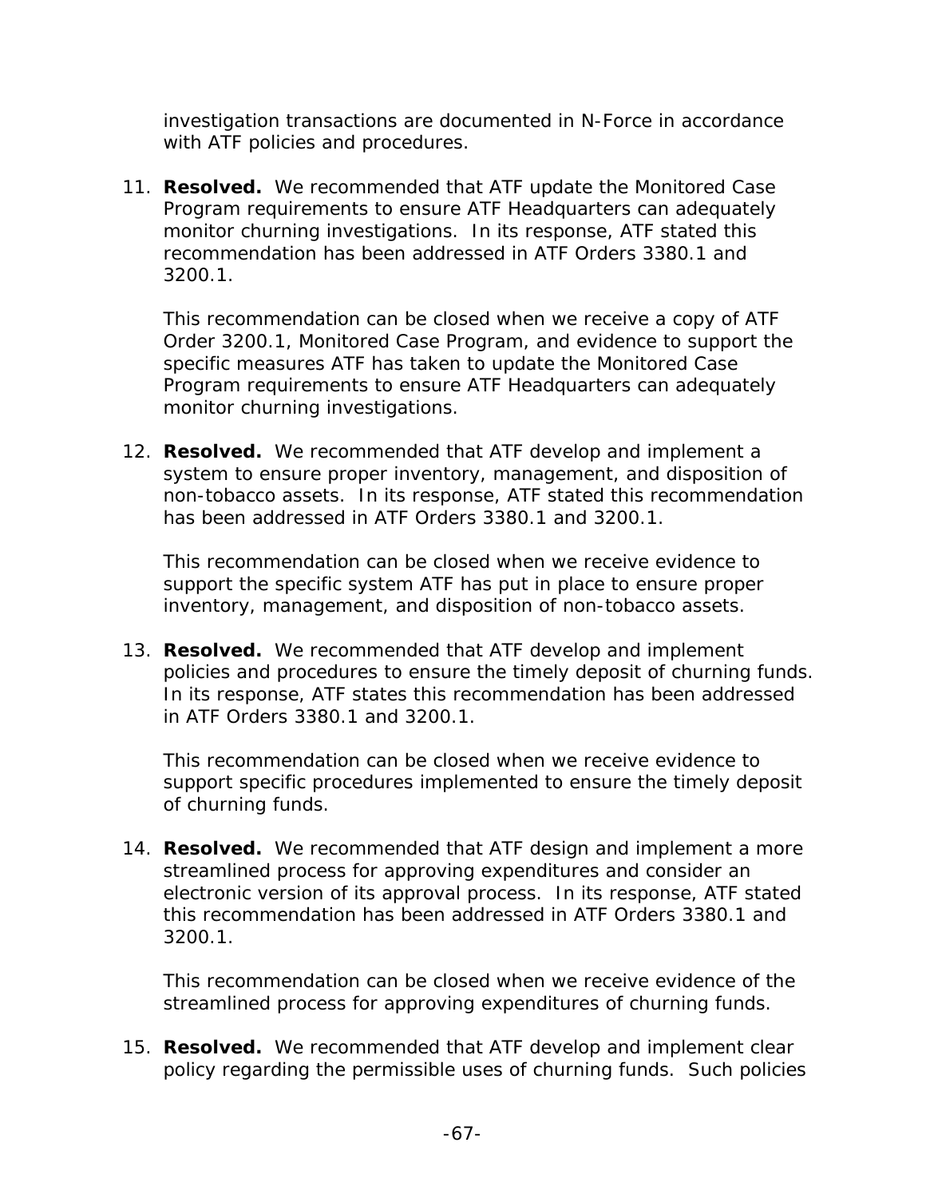investigation transactions are documented in N-Force in accordance with ATF policies and procedures.

11. **Resolved.** We recommended that ATF update the Monitored Case Program requirements to ensure ATF Headquarters can adequately monitor churning investigations. In its response, ATF stated this recommendation has been addressed in ATF Orders 3380.1 and 3200.1.

    This recommendation can be closed when we receive a copy of ATF Order 3200.1, Monitored Case Program, and evidence to support the specific measures ATF has taken to update the Monitored Case Program requirements to ensure ATF Headquarters can adequately monitor churning investigations.

12. **Resolved.** We recommended that ATF develop and implement a system to ensure proper inventory, management, and disposition of non-tobacco assets. In its response, ATF stated this recommendation has been addressed in ATF Orders 3380.1 and 3200.1.

    This recommendation can be closed when we receive evidence to support the specific system ATF has put in place to ensure proper inventory, management, and disposition of non-tobacco assets.

13. **Resolved.** We recommended that ATF develop and implement policies and procedures to ensure the timely deposit of churning funds. In its response, ATF states this recommendation has been addressed in ATF Orders 3380.1 and 3200.1.

    This recommendation can be closed when we receive evidence to support specific procedures implemented to ensure the timely deposit of churning funds.

14. **Resolved.** We recommended that ATF design and implement a more streamlined process for approving expenditures and consider an electronic version of its approval process. In its response, ATF stated this recommendation has been addressed in ATF Orders 3380.1 and 3200.1.

    This recommendation can be closed when we receive evidence of the streamlined process for approving expenditures of churning funds.

15. **Resolved.** We recommended that ATF develop and implement clear policy regarding the permissible uses of churning funds. Such policies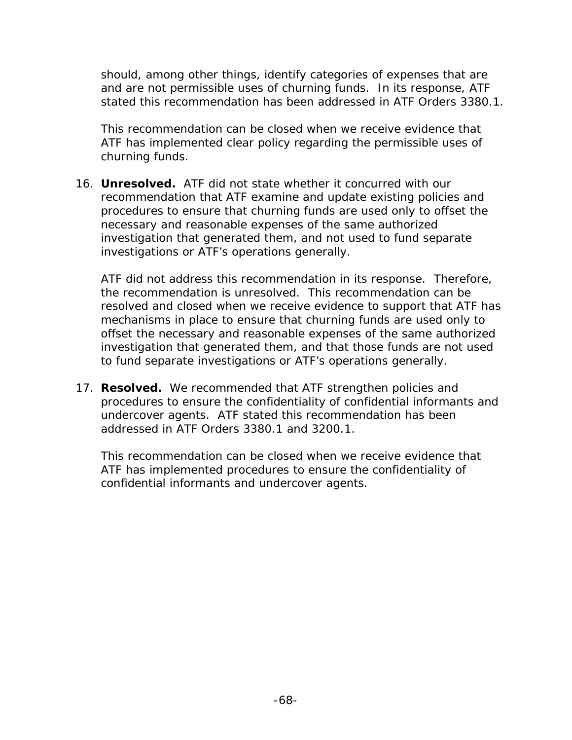should, among other things, identify categories of expenses that are and are not permissible uses of churning funds. In its response, ATF stated this recommendation has been addressed in ATF Orders 3380.1.

This recommendation can be closed when we receive evidence that ATF has implemented clear policy regarding the permissible uses of churning funds.

16. **Unresolved.** ATF did not state whether it concurred with our recommendation that ATF examine and update existing policies and procedures to ensure that churning funds are used only to offset the necessary and reasonable expenses of the same authorized investigation that generated them, and not used to fund separate investigations or ATF's operations generally.

    ATF did not address this recommendation in its response. Therefore, the recommendation is unresolved. This recommendation can be resolved and closed when we receive evidence to support that ATF has mechanisms in place to ensure that churning funds are used only to offset the necessary and reasonable expenses of the same authorized investigation that generated them, and that those funds are not used to fund separate investigations or ATF's operations generally.

17. **Resolved.** We recommended that ATF strengthen policies and procedures to ensure the confidentiality of confidential informants and undercover agents. ATF stated this recommendation has been addressed in ATF Orders 3380.1 and 3200.1.

    This recommendation can be closed when we receive evidence that ATF has implemented procedures to ensure the confidentiality of confidential informants and undercover agents.